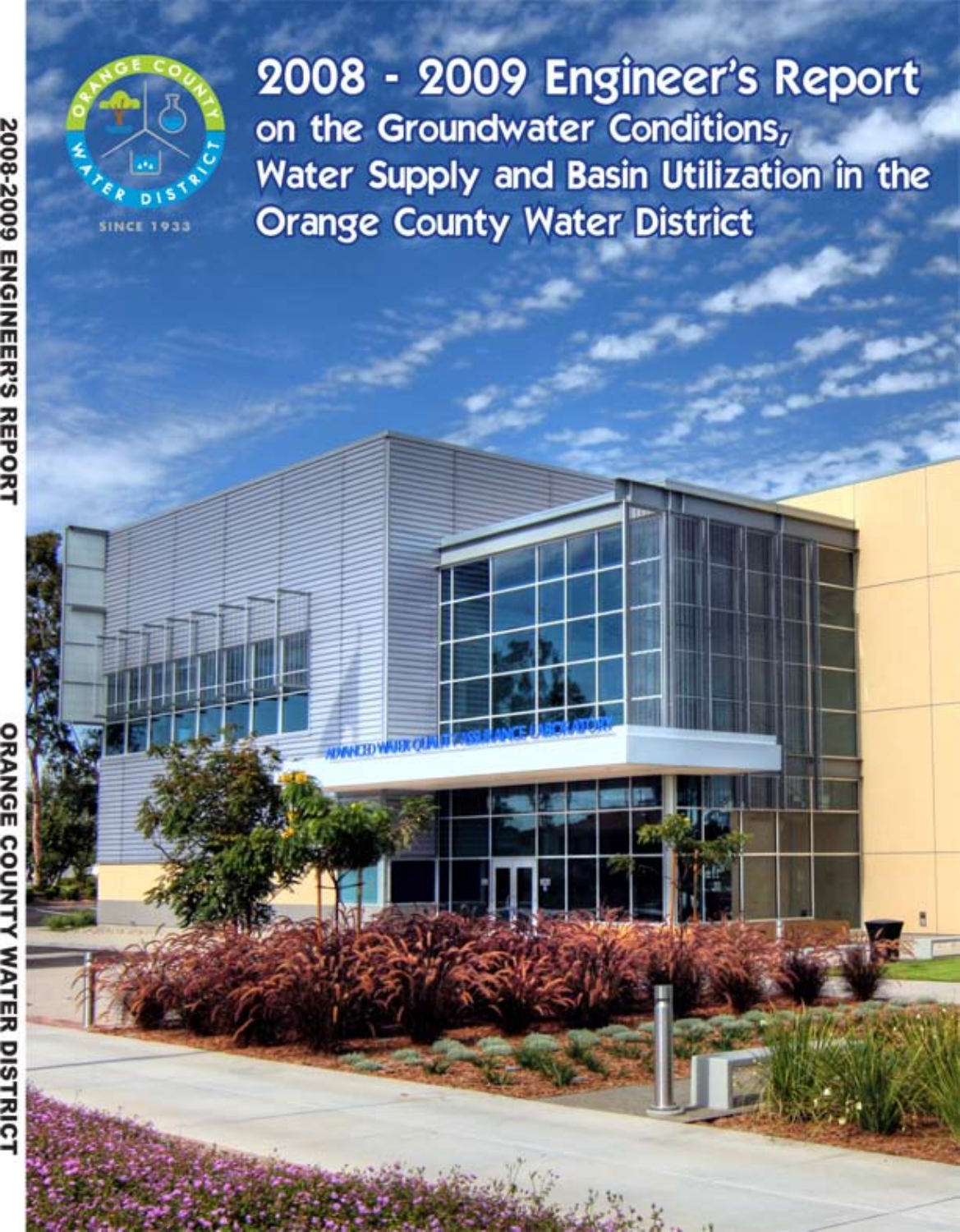# 2008 - 2009 Engineer's Report on the Groundwater Conditions, Water Supply and Basin Utilization in the Orange County Water District

ORANGE COUNTY WATER DISTRICT

SINCE 1933

2008-2009 ENGINEER'S REPORT ORANGE COUNTY WATER DISTRICT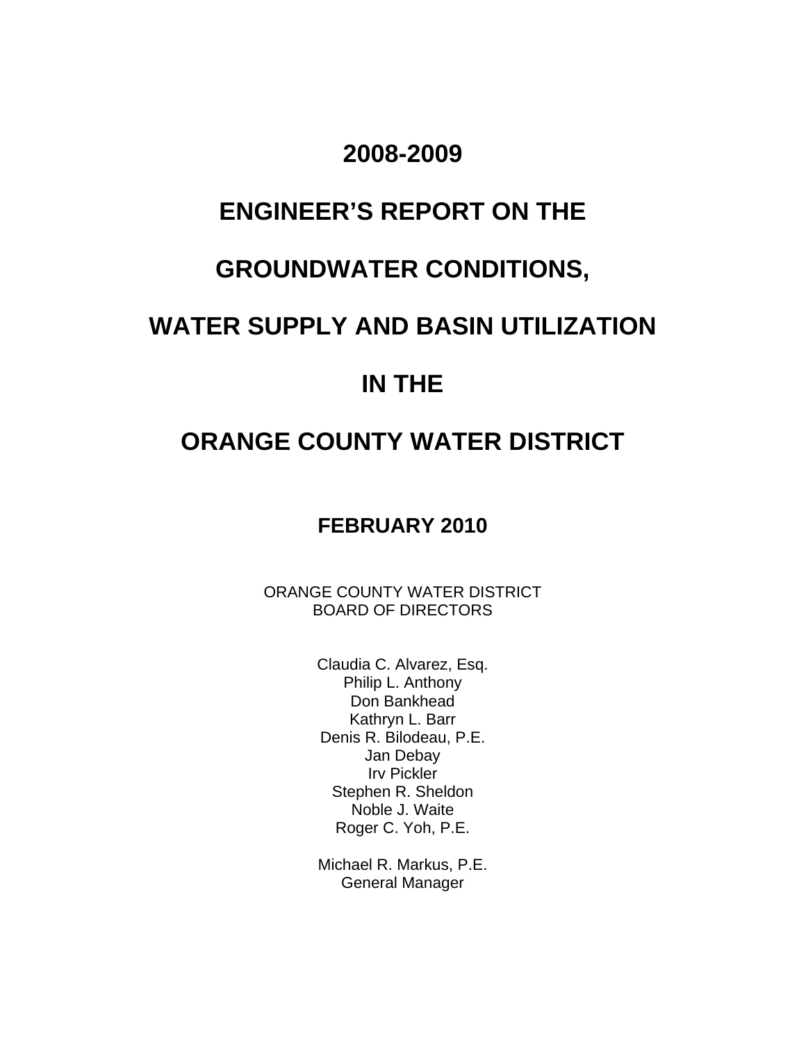# 2008-2009

# ENGINEER'S REPORT ON THE

# GROUNDWATER CONDITIONS,

# WATER SUPPLY AND BASIN UTILIZATION

# IN THE

# ORANGE COUNTY WATER DISTRICT

## FEBRUARY 2010

ORANGE COUNTY WATER DISTRICT
BOARD OF DIRECTORS

Claudia C. Alvarez, Esq.
Philip L. Anthony
Don Bankhead
Kathryn L. Barr
Denis R. Bilodeau, P.E.
Jan Debay
Irv Pickler
Stephen R. Sheldon
Noble J. Waite
Roger C. Yoh, P.E.

Michael R. Markus, P.E.
General Manager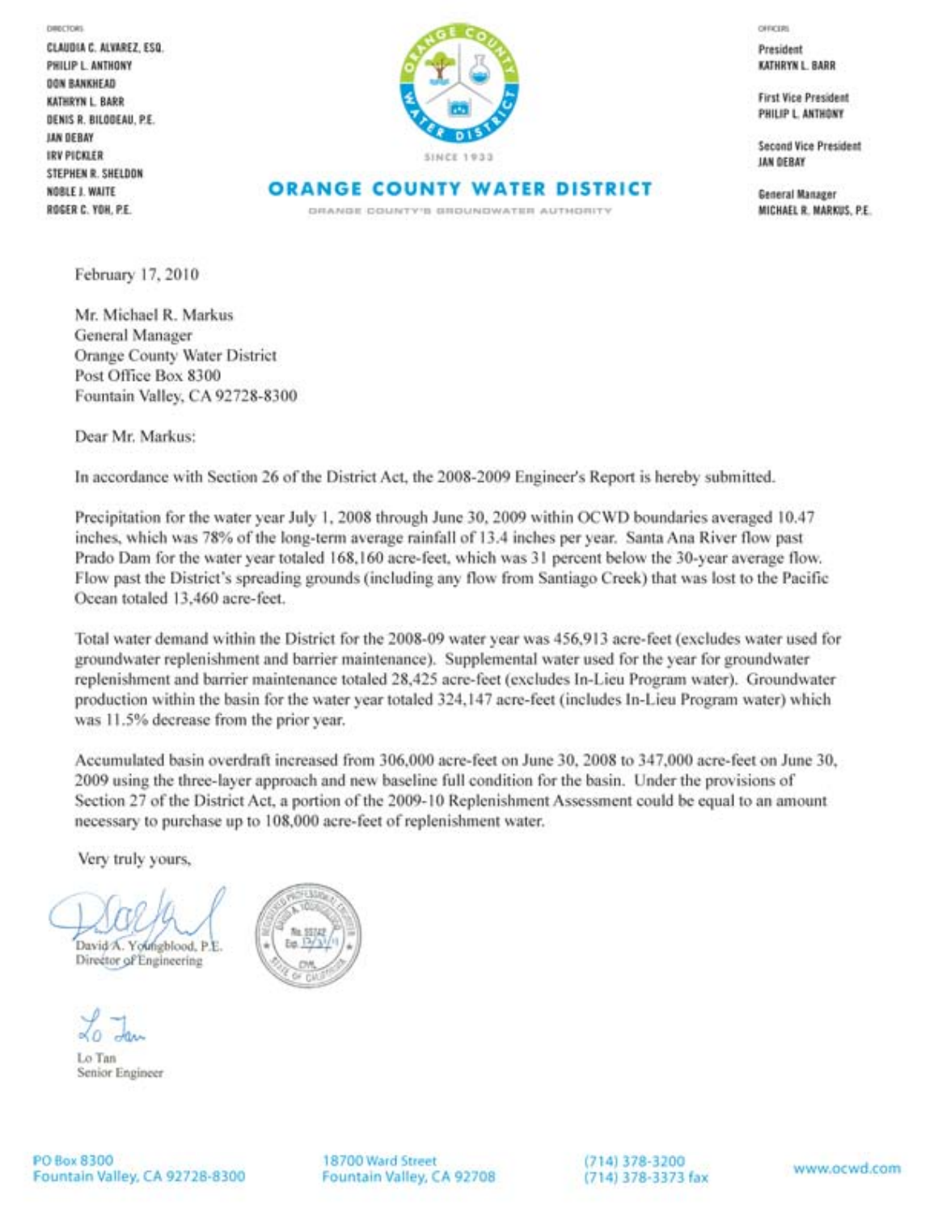DIRECTORS

CLAUDIA C. ALVAREZ, ESQ.
PHILIP L. ANTHONY
DON BANKHEAD
KATHRYN L. BARR
DENIS R. BILODEAU, P.E.
JAN DEBAY
IRV PICKLER
STEPHEN R. SHELDON
NOBLE J. WAITE
ROGER C. YOH, P.E.

SINCE 1933

# ORANGE COUNTY WATER DISTRICT

ORANGE COUNTY'S GROUNDWATER AUTHORITY

OFFICERS

President
KATHRYN L. BARR

First Vice President
PHILIP L. ANTHONY

Second Vice President
JAN DEBAY

General Manager
MICHAEL R. MARKUS, P.E.

February 17, 2010

Mr. Michael R. Markus
General Manager
Orange County Water District
Post Office Box 8300
Fountain Valley, CA 92728-8300

Dear Mr. Markus:

In accordance with Section 26 of the District Act, the 2008-2009 Engineer's Report is hereby submitted.

Precipitation for the water year July 1, 2008 through June 30, 2009 within OCWD boundaries averaged 10.47 inches, which was 78% of the long-term average rainfall of 13.4 inches per year. Santa Ana River flow past Prado Dam for the water year totaled 168,160 acre-feet, which was 31 percent below the 30-year average flow. Flow past the District's spreading grounds (including any flow from Santiago Creek) that was lost to the Pacific Ocean totaled 13,460 acre-feet.

Total water demand within the District for the 2008-09 water year was 456,913 acre-feet (excludes water used for groundwater replenishment and barrier maintenance). Supplemental water used for the year for groundwater replenishment and barrier maintenance totaled 28,425 acre-feet (excludes In-Lieu Program water). Groundwater production within the basin for the water year totaled 324,147 acre-feet (includes In-Lieu Program water) which was 11.5% decrease from the prior year.

Accumulated basin overdraft increased from 306,000 acre-feet on June 30, 2008 to 347,000 acre-feet on June 30, 2009 using the three-layer approach and new baseline full condition for the basin. Under the provisions of Section 27 of the District Act, a portion of the 2009-10 Replenishment Assessment could be equal to an amount necessary to purchase up to 108,000 acre-feet of replenishment water.

Very truly yours,

David A. Youngblood, P.E.
Director of Engineering

Lo Tan
Senior Engineer

PO Box 8300
Fountain Valley, CA 92728-8300

18700 Ward Street
Fountain Valley, CA 92708

(714) 378-3200
(714) 378-3373 fax

www.ocwd.com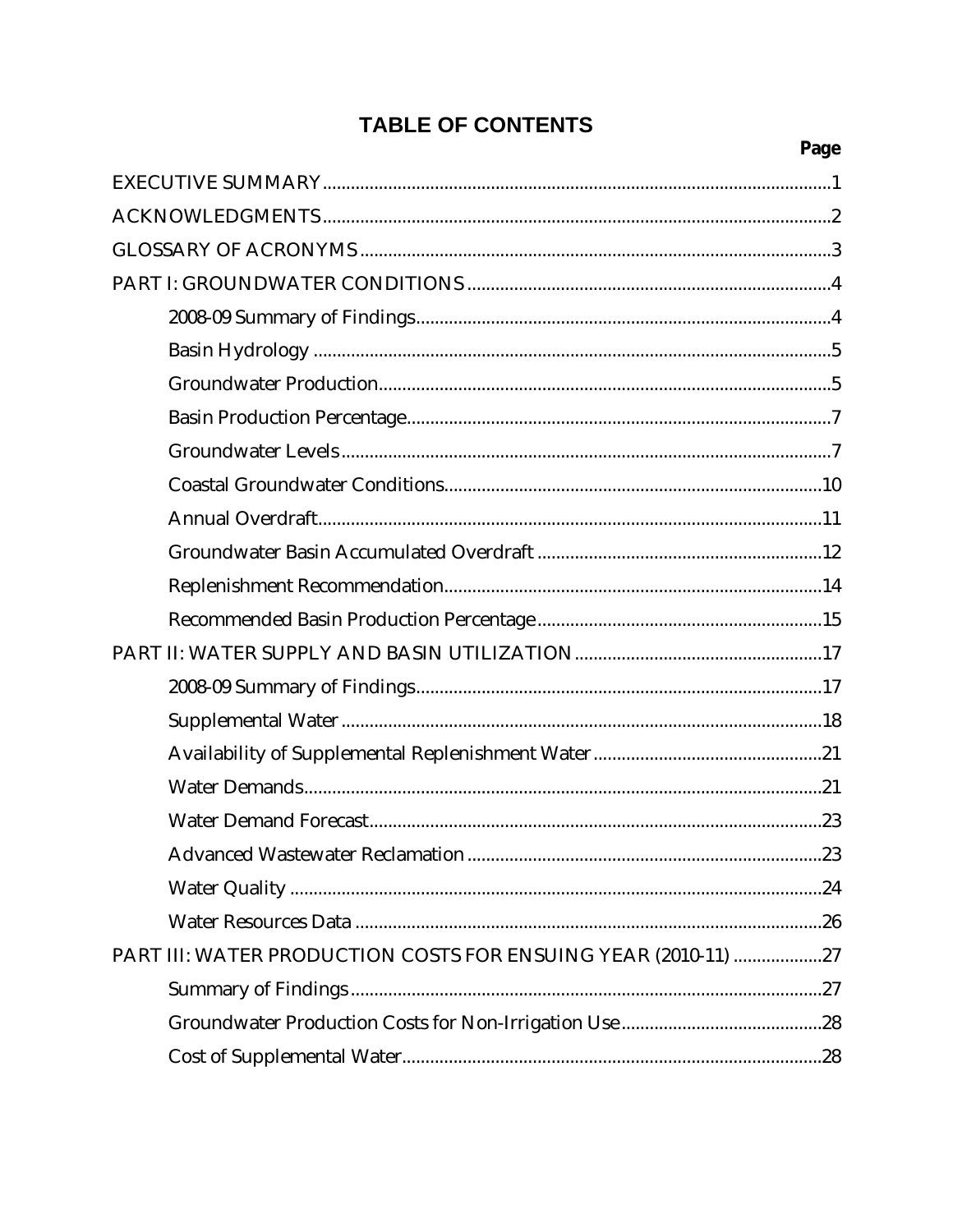# TABLE OF CONTENTS

| | Page |
|---|---|
| EXECUTIVE SUMMARY | 1 |
| ACKNOWLEDGMENTS | 2 |
| GLOSSARY OF ACRONYMS | 3 |
| PART I: GROUNDWATER CONDITIONS | 4 |
| 2008-09 Summary of Findings | 4 |
| Basin Hydrology | 5 |
| Groundwater Production | 5 |
| Basin Production Percentage | 7 |
| Groundwater Levels | 7 |
| Coastal Groundwater Conditions | 10 |
| Annual Overdraft | 11 |
| Groundwater Basin Accumulated Overdraft | 12 |
| Replenishment Recommendation | 14 |
| Recommended Basin Production Percentage | 15 |
| PART II: WATER SUPPLY AND BASIN UTILIZATION | 17 |
| 2008-09 Summary of Findings | 17 |
| Supplemental Water | 18 |
| Availability of Supplemental Replenishment Water | 21 |
| Water Demands | 21 |
| Water Demand Forecast | 23 |
| Advanced Wastewater Reclamation | 23 |
| Water Quality | 24 |
| Water Resources Data | 26 |
| PART III: WATER PRODUCTION COSTS FOR ENSUING YEAR (2010-11) | 27 |
| Summary of Findings | 27 |
| Groundwater Production Costs for Non-Irrigation Use | 28 |
| Cost of Supplemental Water | 28 |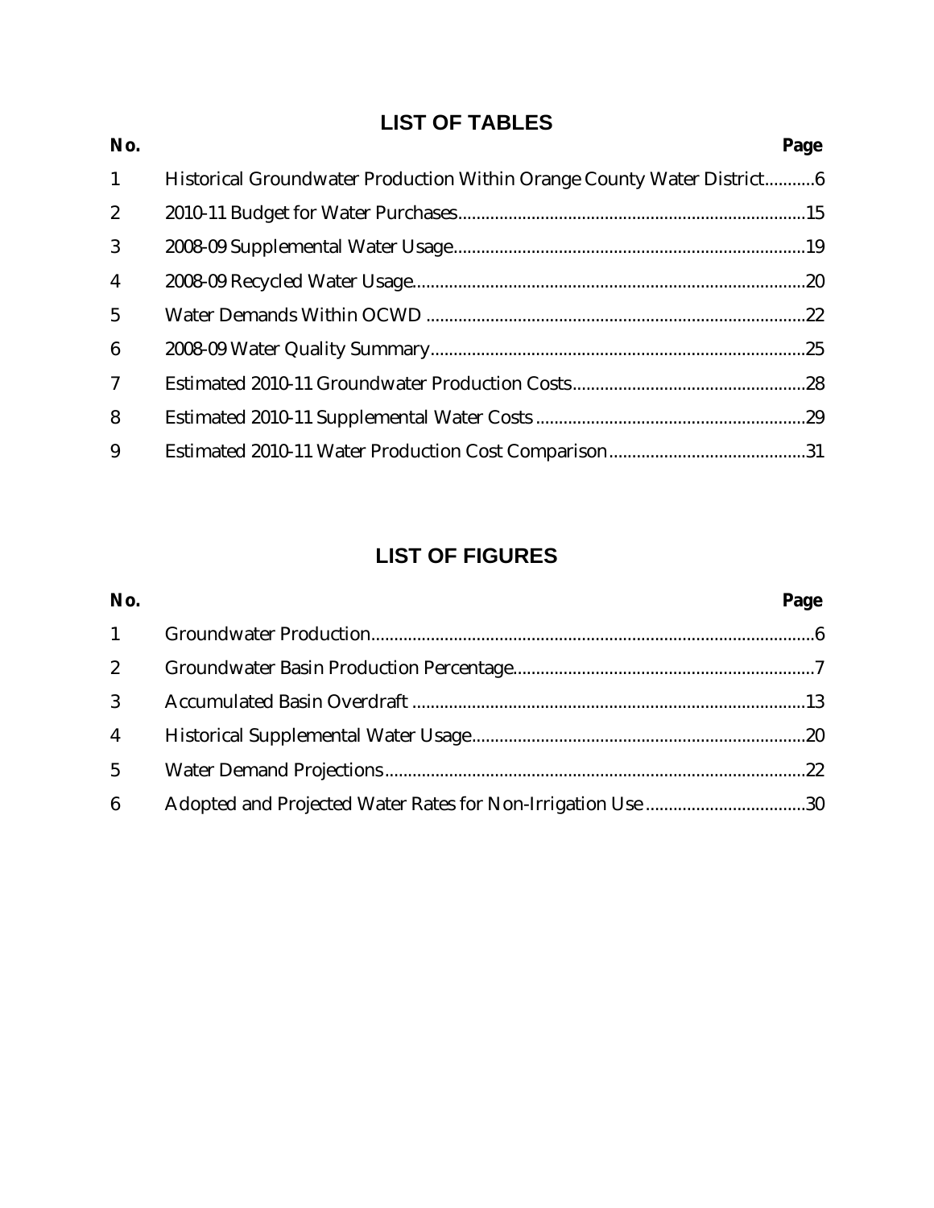## LIST OF TABLES

| No. | | Page |
|---|---|---|
| 1 | Historical Groundwater Production Within Orange County Water District | 6 |
| 2 | 2010-11 Budget for Water Purchases | 15 |
| 3 | 2008-09 Supplemental Water Usage | 19 |
| 4 | 2008-09 Recycled Water Usage | 20 |
| 5 | Water Demands Within OCWD | 22 |
| 6 | 2008-09 Water Quality Summary | 25 |
| 7 | Estimated 2010-11 Groundwater Production Costs | 28 |
| 8 | Estimated 2010-11 Supplemental Water Costs | 29 |
| 9 | Estimated 2010-11 Water Production Cost Comparison | 31 |

## LIST OF FIGURES

| No. | | Page |
|---|---|---|
| 1 | Groundwater Production | 6 |
| 2 | Groundwater Basin Production Percentage | 7 |
| 3 | Accumulated Basin Overdraft | 13 |
| 4 | Historical Supplemental Water Usage | 20 |
| 5 | Water Demand Projections | 22 |
| 6 | Adopted and Projected Water Rates for Non-Irrigation Use | 30 |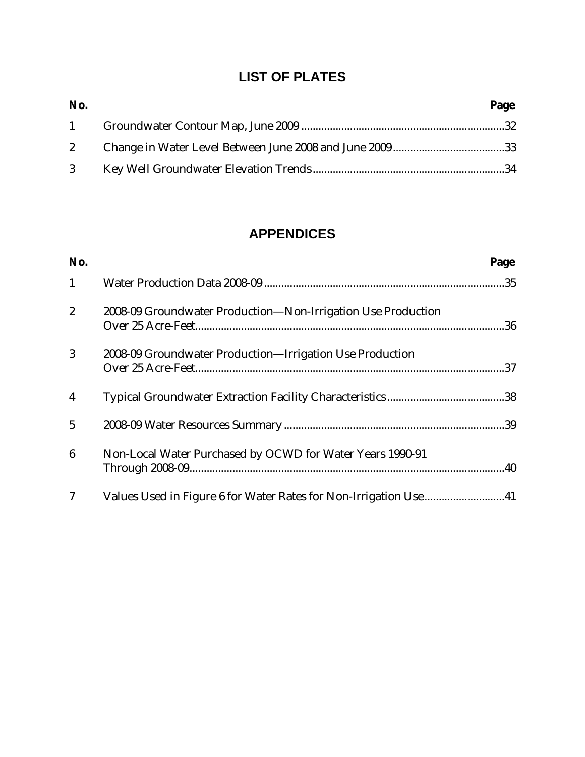## LIST OF PLATES

| No. | | Page |
|---|---|---|
| 1 | Groundwater Contour Map, June 2009 | 32 |
| 2 | Change in Water Level Between June 2008 and June 2009 | 33 |
| 3 | Key Well Groundwater Elevation Trends | 34 |

## APPENDICES

| No. | | Page |
|---|---|---|
| 1 | Water Production Data 2008-09 | 35 |
| 2 | 2008-09 Groundwater Production—Non-Irrigation Use Production Over 25 Acre-Feet | 36 |
| 3 | 2008-09 Groundwater Production—Irrigation Use Production Over 25 Acre-Feet | 37 |
| 4 | Typical Groundwater Extraction Facility Characteristics | 38 |
| 5 | 2008-09 Water Resources Summary | 39 |
| 6 | Non-Local Water Purchased by OCWD for Water Years 1990-91 Through 2008-09 | 40 |
| 7 | Values Used in Figure 6 for Water Rates for Non-Irrigation Use | 41 |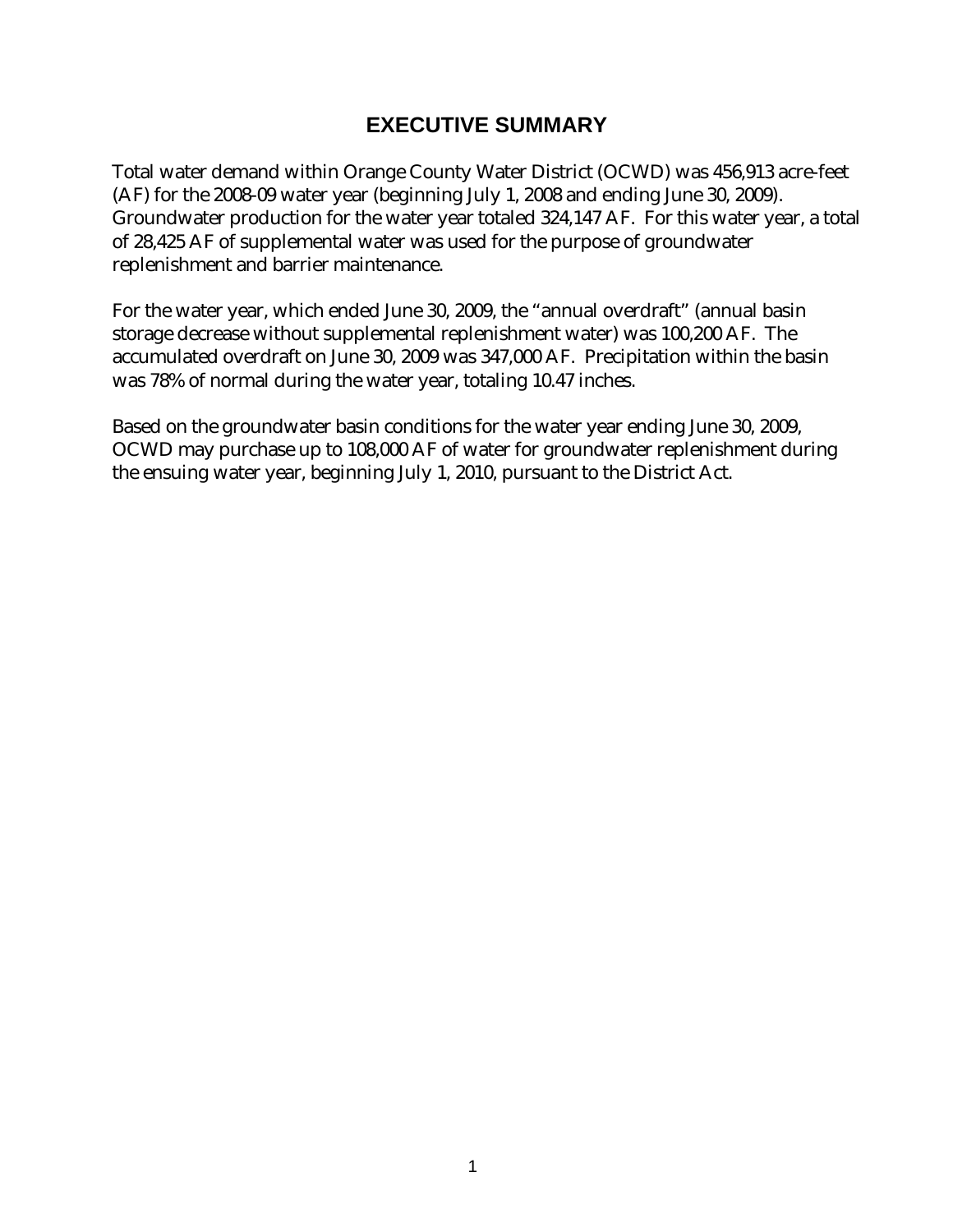# EXECUTIVE SUMMARY

Total water demand within Orange County Water District (OCWD) was 456,913 acre-feet (AF) for the 2008-09 water year (beginning July 1, 2008 and ending June 30, 2009). Groundwater production for the water year totaled 324,147 AF. For this water year, a total of 28,425 AF of supplemental water was used for the purpose of groundwater replenishment and barrier maintenance.

For the water year, which ended June 30, 2009, the "annual overdraft" (annual basin storage decrease without supplemental replenishment water) was 100,200 AF. The accumulated overdraft on June 30, 2009 was 347,000 AF. Precipitation within the basin was 78% of normal during the water year, totaling 10.47 inches.

Based on the groundwater basin conditions for the water year ending June 30, 2009, OCWD may purchase up to 108,000 AF of water for groundwater replenishment during the ensuing water year, beginning July 1, 2010, pursuant to the District Act.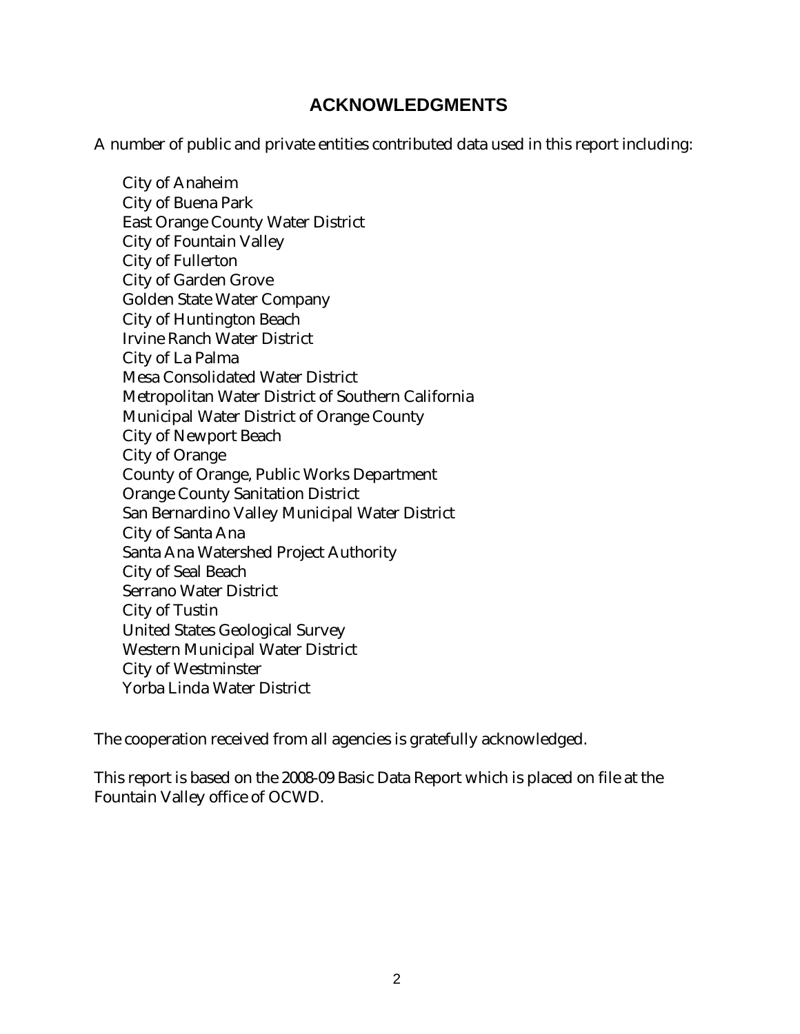## ACKNOWLEDGMENTS

A number of public and private entities contributed data used in this report including:

- City of Anaheim
- City of Buena Park
- East Orange County Water District
- City of Fountain Valley
- City of Fullerton
- City of Garden Grove
- Golden State Water Company
- City of Huntington Beach
- Irvine Ranch Water District
- City of La Palma
- Mesa Consolidated Water District
- Metropolitan Water District of Southern California
- Municipal Water District of Orange County
- City of Newport Beach
- City of Orange
- County of Orange, Public Works Department
- Orange County Sanitation District
- San Bernardino Valley Municipal Water District
- City of Santa Ana
- Santa Ana Watershed Project Authority
- City of Seal Beach
- Serrano Water District
- City of Tustin
- United States Geological Survey
- Western Municipal Water District
- City of Westminster
- Yorba Linda Water District

The cooperation received from all agencies is gratefully acknowledged.

This report is based on the 2008-09 Basic Data Report which is placed on file at the Fountain Valley office of OCWD.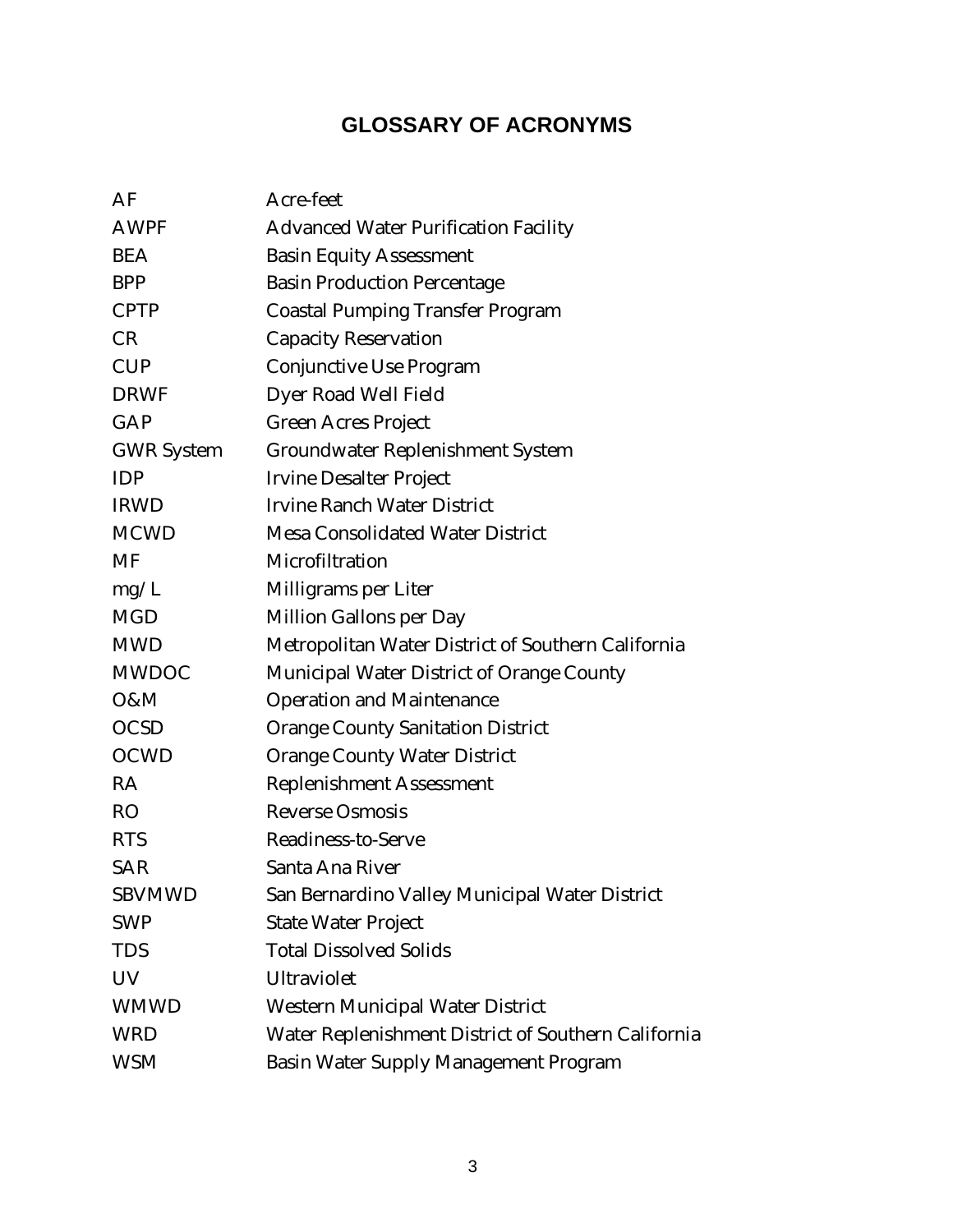# GLOSSARY OF ACRONYMS

| | |
|---|---|
| AF | Acre-feet |
| AWPF | Advanced Water Purification Facility |
| BEA | Basin Equity Assessment |
| BPP | Basin Production Percentage |
| CPTP | Coastal Pumping Transfer Program |
| CR | Capacity Reservation |
| CUP | Conjunctive Use Program |
| DRWF | Dyer Road Well Field |
| GAP | Green Acres Project |
| GWR System | Groundwater Replenishment System |
| IDP | Irvine Desalter Project |
| IRWD | Irvine Ranch Water District |
| MCWD | Mesa Consolidated Water District |
| MF | Microfiltration |
| mg/L | Milligrams per Liter |
| MGD | Million Gallons per Day |
| MWD | Metropolitan Water District of Southern California |
| MWDOC | Municipal Water District of Orange County |
| O&M | Operation and Maintenance |
| OCSD | Orange County Sanitation District |
| OCWD | Orange County Water District |
| RA | Replenishment Assessment |
| RO | Reverse Osmosis |
| RTS | Readiness-to-Serve |
| SAR | Santa Ana River |
| SBVMWD | San Bernardino Valley Municipal Water District |
| SWP | State Water Project |
| TDS | Total Dissolved Solids |
| UV | Ultraviolet |
| WMWD | Western Municipal Water District |
| WRD | Water Replenishment District of Southern California |
| WSM | Basin Water Supply Management Program |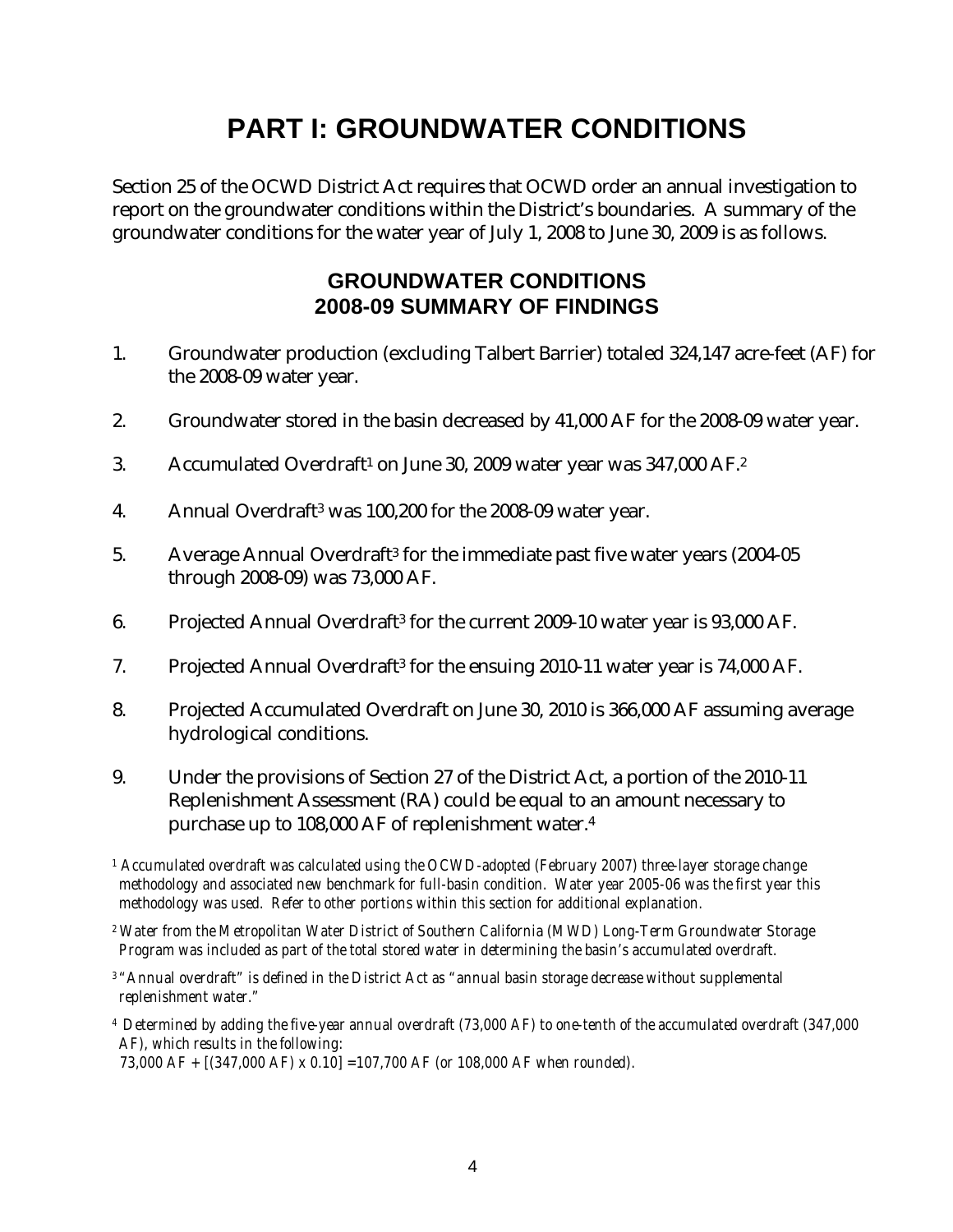# PART I: GROUNDWATER CONDITIONS

Section 25 of the OCWD District Act requires that OCWD order an annual investigation to report on the groundwater conditions within the District's boundaries. A summary of the groundwater conditions for the water year of July 1, 2008 to June 30, 2009 is as follows.

## GROUNDWATER CONDITIONS 2008-09 SUMMARY OF FINDINGS

1. Groundwater production (excluding Talbert Barrier) totaled 324,147 acre-feet (AF) for the 2008-09 water year.

2. Groundwater stored in the basin decreased by 41,000 AF for the 2008-09 water year.

3. Accumulated Overdraft[1] on June 30, 2009 water year was 347,000 AF.[2]

4. Annual Overdraft[3] was 100,200 for the 2008-09 water year.

5. Average Annual Overdraft[3] for the immediate past five water years (2004-05 through 2008-09) was 73,000 AF.

6. Projected Annual Overdraft[3] for the current 2009-10 water year is 93,000 AF.

7. Projected Annual Overdraft[3] for the ensuing 2010-11 water year is 74,000 AF.

8. Projected Accumulated Overdraft on June 30, 2010 is 366,000 AF assuming average hydrological conditions.

9. Under the provisions of Section 27 of the District Act, a portion of the 2010-11 Replenishment Assessment (RA) could be equal to an amount necessary to purchase up to 108,000 AF of replenishment water.[4]

[1] *Accumulated overdraft was calculated using the OCWD-adopted (February 2007) three-layer storage change methodology and associated new benchmark for full-basin condition. Water year 2005-06 was the first year this methodology was used. Refer to other portions within this section for additional explanation.*

[2] *Water from the Metropolitan Water District of Southern California (MWD) Long-Term Groundwater Storage Program was included as part of the total stored water in determining the basin's accumulated overdraft.*

[3] *"Annual overdraft" is defined in the District Act as "annual basin storage decrease without supplemental replenishment water."*

[4] *Determined by adding the five-year annual overdraft (73,000 AF) to one-tenth of the accumulated overdraft (347,000 AF), which results in the following:*
*73,000 AF + [(347,000 AF) x 0.10] =107,700 AF (or 108,000 AF when rounded).*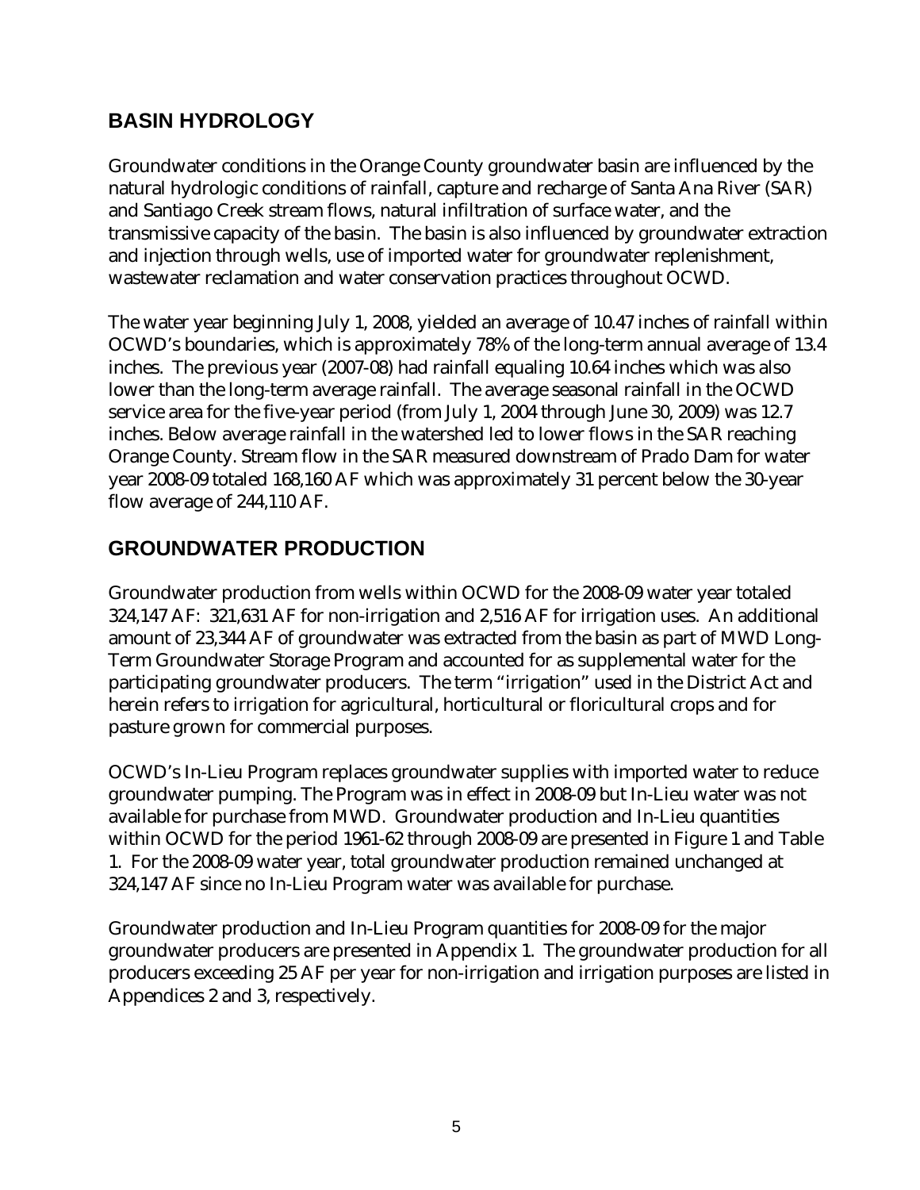## BASIN HYDROLOGY

Groundwater conditions in the Orange County groundwater basin are influenced by the natural hydrologic conditions of rainfall, capture and recharge of Santa Ana River (SAR) and Santiago Creek stream flows, natural infiltration of surface water, and the transmissive capacity of the basin. The basin is also influenced by groundwater extraction and injection through wells, use of imported water for groundwater replenishment, wastewater reclamation and water conservation practices throughout OCWD.

The water year beginning July 1, 2008, yielded an average of 10.47 inches of rainfall within OCWD's boundaries, which is approximately 78% of the long-term annual average of 13.4 inches. The previous year (2007-08) had rainfall equaling 10.64 inches which was also lower than the long-term average rainfall. The average seasonal rainfall in the OCWD service area for the five-year period (from July 1, 2004 through June 30, 2009) was 12.7 inches. Below average rainfall in the watershed led to lower flows in the SAR reaching Orange County. Stream flow in the SAR measured downstream of Prado Dam for water year 2008-09 totaled 168,160 AF which was approximately 31 percent below the 30-year flow average of 244,110 AF.

## GROUNDWATER PRODUCTION

Groundwater production from wells within OCWD for the 2008-09 water year totaled 324,147 AF: 321,631 AF for non-irrigation and 2,516 AF for irrigation uses. An additional amount of 23,344 AF of groundwater was extracted from the basin as part of MWD Long-Term Groundwater Storage Program and accounted for as supplemental water for the participating groundwater producers. The term "irrigation" used in the District Act and herein refers to irrigation for agricultural, horticultural or floricultural crops and for pasture grown for commercial purposes.

OCWD's In-Lieu Program replaces groundwater supplies with imported water to reduce groundwater pumping. The Program was in effect in 2008-09 but In-Lieu water was not available for purchase from MWD. Groundwater production and In-Lieu quantities within OCWD for the period 1961-62 through 2008-09 are presented in Figure 1 and Table 1. For the 2008-09 water year, total groundwater production remained unchanged at 324,147 AF since no In-Lieu Program water was available for purchase.

Groundwater production and In-Lieu Program quantities for 2008-09 for the major groundwater producers are presented in Appendix 1. The groundwater production for all producers exceeding 25 AF per year for non-irrigation and irrigation purposes are listed in Appendices 2 and 3, respectively.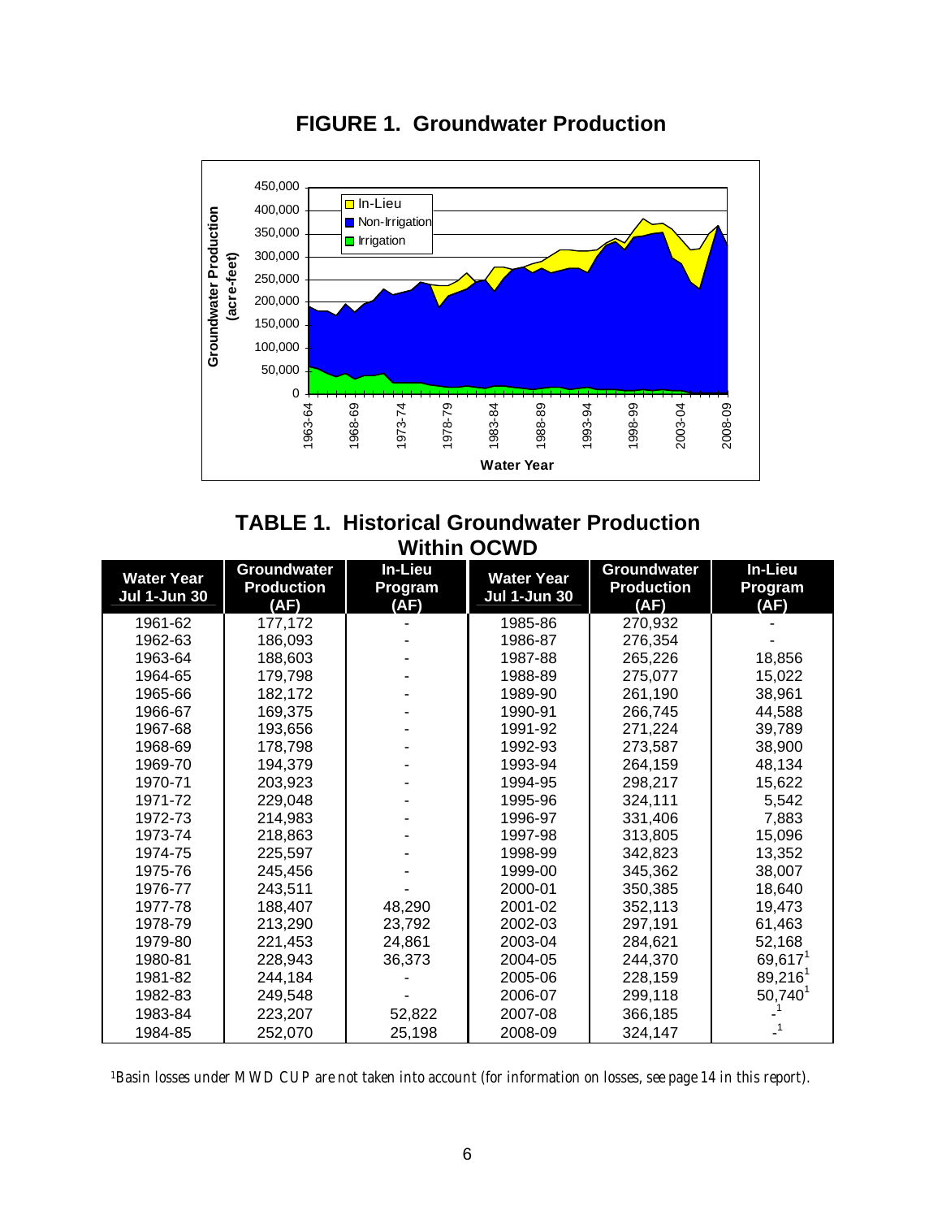## FIGURE 1. Groundwater Production

## TABLE 1. Historical Groundwater Production Within OCWD

| Water Year Jul 1-Jun 30 | Groundwater Production (AF) | In-Lieu Program (AF) | Water Year Jul 1-Jun 30 | Groundwater Production (AF) | In-Lieu Program (AF) |
|---|---|---|---|---|---|
| 1961-62 | 177,172 | - | 1985-86 | 270,932 | - |
| 1962-63 | 186,093 | - | 1986-87 | 276,354 | - |
| 1963-64 | 188,603 | - | 1987-88 | 265,226 | 18,856 |
| 1964-65 | 179,798 | - | 1988-89 | 275,077 | 15,022 |
| 1965-66 | 182,172 | - | 1989-90 | 261,190 | 38,961 |
| 1966-67 | 169,375 | - | 1990-91 | 266,745 | 44,588 |
| 1967-68 | 193,656 | - | 1991-92 | 271,224 | 39,789 |
| 1968-69 | 178,798 | - | 1992-93 | 273,587 | 38,900 |
| 1969-70 | 194,379 | - | 1993-94 | 264,159 | 48,134 |
| 1970-71 | 203,923 | - | 1994-95 | 298,217 | 15,622 |
| 1971-72 | 229,048 | - | 1995-96 | 324,111 | 5,542 |
| 1972-73 | 214,983 | - | 1996-97 | 331,406 | 7,883 |
| 1973-74 | 218,863 | - | 1997-98 | 313,805 | 15,096 |
| 1974-75 | 225,597 | - | 1998-99 | 342,823 | 13,352 |
| 1975-76 | 245,456 | - | 1999-00 | 345,362 | 38,007 |
| 1976-77 | 243,511 | - | 2000-01 | 350,385 | 18,640 |
| 1977-78 | 188,407 | 48,290 | 2001-02 | 352,113 | 19,473 |
| 1978-79 | 213,290 | 23,792 | 2002-03 | 297,191 | 61,463 |
| 1979-80 | 221,453 | 24,861 | 2003-04 | 284,621 | 52,168 |
| 1980-81 | 228,943 | 36,373 | 2004-05 | 244,370 | 69,617[1] |
| 1981-82 | 244,184 | - | 2005-06 | 228,159 | 89,216[1] |
| 1982-83 | 249,548 | - | 2006-07 | 299,118 | 50,740[1] |
| 1983-84 | 223,207 | 52,822 | 2007-08 | 366,185 | -[1] |
| 1984-85 | 252,070 | 25,198 | 2008-09 | 324,147 | -[1] |

[1]Basin losses under MWD CUP are not taken into account (for information on losses, see page 14 in this report).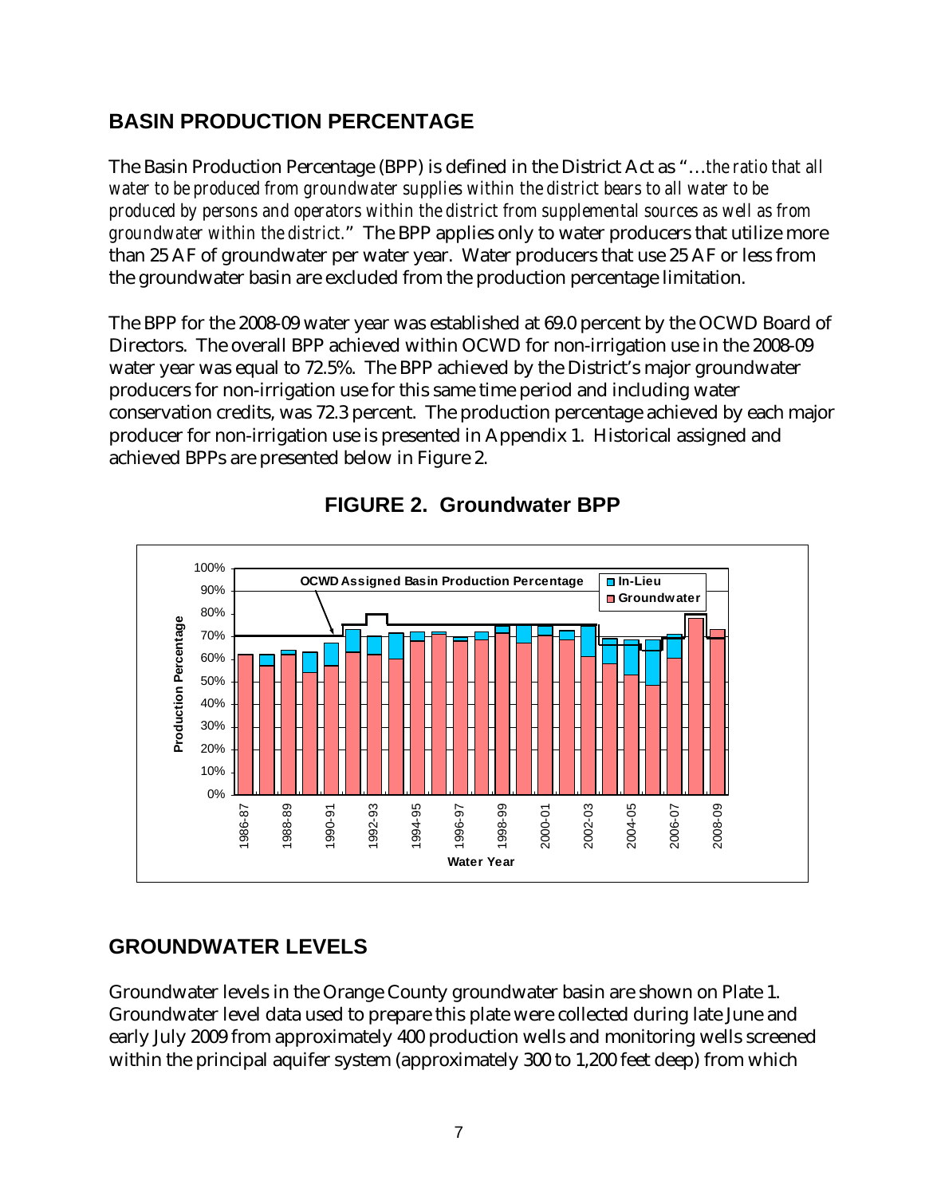## BASIN PRODUCTION PERCENTAGE

The Basin Production Percentage (BPP) is defined in the District Act as "…*the ratio that all water to be produced from groundwater supplies within the district bears to all water to be produced by persons and operators within the district from supplemental sources as well as from groundwater within the district.*" The BPP applies only to water producers that utilize more than 25 AF of groundwater per water year. Water producers that use 25 AF or less from the groundwater basin are excluded from the production percentage limitation.

The BPP for the 2008-09 water year was established at 69.0 percent by the OCWD Board of Directors. The overall BPP achieved within OCWD for non-irrigation use in the 2008-09 water year was equal to 72.5%. The BPP achieved by the District's major groundwater producers for non-irrigation use for this same time period and including water conservation credits, was 72.3 percent. The production percentage achieved by each major producer for non-irrigation use is presented in Appendix 1. Historical assigned and achieved BPPs are presented below in Figure 2.

**FIGURE 2. Groundwater BPP**

## GROUNDWATER LEVELS

Groundwater levels in the Orange County groundwater basin are shown on Plate 1. Groundwater level data used to prepare this plate were collected during late June and early July 2009 from approximately 400 production wells and monitoring wells screened within the principal aquifer system (approximately 300 to 1,200 feet deep) from which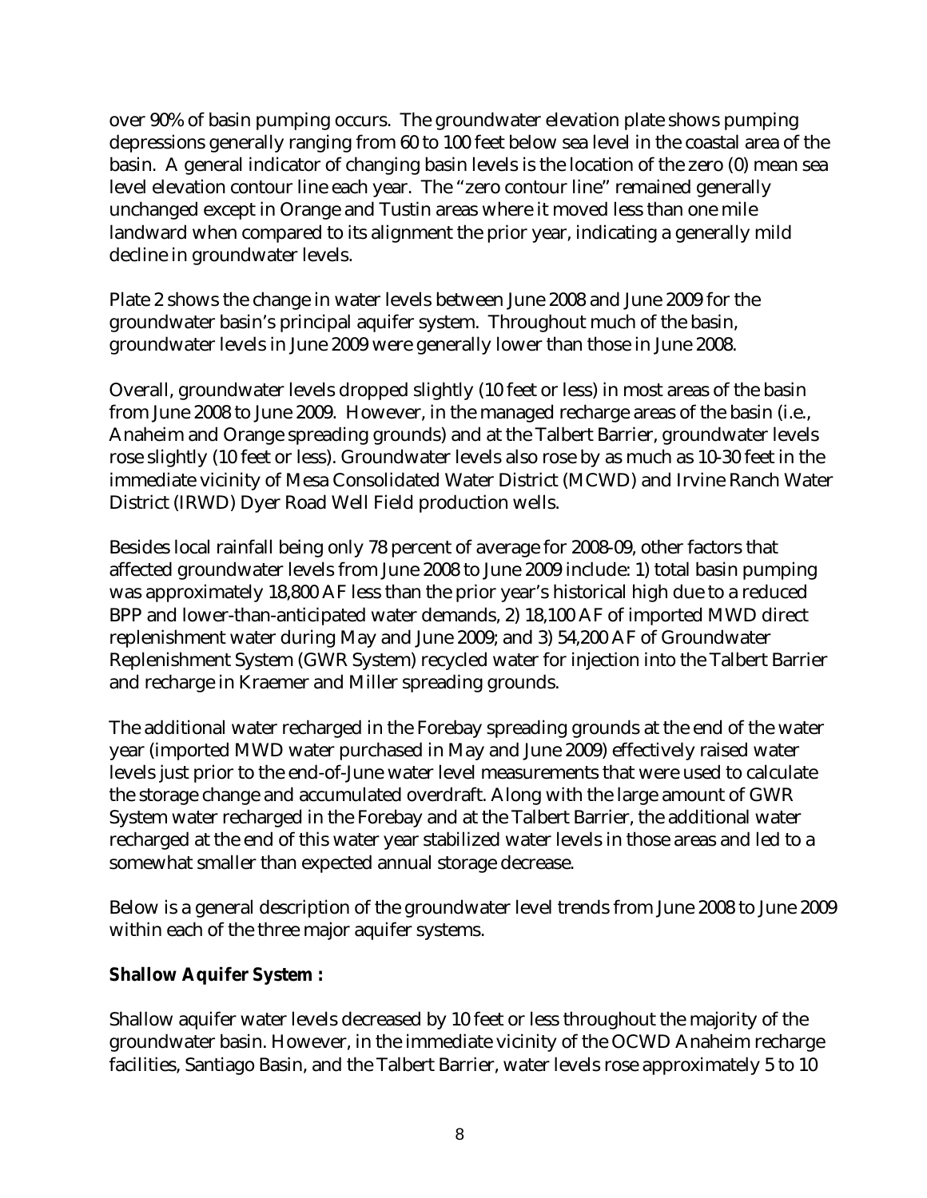over 90% of basin pumping occurs. The groundwater elevation plate shows pumping depressions generally ranging from 60 to 100 feet below sea level in the coastal area of the basin. A general indicator of changing basin levels is the location of the zero (0) mean sea level elevation contour line each year. The "zero contour line" remained generally unchanged except in Orange and Tustin areas where it moved less than one mile landward when compared to its alignment the prior year, indicating a generally mild decline in groundwater levels.

Plate 2 shows the change in water levels between June 2008 and June 2009 for the groundwater basin's principal aquifer system. Throughout much of the basin, groundwater levels in June 2009 were generally lower than those in June 2008.

Overall, groundwater levels dropped slightly (10 feet or less) in most areas of the basin from June 2008 to June 2009. However, in the managed recharge areas of the basin (i.e., Anaheim and Orange spreading grounds) and at the Talbert Barrier, groundwater levels rose slightly (10 feet or less). Groundwater levels also rose by as much as 10-30 feet in the immediate vicinity of Mesa Consolidated Water District (MCWD) and Irvine Ranch Water District (IRWD) Dyer Road Well Field production wells.

Besides local rainfall being only 78 percent of average for 2008-09, other factors that affected groundwater levels from June 2008 to June 2009 include: 1) total basin pumping was approximately 18,800 AF less than the prior year's historical high due to a reduced BPP and lower-than-anticipated water demands, 2) 18,100 AF of imported MWD direct replenishment water during May and June 2009; and 3) 54,200 AF of Groundwater Replenishment System (GWR System) recycled water for injection into the Talbert Barrier and recharge in Kraemer and Miller spreading grounds.

The additional water recharged in the Forebay spreading grounds at the end of the water year (imported MWD water purchased in May and June 2009) effectively raised water levels just prior to the end-of-June water level measurements that were used to calculate the storage change and accumulated overdraft. Along with the large amount of GWR System water recharged in the Forebay and at the Talbert Barrier, the additional water recharged at the end of this water year stabilized water levels in those areas and led to a somewhat smaller than expected annual storage decrease.

Below is a general description of the groundwater level trends from June 2008 to June 2009 within each of the three major aquifer systems.

**Shallow Aquifer System :**

Shallow aquifer water levels decreased by 10 feet or less throughout the majority of the groundwater basin. However, in the immediate vicinity of the OCWD Anaheim recharge facilities, Santiago Basin, and the Talbert Barrier, water levels rose approximately 5 to 10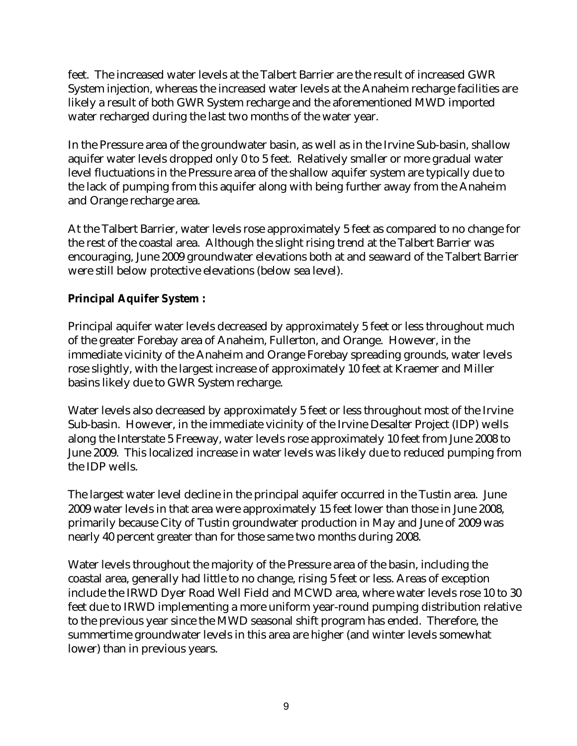feet. The increased water levels at the Talbert Barrier are the result of increased GWR System injection, whereas the increased water levels at the Anaheim recharge facilities are likely a result of both GWR System recharge and the aforementioned MWD imported water recharged during the last two months of the water year.

In the Pressure area of the groundwater basin, as well as in the Irvine Sub-basin, shallow aquifer water levels dropped only 0 to 5 feet. Relatively smaller or more gradual water level fluctuations in the Pressure area of the shallow aquifer system are typically due to the lack of pumping from this aquifer along with being further away from the Anaheim and Orange recharge area.

At the Talbert Barrier, water levels rose approximately 5 feet as compared to no change for the rest of the coastal area. Although the slight rising trend at the Talbert Barrier was encouraging, June 2009 groundwater elevations both at and seaward of the Talbert Barrier were still below protective elevations (below sea level).

**Principal Aquifer System :**

Principal aquifer water levels decreased by approximately 5 feet or less throughout much of the greater Forebay area of Anaheim, Fullerton, and Orange. However, in the immediate vicinity of the Anaheim and Orange Forebay spreading grounds, water levels rose slightly, with the largest increase of approximately 10 feet at Kraemer and Miller basins likely due to GWR System recharge.

Water levels also decreased by approximately 5 feet or less throughout most of the Irvine Sub-basin. However, in the immediate vicinity of the Irvine Desalter Project (IDP) wells along the Interstate 5 Freeway, water levels rose approximately 10 feet from June 2008 to June 2009. This localized increase in water levels was likely due to reduced pumping from the IDP wells.

The largest water level decline in the principal aquifer occurred in the Tustin area. June 2009 water levels in that area were approximately 15 feet lower than those in June 2008, primarily because City of Tustin groundwater production in May and June of 2009 was nearly 40 percent greater than for those same two months during 2008.

Water levels throughout the majority of the Pressure area of the basin, including the coastal area, generally had little to no change, rising 5 feet or less. Areas of exception include the IRWD Dyer Road Well Field and MCWD area, where water levels rose 10 to 30 feet due to IRWD implementing a more uniform year-round pumping distribution relative to the previous year since the MWD seasonal shift program has ended. Therefore, the summertime groundwater levels in this area are higher (and winter levels somewhat lower) than in previous years.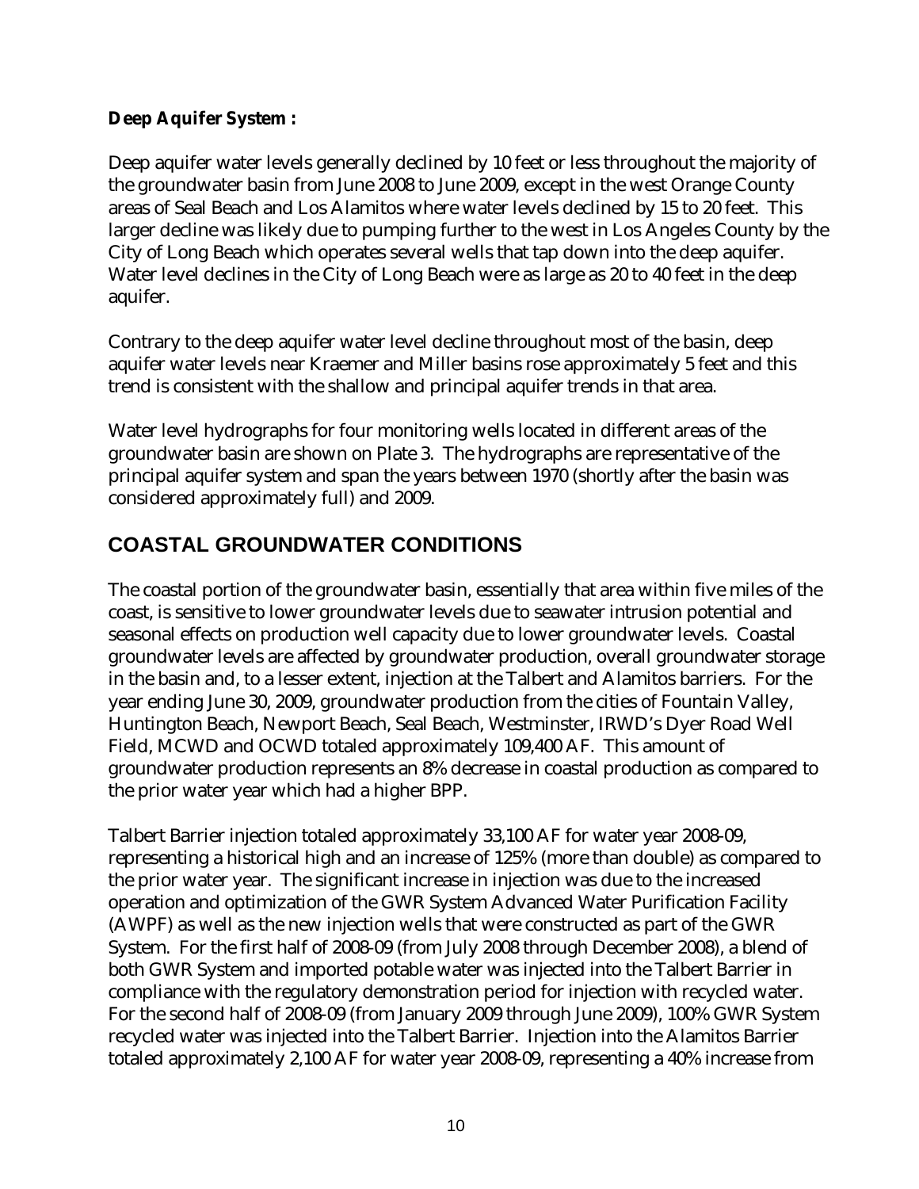**Deep Aquifer System :**

Deep aquifer water levels generally declined by 10 feet or less throughout the majority of the groundwater basin from June 2008 to June 2009, except in the west Orange County areas of Seal Beach and Los Alamitos where water levels declined by 15 to 20 feet. This larger decline was likely due to pumping further to the west in Los Angeles County by the City of Long Beach which operates several wells that tap down into the deep aquifer. Water level declines in the City of Long Beach were as large as 20 to 40 feet in the deep aquifer.

Contrary to the deep aquifer water level decline throughout most of the basin, deep aquifer water levels near Kraemer and Miller basins rose approximately 5 feet and this trend is consistent with the shallow and principal aquifer trends in that area.

Water level hydrographs for four monitoring wells located in different areas of the groundwater basin are shown on Plate 3. The hydrographs are representative of the principal aquifer system and span the years between 1970 (shortly after the basin was considered approximately full) and 2009.

## COASTAL GROUNDWATER CONDITIONS

The coastal portion of the groundwater basin, essentially that area within five miles of the coast, is sensitive to lower groundwater levels due to seawater intrusion potential and seasonal effects on production well capacity due to lower groundwater levels. Coastal groundwater levels are affected by groundwater production, overall groundwater storage in the basin and, to a lesser extent, injection at the Talbert and Alamitos barriers. For the year ending June 30, 2009, groundwater production from the cities of Fountain Valley, Huntington Beach, Newport Beach, Seal Beach, Westminster, IRWD's Dyer Road Well Field, MCWD and OCWD totaled approximately 109,400 AF. This amount of groundwater production represents an 8% decrease in coastal production as compared to the prior water year which had a higher BPP.

Talbert Barrier injection totaled approximately 33,100 AF for water year 2008-09, representing a historical high and an increase of 125% (more than double) as compared to the prior water year. The significant increase in injection was due to the increased operation and optimization of the GWR System Advanced Water Purification Facility (AWPF) as well as the new injection wells that were constructed as part of the GWR System. For the first half of 2008-09 (from July 2008 through December 2008), a blend of both GWR System and imported potable water was injected into the Talbert Barrier in compliance with the regulatory demonstration period for injection with recycled water. For the second half of 2008-09 (from January 2009 through June 2009), 100% GWR System recycled water was injected into the Talbert Barrier. Injection into the Alamitos Barrier totaled approximately 2,100 AF for water year 2008-09, representing a 40% increase from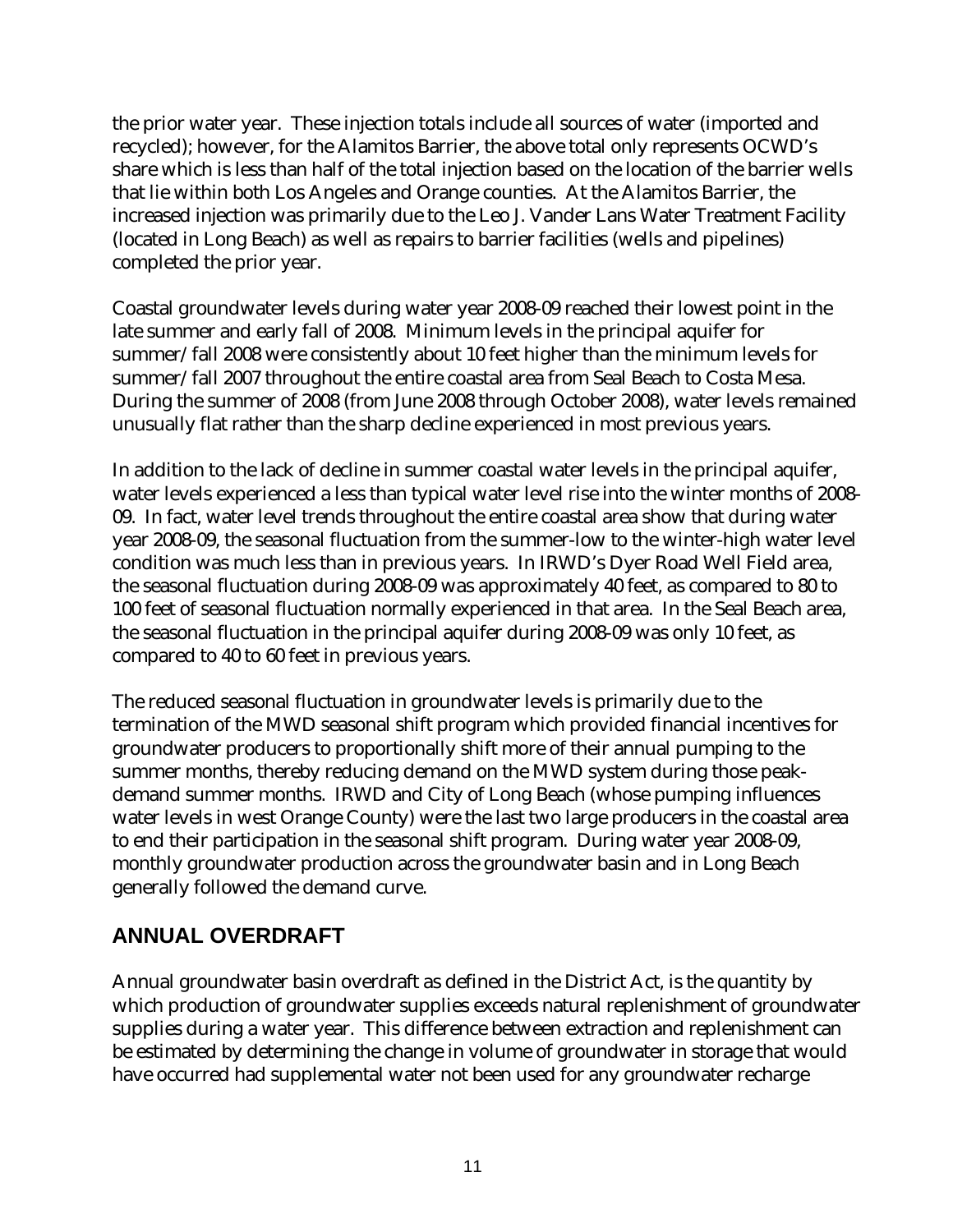the prior water year. These injection totals include all sources of water (imported and recycled); however, for the Alamitos Barrier, the above total only represents OCWD's share which is less than half of the total injection based on the location of the barrier wells that lie within both Los Angeles and Orange counties. At the Alamitos Barrier, the increased injection was primarily due to the Leo J. Vander Lans Water Treatment Facility (located in Long Beach) as well as repairs to barrier facilities (wells and pipelines) completed the prior year.

Coastal groundwater levels during water year 2008-09 reached their lowest point in the late summer and early fall of 2008. Minimum levels in the principal aquifer for summer/fall 2008 were consistently about 10 feet higher than the minimum levels for summer/fall 2007 throughout the entire coastal area from Seal Beach to Costa Mesa. During the summer of 2008 (from June 2008 through October 2008), water levels remained unusually flat rather than the sharp decline experienced in most previous years.

In addition to the lack of decline in summer coastal water levels in the principal aquifer, water levels experienced a less than typical water level rise into the winter months of 2008-09. In fact, water level trends throughout the entire coastal area show that during water year 2008-09, the seasonal fluctuation from the summer-low to the winter-high water level condition was much less than in previous years. In IRWD's Dyer Road Well Field area, the seasonal fluctuation during 2008-09 was approximately 40 feet, as compared to 80 to 100 feet of seasonal fluctuation normally experienced in that area. In the Seal Beach area, the seasonal fluctuation in the principal aquifer during 2008-09 was only 10 feet, as compared to 40 to 60 feet in previous years.

The reduced seasonal fluctuation in groundwater levels is primarily due to the termination of the MWD seasonal shift program which provided financial incentives for groundwater producers to proportionally shift more of their annual pumping to the summer months, thereby reducing demand on the MWD system during those peak-demand summer months. IRWD and City of Long Beach (whose pumping influences water levels in west Orange County) were the last two large producers in the coastal area to end their participation in the seasonal shift program. During water year 2008-09, monthly groundwater production across the groundwater basin and in Long Beach generally followed the demand curve.

## ANNUAL OVERDRAFT

Annual groundwater basin overdraft as defined in the District Act, is the quantity by which production of groundwater supplies exceeds natural replenishment of groundwater supplies during a water year. This difference between extraction and replenishment can be estimated by determining the change in volume of groundwater in storage that would have occurred had supplemental water not been used for any groundwater recharge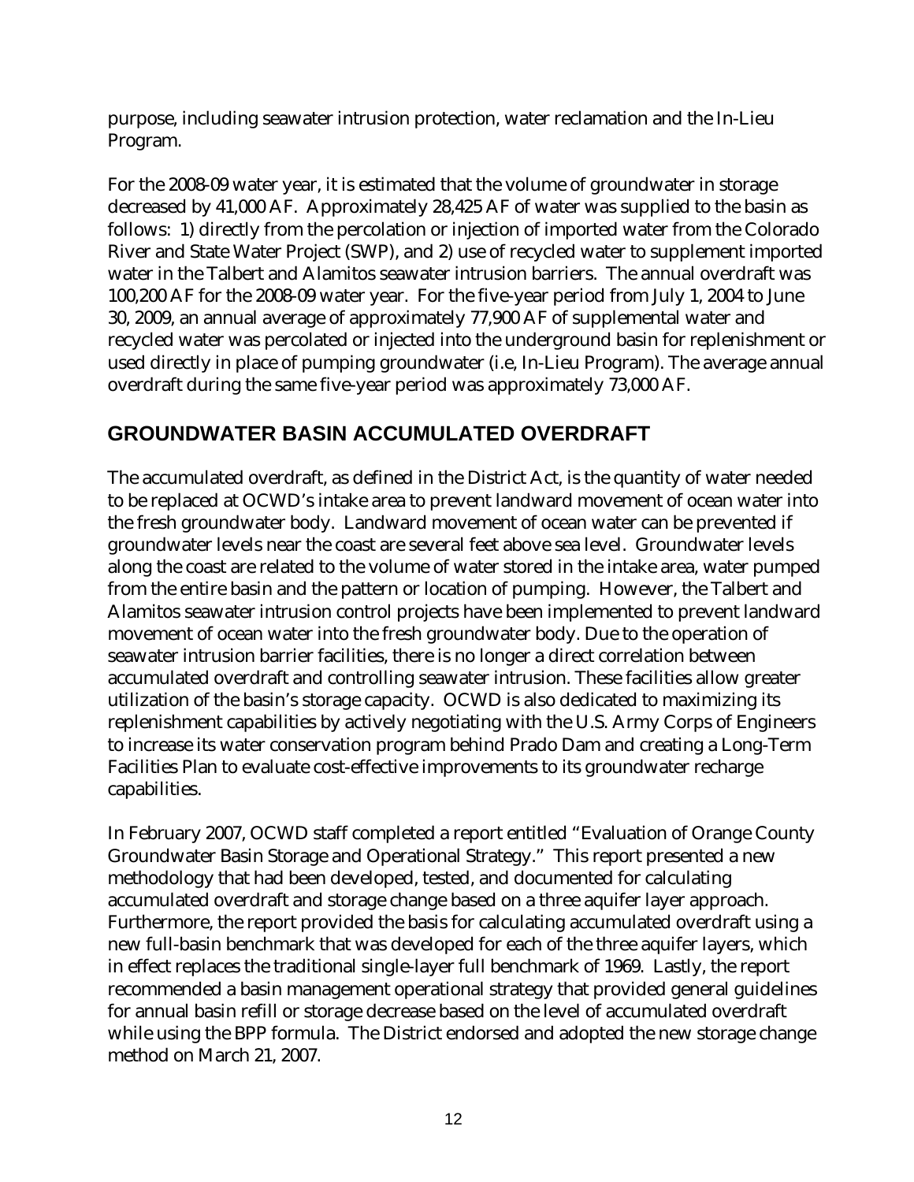purpose, including seawater intrusion protection, water reclamation and the In-Lieu Program.

For the 2008-09 water year, it is estimated that the volume of groundwater in storage decreased by 41,000 AF. Approximately 28,425 AF of water was supplied to the basin as follows: 1) directly from the percolation or injection of imported water from the Colorado River and State Water Project (SWP), and 2) use of recycled water to supplement imported water in the Talbert and Alamitos seawater intrusion barriers. The annual overdraft was 100,200 AF for the 2008-09 water year. For the five-year period from July 1, 2004 to June 30, 2009, an annual average of approximately 77,900 AF of supplemental water and recycled water was percolated or injected into the underground basin for replenishment or used directly in place of pumping groundwater (i.e, In-Lieu Program). The average annual overdraft during the same five-year period was approximately 73,000 AF.

## GROUNDWATER BASIN ACCUMULATED OVERDRAFT

The accumulated overdraft, as defined in the District Act, is the quantity of water needed to be replaced at OCWD's intake area to prevent landward movement of ocean water into the fresh groundwater body. Landward movement of ocean water can be prevented if groundwater levels near the coast are several feet above sea level. Groundwater levels along the coast are related to the volume of water stored in the intake area, water pumped from the entire basin and the pattern or location of pumping. However, the Talbert and Alamitos seawater intrusion control projects have been implemented to prevent landward movement of ocean water into the fresh groundwater body. Due to the operation of seawater intrusion barrier facilities, there is no longer a direct correlation between accumulated overdraft and controlling seawater intrusion. These facilities allow greater utilization of the basin's storage capacity. OCWD is also dedicated to maximizing its replenishment capabilities by actively negotiating with the U.S. Army Corps of Engineers to increase its water conservation program behind Prado Dam and creating a Long-Term Facilities Plan to evaluate cost-effective improvements to its groundwater recharge capabilities.

In February 2007, OCWD staff completed a report entitled "Evaluation of Orange County Groundwater Basin Storage and Operational Strategy." This report presented a new methodology that had been developed, tested, and documented for calculating accumulated overdraft and storage change based on a three aquifer layer approach. Furthermore, the report provided the basis for calculating accumulated overdraft using a new full-basin benchmark that was developed for each of the three aquifer layers, which in effect replaces the traditional single-layer full benchmark of 1969. Lastly, the report recommended a basin management operational strategy that provided general guidelines for annual basin refill or storage decrease based on the level of accumulated overdraft while using the BPP formula. The District endorsed and adopted the new storage change method on March 21, 2007.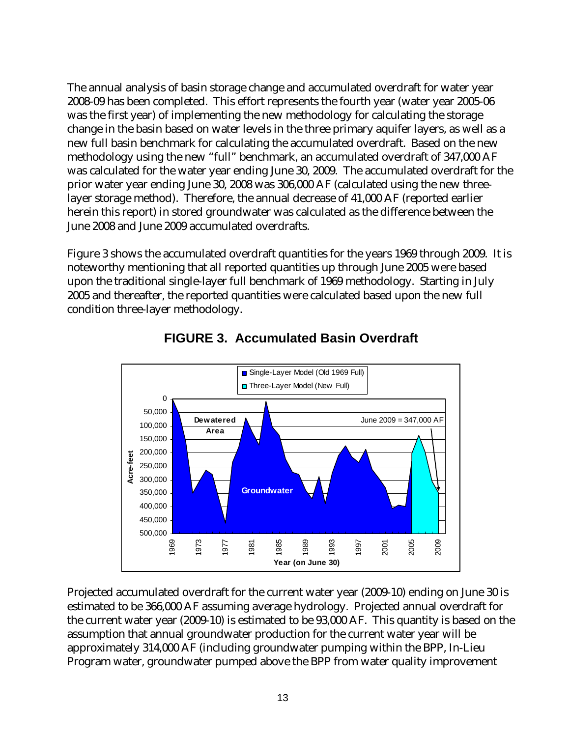The annual analysis of basin storage change and accumulated overdraft for water year 2008-09 has been completed. This effort represents the fourth year (water year 2005-06 was the first year) of implementing the new methodology for calculating the storage change in the basin based on water levels in the three primary aquifer layers, as well as a new full basin benchmark for calculating the accumulated overdraft. Based on the new methodology using the new "full" benchmark, an accumulated overdraft of 347,000 AF was calculated for the water year ending June 30, 2009. The accumulated overdraft for the prior water year ending June 30, 2008 was 306,000 AF (calculated using the new three-layer storage method). Therefore, the annual decrease of 41,000 AF (reported earlier herein this report) in stored groundwater was calculated as the difference between the June 2008 and June 2009 accumulated overdrafts.

Figure 3 shows the accumulated overdraft quantities for the years 1969 through 2009. It is noteworthy mentioning that all reported quantities up through June 2005 were based upon the traditional single-layer full benchmark of 1969 methodology. Starting in July 2005 and thereafter, the reported quantities were calculated based upon the new full condition three-layer methodology.

**FIGURE 3. Accumulated Basin Overdraft**

Projected accumulated overdraft for the current water year (2009-10) ending on June 30 is estimated to be 366,000 AF assuming average hydrology. Projected annual overdraft for the current water year (2009-10) is estimated to be 93,000 AF. This quantity is based on the assumption that annual groundwater production for the current water year will be approximately 314,000 AF (including groundwater pumping within the BPP, In-Lieu Program water, groundwater pumped above the BPP from water quality improvement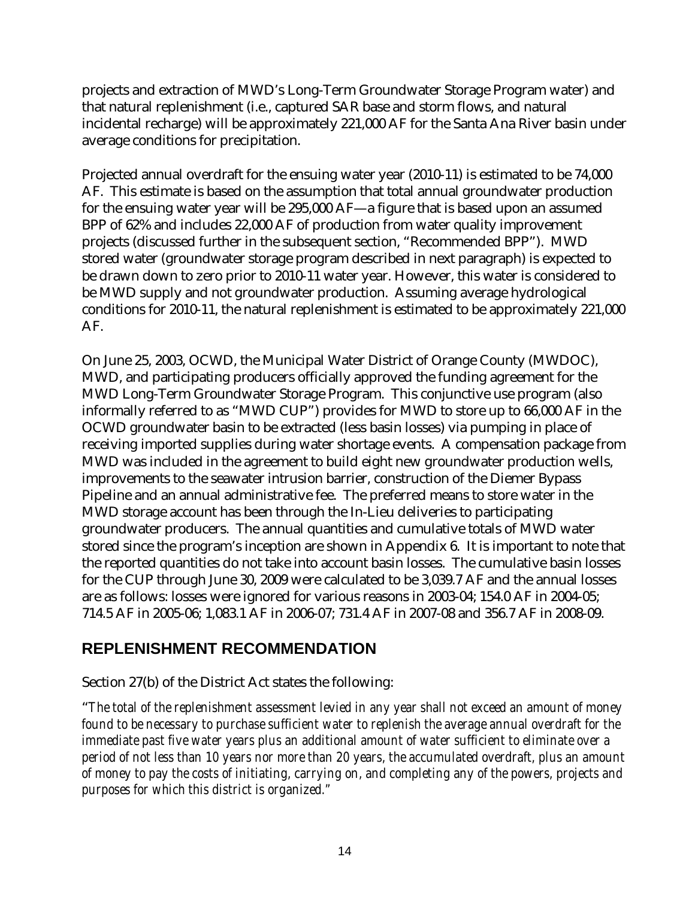projects and extraction of MWD's Long-Term Groundwater Storage Program water) and that natural replenishment (i.e., captured SAR base and storm flows, and natural incidental recharge) will be approximately 221,000 AF for the Santa Ana River basin under average conditions for precipitation.

Projected annual overdraft for the ensuing water year (2010-11) is estimated to be 74,000 AF. This estimate is based on the assumption that total annual groundwater production for the ensuing water year will be 295,000 AF—a figure that is based upon an assumed BPP of 62% and includes 22,000 AF of production from water quality improvement projects (discussed further in the subsequent section, "Recommended BPP"). MWD stored water (groundwater storage program described in next paragraph) is expected to be drawn down to zero prior to 2010-11 water year. However, this water is considered to be MWD supply and not groundwater production. Assuming average hydrological conditions for 2010-11, the natural replenishment is estimated to be approximately 221,000 AF.

On June 25, 2003, OCWD, the Municipal Water District of Orange County (MWDOC), MWD, and participating producers officially approved the funding agreement for the MWD Long-Term Groundwater Storage Program. This conjunctive use program (also informally referred to as "MWD CUP") provides for MWD to store up to 66,000 AF in the OCWD groundwater basin to be extracted (less basin losses) via pumping in place of receiving imported supplies during water shortage events. A compensation package from MWD was included in the agreement to build eight new groundwater production wells, improvements to the seawater intrusion barrier, construction of the Diemer Bypass Pipeline and an annual administrative fee. The preferred means to store water in the MWD storage account has been through the In-Lieu deliveries to participating groundwater producers. The annual quantities and cumulative totals of MWD water stored since the program's inception are shown in Appendix 6. It is important to note that the reported quantities do not take into account basin losses. The cumulative basin losses for the CUP through June 30, 2009 were calculated to be 3,039.7 AF and the annual losses are as follows: losses were ignored for various reasons in 2003-04; 154.0 AF in 2004-05; 714.5 AF in 2005-06; 1,083.1 AF in 2006-07; 731.4 AF in 2007-08 and 356.7 AF in 2008-09.

## REPLENISHMENT RECOMMENDATION

Section 27(b) of the District Act states the following:

"*The total of the replenishment assessment levied in any year shall not exceed an amount of money found to be necessary to purchase sufficient water to replenish the average annual overdraft for the immediate past five water years plus an additional amount of water sufficient to eliminate over a period of not less than 10 years nor more than 20 years, the accumulated overdraft, plus an amount of money to pay the costs of initiating, carrying on, and completing any of the powers, projects and purposes for which this district is organized.*"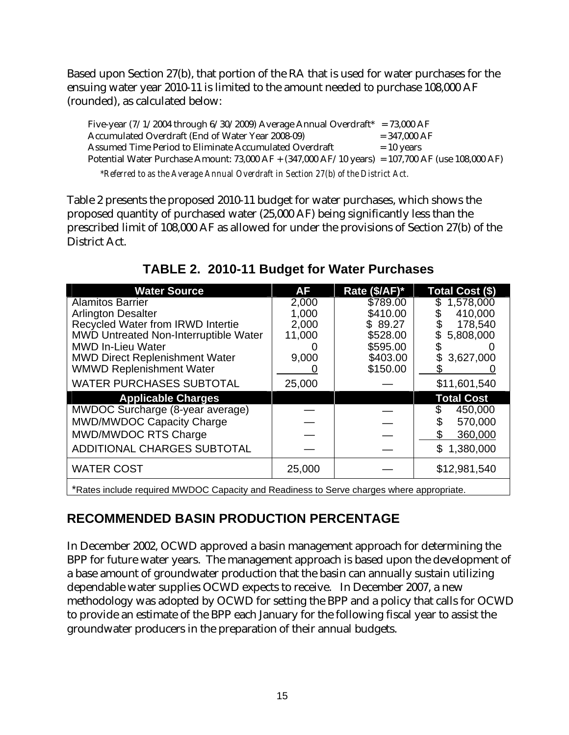Based upon Section 27(b), that portion of the RA that is used for water purchases for the ensuing water year 2010-11 is limited to the amount needed to purchase 108,000 AF (rounded), as calculated below:

Five-year (7/1/2004 through 6/30/2009) Average Annual Overdraft* = 73,000 AF
Accumulated Overdraft (End of Water Year 2008-09) = 347,000 AF
Assumed Time Period to Eliminate Accumulated Overdraft = 10 years
Potential Water Purchase Amount: 73,000 AF + (347,000 AF/10 years) = 107,700 AF (use 108,000 AF)

*\*Referred to as the Average Annual Overdraft in Section 27(b) of the District Act.*

Table 2 presents the proposed 2010-11 budget for water purchases, which shows the proposed quantity of purchased water (25,000 AF) being significantly less than the prescribed limit of 108,000 AF as allowed for under the provisions of Section 27(b) of the District Act.

## TABLE 2. 2010-11 Budget for Water Purchases

| Water Source | AF | Rate ($/AF)* | Total Cost ($) |
|---|---|---|---|
| Alamitos Barrier | 2,000 | $789.00 | $ 1,578,000 |
| Arlington Desalter | 1,000 | $410.00 | $ 410,000 |
| Recycled Water from IRWD Intertie | 2,000 | $ 89.27 | $ 178,540 |
| MWD Untreated Non-Interruptible Water | 11,000 | $528.00 | $ 5,808,000 |
| MWD In-Lieu Water | 0 | $595.00 | $ 0 |
| MWD Direct Replenishment Water | 9,000 | $403.00 | $ 3,627,000 |
| WMWD Replenishment Water | 0 | $150.00 | $ 0 |
| WATER PURCHASES SUBTOTAL | 25,000 | — | $11,601,540 |
| **Applicable Charges** | | | **Total Cost** |
| MWDOC Surcharge (8-year average) | — | — | $ 450,000 |
| MWD/MWDOC Capacity Charge | — | — | $ 570,000 |
| MWD/MWDOC RTS Charge | — | — | $ 360,000 |
| ADDITIONAL CHARGES SUBTOTAL | — | — | $ 1,380,000 |
| WATER COST | 25,000 | — | $12,981,540 |

*Rates include required MWDOC Capacity and Readiness to Serve charges where appropriate.

## RECOMMENDED BASIN PRODUCTION PERCENTAGE

In December 2002, OCWD approved a basin management approach for determining the BPP for future water years. The management approach is based upon the development of a base amount of groundwater production that the basin can annually sustain utilizing dependable water supplies OCWD expects to receive. In December 2007, a new methodology was adopted by OCWD for setting the BPP and a policy that calls for OCWD to provide an estimate of the BPP each January for the following fiscal year to assist the groundwater producers in the preparation of their annual budgets.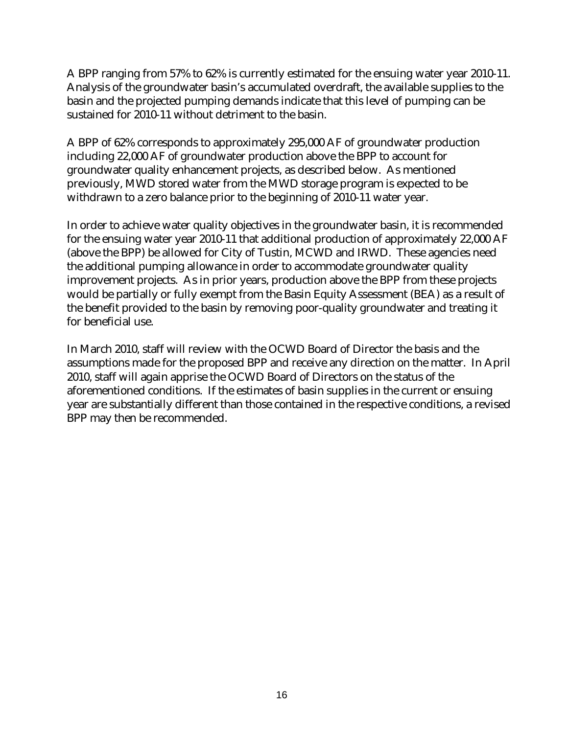A BPP ranging from 57% to 62% is currently estimated for the ensuing water year 2010-11. Analysis of the groundwater basin's accumulated overdraft, the available supplies to the basin and the projected pumping demands indicate that this level of pumping can be sustained for 2010-11 without detriment to the basin.

A BPP of 62% corresponds to approximately 295,000 AF of groundwater production including 22,000 AF of groundwater production above the BPP to account for groundwater quality enhancement projects, as described below. As mentioned previously, MWD stored water from the MWD storage program is expected to be withdrawn to a zero balance prior to the beginning of 2010-11 water year.

In order to achieve water quality objectives in the groundwater basin, it is recommended for the ensuing water year 2010-11 that additional production of approximately 22,000 AF (above the BPP) be allowed for City of Tustin, MCWD and IRWD. These agencies need the additional pumping allowance in order to accommodate groundwater quality improvement projects. As in prior years, production above the BPP from these projects would be partially or fully exempt from the Basin Equity Assessment (BEA) as a result of the benefit provided to the basin by removing poor-quality groundwater and treating it for beneficial use.

In March 2010, staff will review with the OCWD Board of Director the basis and the assumptions made for the proposed BPP and receive any direction on the matter. In April 2010, staff will again apprise the OCWD Board of Directors on the status of the aforementioned conditions. If the estimates of basin supplies in the current or ensuing year are substantially different than those contained in the respective conditions, a revised BPP may then be recommended.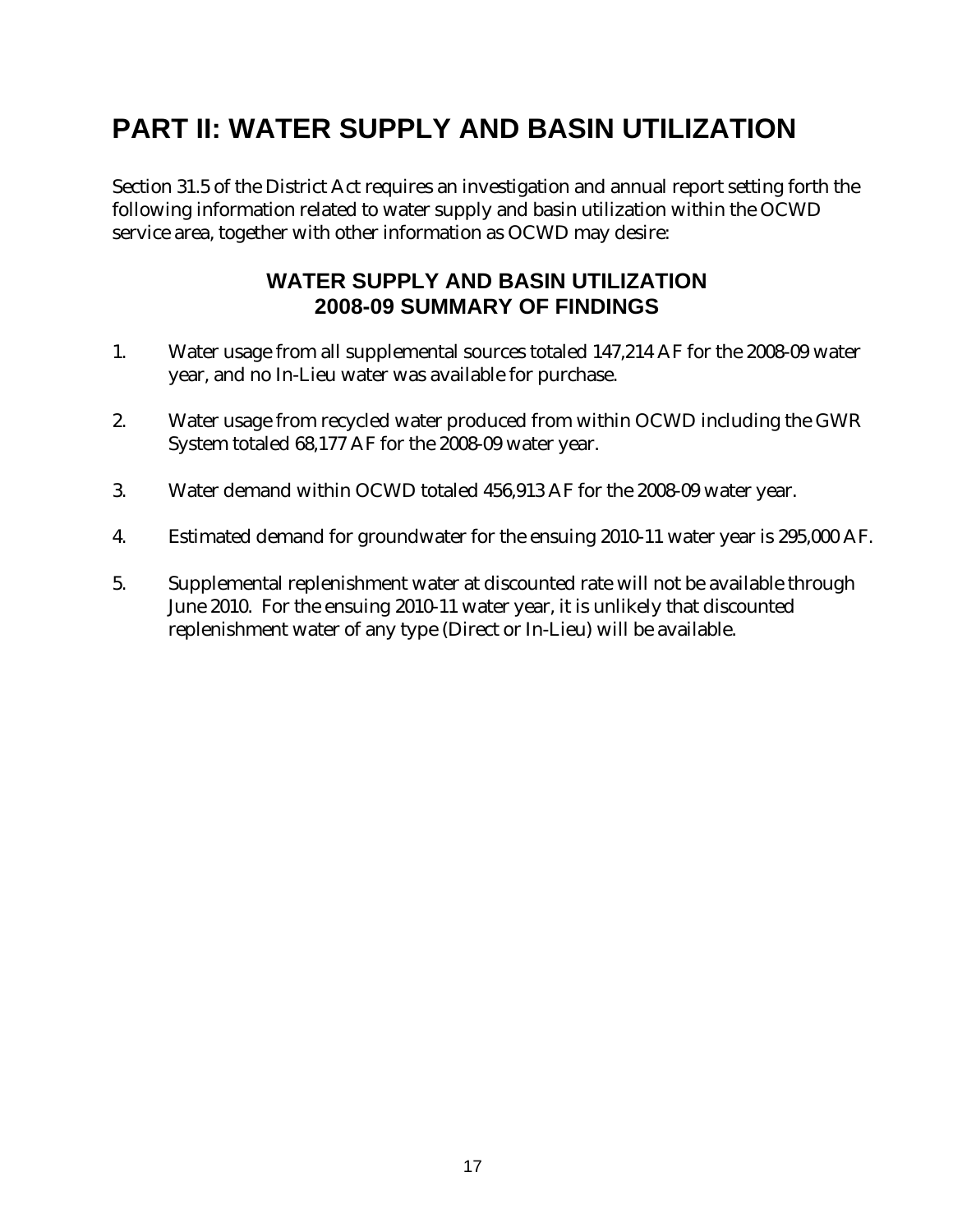# PART II: WATER SUPPLY AND BASIN UTILIZATION

Section 31.5 of the District Act requires an investigation and annual report setting forth the following information related to water supply and basin utilization within the OCWD service area, together with other information as OCWD may desire:

## WATER SUPPLY AND BASIN UTILIZATION
## 2008-09 SUMMARY OF FINDINGS

1. Water usage from all supplemental sources totaled 147,214 AF for the 2008-09 water year, and no In-Lieu water was available for purchase.

2. Water usage from recycled water produced from within OCWD including the GWR System totaled 68,177 AF for the 2008-09 water year.

3. Water demand within OCWD totaled 456,913 AF for the 2008-09 water year.

4. Estimated demand for groundwater for the ensuing 2010-11 water year is 295,000 AF.

5. Supplemental replenishment water at discounted rate will not be available through June 2010. For the ensuing 2010-11 water year, it is unlikely that discounted replenishment water of any type (Direct or In-Lieu) will be available.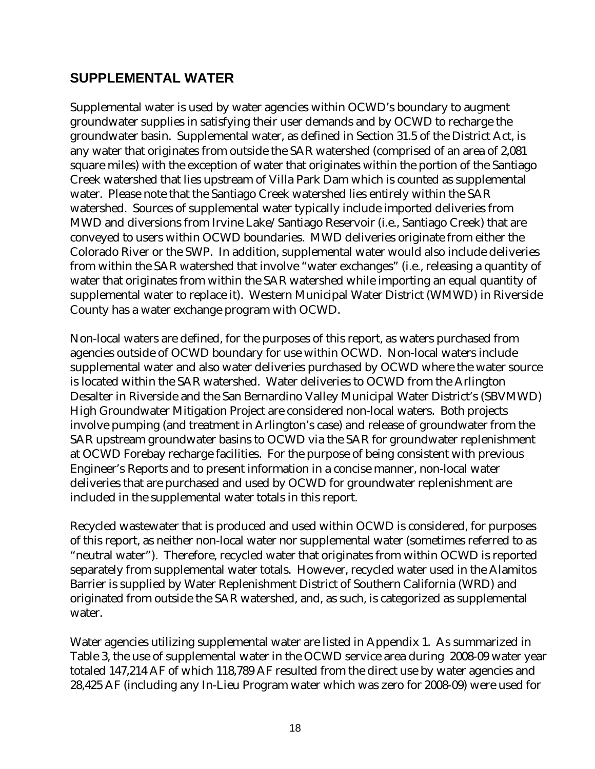## SUPPLEMENTAL WATER

Supplemental water is used by water agencies within OCWD's boundary to augment groundwater supplies in satisfying their user demands and by OCWD to recharge the groundwater basin. Supplemental water, as defined in Section 31.5 of the District Act, is any water that originates from outside the SAR watershed (comprised of an area of 2,081 square miles) with the exception of water that originates within the portion of the Santiago Creek watershed that lies upstream of Villa Park Dam which is counted as supplemental water. Please note that the Santiago Creek watershed lies entirely within the SAR watershed. Sources of supplemental water typically include imported deliveries from MWD and diversions from Irvine Lake/Santiago Reservoir (i.e., Santiago Creek) that are conveyed to users within OCWD boundaries. MWD deliveries originate from either the Colorado River or the SWP. In addition, supplemental water would also include deliveries from within the SAR watershed that involve "water exchanges" (i.e., releasing a quantity of water that originates from within the SAR watershed while importing an equal quantity of supplemental water to replace it). Western Municipal Water District (WMWD) in Riverside County has a water exchange program with OCWD.

Non-local waters are defined, for the purposes of this report, as waters purchased from agencies outside of OCWD boundary for use within OCWD. Non-local waters include supplemental water and also water deliveries purchased by OCWD where the water source is located within the SAR watershed. Water deliveries to OCWD from the Arlington Desalter in Riverside and the San Bernardino Valley Municipal Water District's (SBVMWD) High Groundwater Mitigation Project are considered non-local waters. Both projects involve pumping (and treatment in Arlington's case) and release of groundwater from the SAR upstream groundwater basins to OCWD via the SAR for groundwater replenishment at OCWD Forebay recharge facilities. For the purpose of being consistent with previous Engineer's Reports and to present information in a concise manner, non-local water deliveries that are purchased and used by OCWD for groundwater replenishment are included in the supplemental water totals in this report.

Recycled wastewater that is produced and used within OCWD is considered, for purposes of this report, as neither non-local water nor supplemental water (sometimes referred to as "neutral water"). Therefore, recycled water that originates from within OCWD is reported separately from supplemental water totals. However, recycled water used in the Alamitos Barrier is supplied by Water Replenishment District of Southern California (WRD) and originated from outside the SAR watershed, and, as such, is categorized as supplemental water.

Water agencies utilizing supplemental water are listed in Appendix 1. As summarized in Table 3, the use of supplemental water in the OCWD service area during 2008-09 water year totaled 147,214 AF of which 118,789 AF resulted from the direct use by water agencies and 28,425 AF (including any In-Lieu Program water which was zero for 2008-09) were used for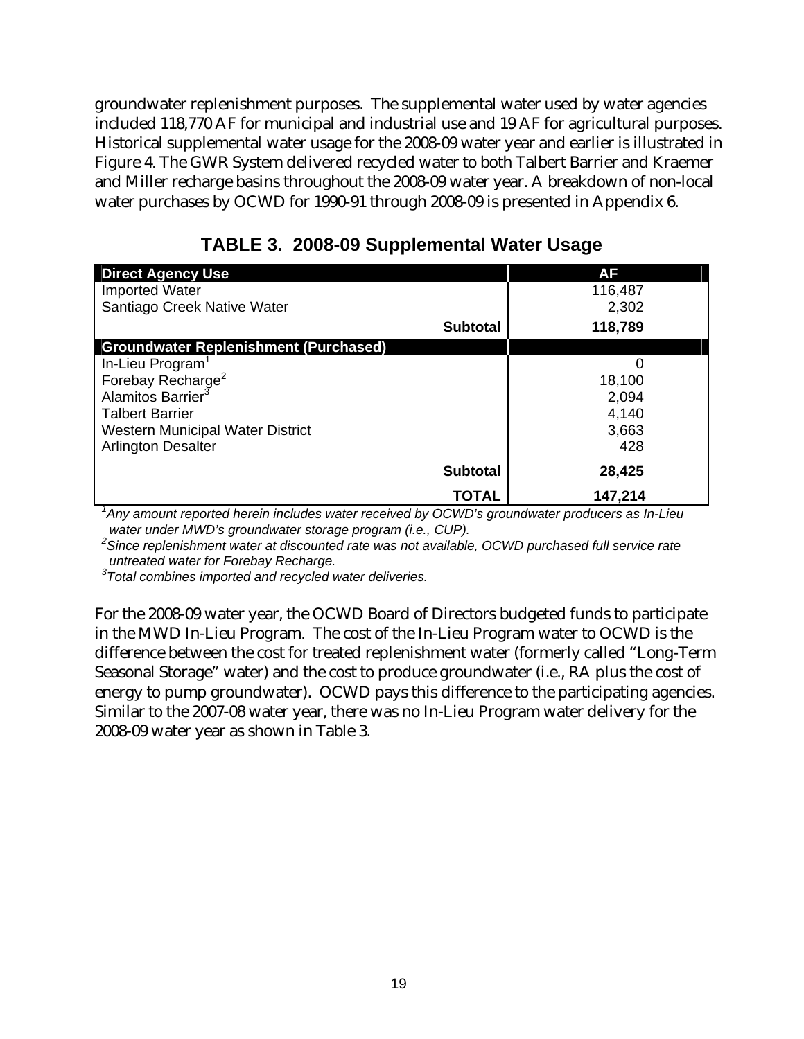groundwater replenishment purposes. The supplemental water used by water agencies included 118,770 AF for municipal and industrial use and 19 AF for agricultural purposes. Historical supplemental water usage for the 2008-09 water year and earlier is illustrated in Figure 4. The GWR System delivered recycled water to both Talbert Barrier and Kraemer and Miller recharge basins throughout the 2008-09 water year. A breakdown of non-local water purchases by OCWD for 1990-91 through 2008-09 is presented in Appendix 6.

## TABLE 3. 2008-09 Supplemental Water Usage

| **Direct Agency Use** | **AF** |
|---|---|
| Imported Water | 116,487 |
| Santiago Creek Native Water | 2,302 |
| **Subtotal** | **118,789** |
| **Groundwater Replenishment (Purchased)** | |
| In-Lieu Program[1] | 0 |
| Forebay Recharge[2] | 18,100 |
| Alamitos Barrier[3] | 2,094 |
| Talbert Barrier | 4,140 |
| Western Municipal Water District | 3,663 |
| Arlington Desalter | 428 |
| **Subtotal** | **28,425** |
| **TOTAL** | **147,214** |

*[1]Any amount reported herein includes water received by OCWD's groundwater producers as In-Lieu water under MWD's groundwater storage program (i.e., CUP).*
*[2]Since replenishment water at discounted rate was not available, OCWD purchased full service rate untreated water for Forebay Recharge.*
*[3]Total combines imported and recycled water deliveries.*

For the 2008-09 water year, the OCWD Board of Directors budgeted funds to participate in the MWD In-Lieu Program. The cost of the In-Lieu Program water to OCWD is the difference between the cost for treated replenishment water (formerly called "Long-Term Seasonal Storage" water) and the cost to produce groundwater (i.e., RA plus the cost of energy to pump groundwater). OCWD pays this difference to the participating agencies. Similar to the 2007-08 water year, there was no In-Lieu Program water delivery for the 2008-09 water year as shown in Table 3.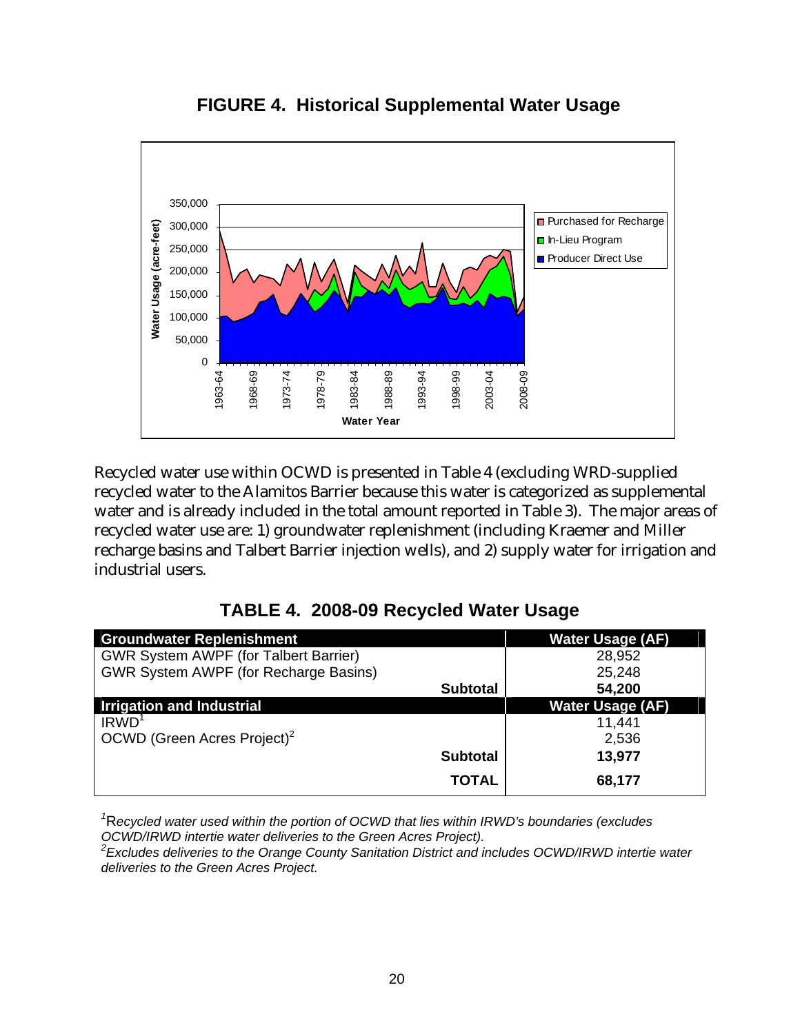## FIGURE 4. Historical Supplemental Water Usage

Recycled water use within OCWD is presented in Table 4 (excluding WRD-supplied recycled water to the Alamitos Barrier because this water is categorized as supplemental water and is already included in the total amount reported in Table 3). The major areas of recycled water use are: 1) groundwater replenishment (including Kraemer and Miller recharge basins and Talbert Barrier injection wells), and 2) supply water for irrigation and industrial users.

## TABLE 4. 2008-09 Recycled Water Usage

| **Groundwater Replenishment** | **Water Usage (AF)** |
|---|---|
| GWR System AWPF (for Talbert Barrier) | 28,952 |
| GWR System AWPF (for Recharge Basins) | 25,248 |
| **Subtotal** | **54,200** |
| **Irrigation and Industrial** | **Water Usage (AF)** |
| IRWD[1] | 11,441 |
| OCWD (Green Acres Project)[2] | 2,536 |
| **Subtotal** | **13,977** |
| **TOTAL** | **68,177** |

*[1]Recycled water used within the portion of OCWD that lies within IRWD's boundaries (excludes OCWD/IRWD intertie water deliveries to the Green Acres Project).*
*[2]Excludes deliveries to the Orange County Sanitation District and includes OCWD/IRWD intertie water deliveries to the Green Acres Project.*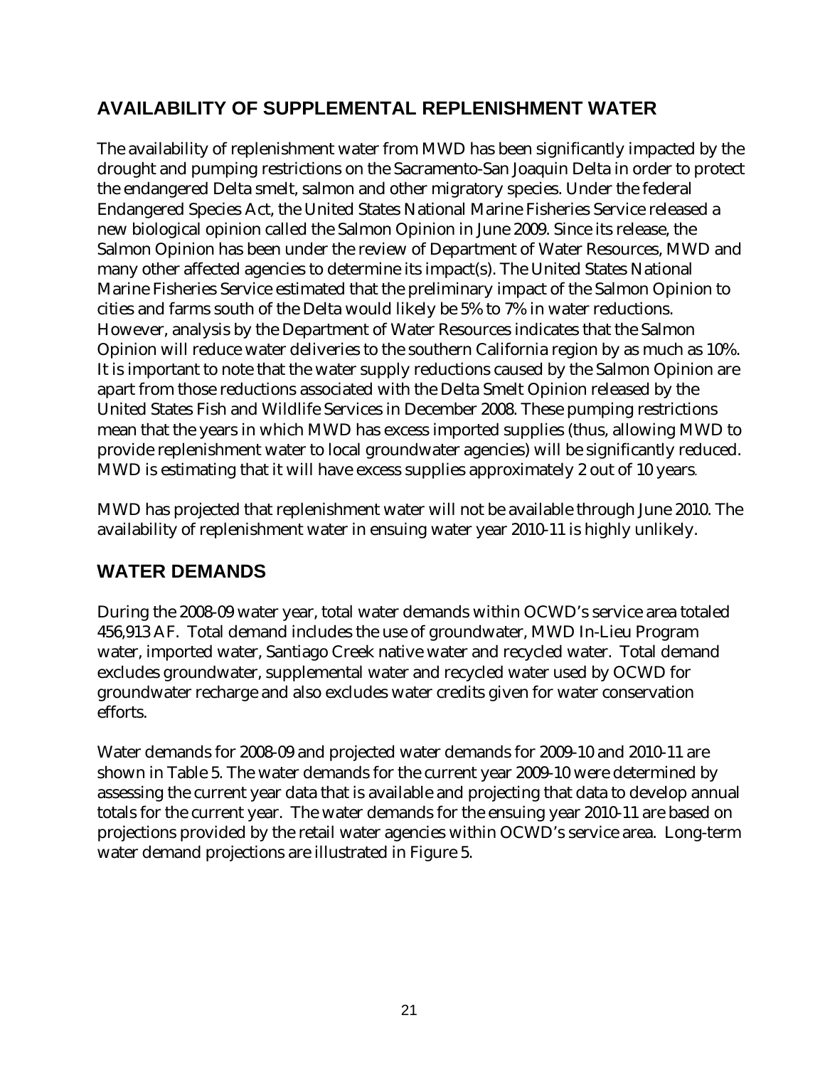## AVAILABILITY OF SUPPLEMENTAL REPLENISHMENT WATER

The availability of replenishment water from MWD has been significantly impacted by the drought and pumping restrictions on the Sacramento-San Joaquin Delta in order to protect the endangered Delta smelt, salmon and other migratory species. Under the federal Endangered Species Act, the United States National Marine Fisheries Service released a new biological opinion called the Salmon Opinion in June 2009. Since its release, the Salmon Opinion has been under the review of Department of Water Resources, MWD and many other affected agencies to determine its impact(s). The United States National Marine Fisheries Service estimated that the preliminary impact of the Salmon Opinion to cities and farms south of the Delta would likely be 5% to 7% in water reductions. However, analysis by the Department of Water Resources indicates that the Salmon Opinion will reduce water deliveries to the southern California region by as much as 10%. It is important to note that the water supply reductions caused by the Salmon Opinion are apart from those reductions associated with the Delta Smelt Opinion released by the United States Fish and Wildlife Services in December 2008. These pumping restrictions mean that the years in which MWD has excess imported supplies (thus, allowing MWD to provide replenishment water to local groundwater agencies) will be significantly reduced. MWD is estimating that it will have excess supplies approximately 2 out of 10 years.

MWD has projected that replenishment water will not be available through June 2010. The availability of replenishment water in ensuing water year 2010-11 is highly unlikely.

## WATER DEMANDS

During the 2008-09 water year, total water demands within OCWD's service area totaled 456,913 AF. Total demand includes the use of groundwater, MWD In-Lieu Program water, imported water, Santiago Creek native water and recycled water. Total demand excludes groundwater, supplemental water and recycled water used by OCWD for groundwater recharge and also excludes water credits given for water conservation efforts.

Water demands for 2008-09 and projected water demands for 2009-10 and 2010-11 are shown in Table 5. The water demands for the current year 2009-10 were determined by assessing the current year data that is available and projecting that data to develop annual totals for the current year. The water demands for the ensuing year 2010-11 are based on projections provided by the retail water agencies within OCWD's service area. Long-term water demand projections are illustrated in Figure 5.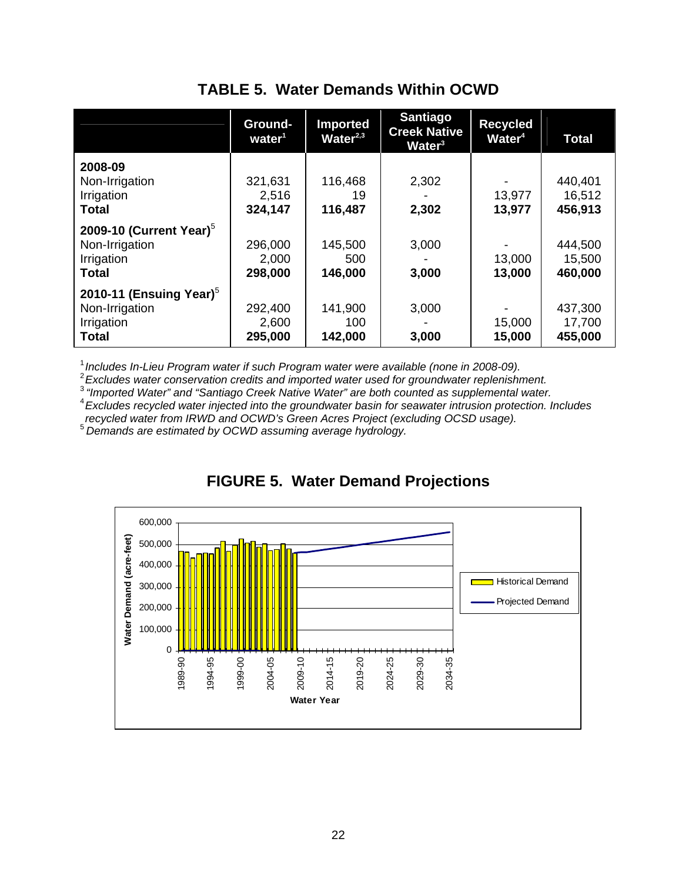## TABLE 5. Water Demands Within OCWD

| | Ground-water[1] | Imported Water[2,3] | Santiago Creek Native Water[3] | Recycled Water[4] | Total |
|---|---|---|---|---|---|
| **2008-09** | | | | | |
| Non-Irrigation | 321,631 | 116,468 | 2,302 | - | 440,401 |
| Irrigation | 2,516 | 19 | - | 13,977 | 16,512 |
| **Total** | **324,147** | **116,487** | **2,302** | **13,977** | **456,913** |
| **2009-10 (Current Year)[5]** | | | | | |
| Non-Irrigation | 296,000 | 145,500 | 3,000 | - | 444,500 |
| Irrigation | 2,000 | 500 | - | 13,000 | 15,500 |
| **Total** | **298,000** | **146,000** | **3,000** | **13,000** | **460,000** |
| **2010-11 (Ensuing Year)[5]** | | | | | |
| Non-Irrigation | 292,400 | 141,900 | 3,000 | - | 437,300 |
| Irrigation | 2,600 | 100 | - | 15,000 | 17,700 |
| **Total** | **295,000** | **142,000** | **3,000** | **15,000** | **455,000** |

[1] *Includes In-Lieu Program water if such Program water were available (none in 2008-09).*
[2] *Excludes water conservation credits and imported water used for groundwater replenishment.*
[3] *"Imported Water" and "Santiago Creek Native Water" are both counted as supplemental water.*
[4] *Excludes recycled water injected into the groundwater basin for seawater intrusion protection. Includes recycled water from IRWD and OCWD's Green Acres Project (excluding OCSD usage).*
[5] *Demands are estimated by OCWD assuming average hydrology.*

## FIGURE 5. Water Demand Projections

Water Demand (acre-feet): 0, 100,000, 200,000, 300,000, 400,000, 500,000, 600,000

Water Year: 1989-90, 1994-95, 1999-00, 2004-05, 2009-10, 2014-15, 2019-20, 2024-25, 2029-30, 2034-35

Historical Demand

Projected Demand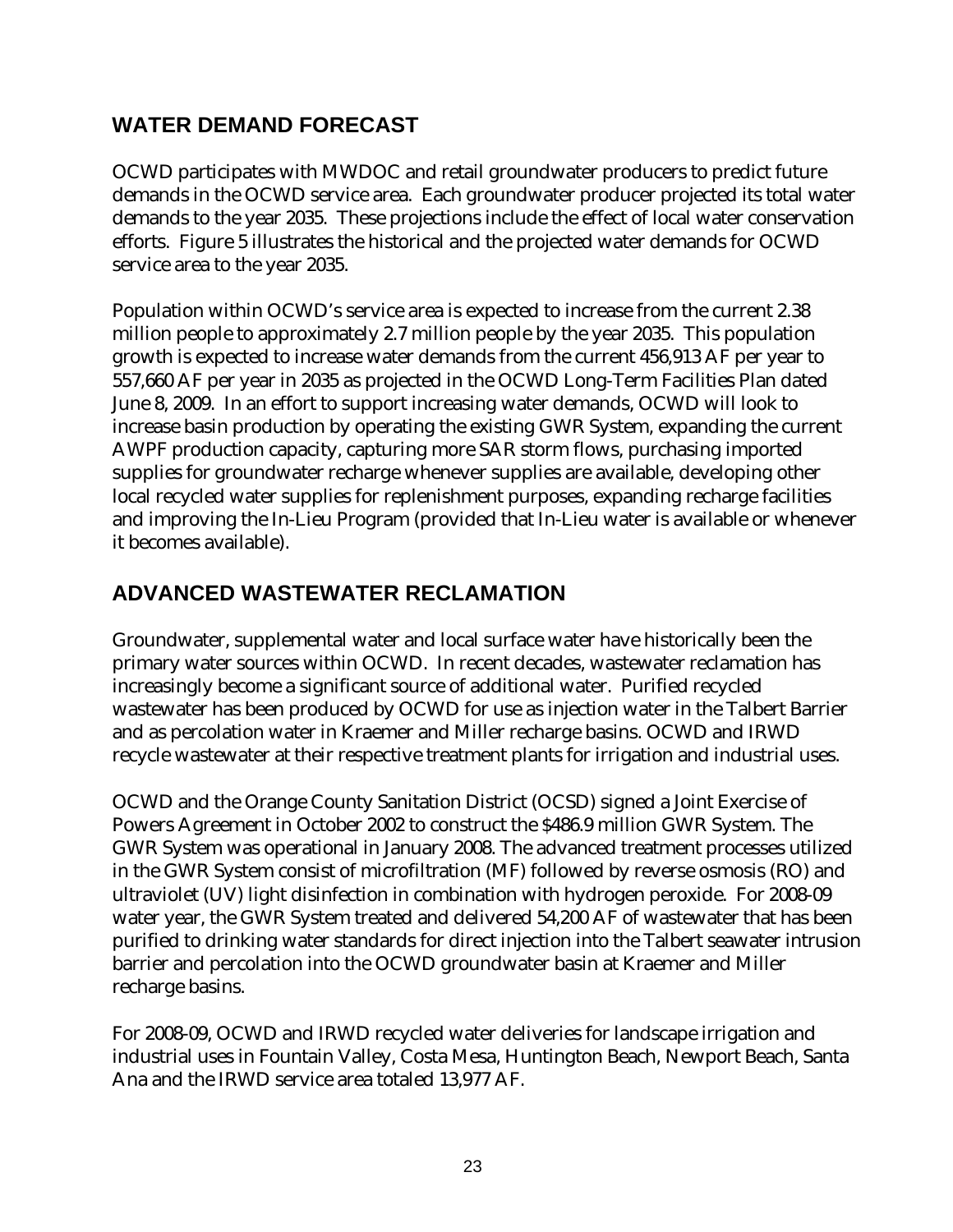## WATER DEMAND FORECAST

OCWD participates with MWDOC and retail groundwater producers to predict future demands in the OCWD service area. Each groundwater producer projected its total water demands to the year 2035. These projections include the effect of local water conservation efforts. Figure 5 illustrates the historical and the projected water demands for OCWD service area to the year 2035.

Population within OCWD's service area is expected to increase from the current 2.38 million people to approximately 2.7 million people by the year 2035. This population growth is expected to increase water demands from the current 456,913 AF per year to 557,660 AF per year in 2035 as projected in the OCWD Long-Term Facilities Plan dated June 8, 2009. In an effort to support increasing water demands, OCWD will look to increase basin production by operating the existing GWR System, expanding the current AWPF production capacity, capturing more SAR storm flows, purchasing imported supplies for groundwater recharge whenever supplies are available, developing other local recycled water supplies for replenishment purposes, expanding recharge facilities and improving the In-Lieu Program (provided that In-Lieu water is available or whenever it becomes available).

## ADVANCED WASTEWATER RECLAMATION

Groundwater, supplemental water and local surface water have historically been the primary water sources within OCWD. In recent decades, wastewater reclamation has increasingly become a significant source of additional water. Purified recycled wastewater has been produced by OCWD for use as injection water in the Talbert Barrier and as percolation water in Kraemer and Miller recharge basins. OCWD and IRWD recycle wastewater at their respective treatment plants for irrigation and industrial uses.

OCWD and the Orange County Sanitation District (OCSD) signed a Joint Exercise of Powers Agreement in October 2002 to construct the $486.9 million GWR System. The GWR System was operational in January 2008. The advanced treatment processes utilized in the GWR System consist of microfiltration (MF) followed by reverse osmosis (RO) and ultraviolet (UV) light disinfection in combination with hydrogen peroxide. For 2008-09 water year, the GWR System treated and delivered 54,200 AF of wastewater that has been purified to drinking water standards for direct injection into the Talbert seawater intrusion barrier and percolation into the OCWD groundwater basin at Kraemer and Miller recharge basins.

For 2008-09, OCWD and IRWD recycled water deliveries for landscape irrigation and industrial uses in Fountain Valley, Costa Mesa, Huntington Beach, Newport Beach, Santa Ana and the IRWD service area totaled 13,977 AF.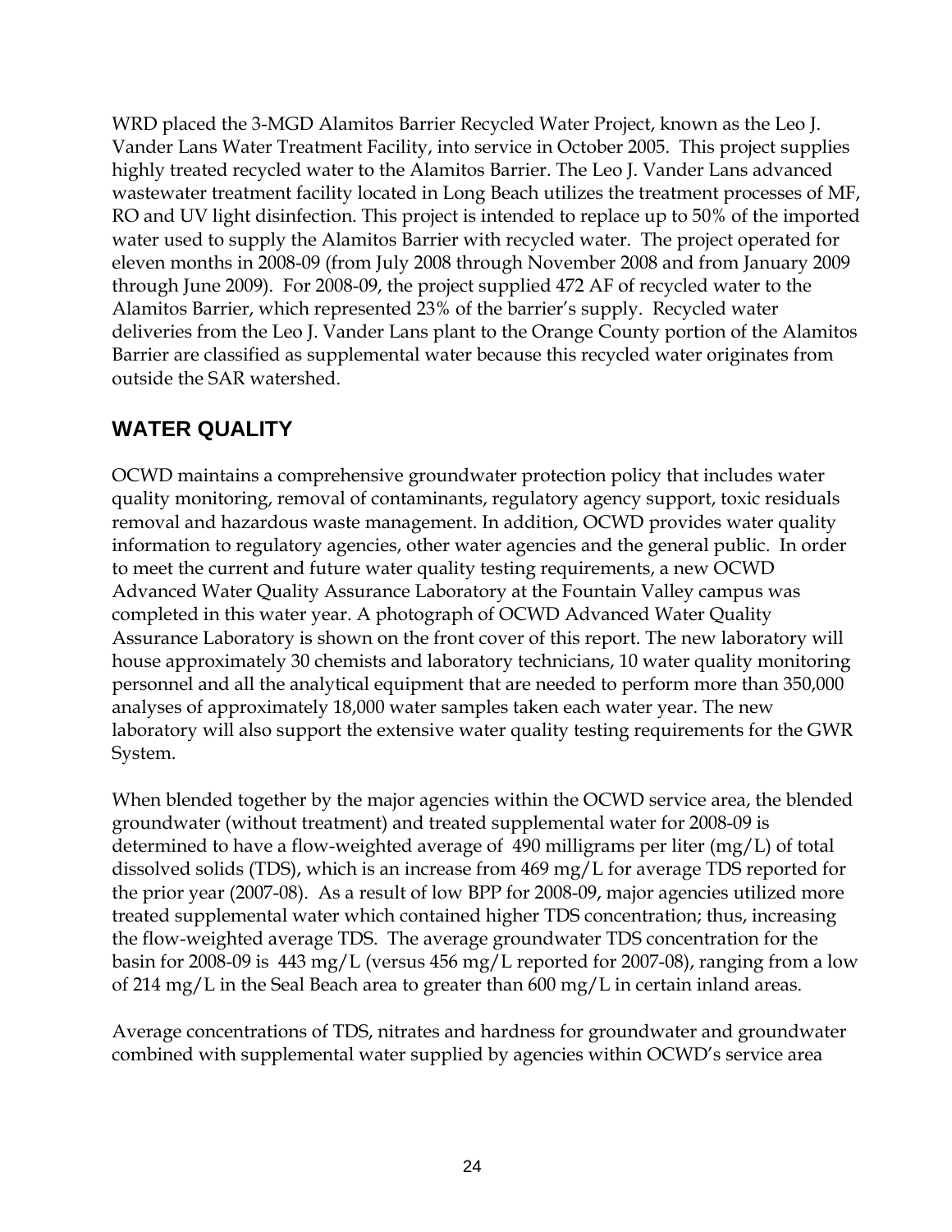WRD placed the 3-MGD Alamitos Barrier Recycled Water Project, known as the Leo J. Vander Lans Water Treatment Facility, into service in October 2005. This project supplies highly treated recycled water to the Alamitos Barrier. The Leo J. Vander Lans advanced wastewater treatment facility located in Long Beach utilizes the treatment processes of MF, RO and UV light disinfection. This project is intended to replace up to 50% of the imported water used to supply the Alamitos Barrier with recycled water. The project operated for eleven months in 2008-09 (from July 2008 through November 2008 and from January 2009 through June 2009). For 2008-09, the project supplied 472 AF of recycled water to the Alamitos Barrier, which represented 23% of the barrier's supply. Recycled water deliveries from the Leo J. Vander Lans plant to the Orange County portion of the Alamitos Barrier are classified as supplemental water because this recycled water originates from outside the SAR watershed.

## WATER QUALITY

OCWD maintains a comprehensive groundwater protection policy that includes water quality monitoring, removal of contaminants, regulatory agency support, toxic residuals removal and hazardous waste management. In addition, OCWD provides water quality information to regulatory agencies, other water agencies and the general public. In order to meet the current and future water quality testing requirements, a new OCWD Advanced Water Quality Assurance Laboratory at the Fountain Valley campus was completed in this water year. A photograph of OCWD Advanced Water Quality Assurance Laboratory is shown on the front cover of this report. The new laboratory will house approximately 30 chemists and laboratory technicians, 10 water quality monitoring personnel and all the analytical equipment that are needed to perform more than 350,000 analyses of approximately 18,000 water samples taken each water year. The new laboratory will also support the extensive water quality testing requirements for the GWR System.

When blended together by the major agencies within the OCWD service area, the blended groundwater (without treatment) and treated supplemental water for 2008-09 is determined to have a flow-weighted average of 490 milligrams per liter (mg/L) of total dissolved solids (TDS), which is an increase from 469 mg/L for average TDS reported for the prior year (2007-08). As a result of low BPP for 2008-09, major agencies utilized more treated supplemental water which contained higher TDS concentration; thus, increasing the flow-weighted average TDS. The average groundwater TDS concentration for the basin for 2008-09 is 443 mg/L (versus 456 mg/L reported for 2007-08), ranging from a low of 214 mg/L in the Seal Beach area to greater than 600 mg/L in certain inland areas.

Average concentrations of TDS, nitrates and hardness for groundwater and groundwater combined with supplemental water supplied by agencies within OCWD's service area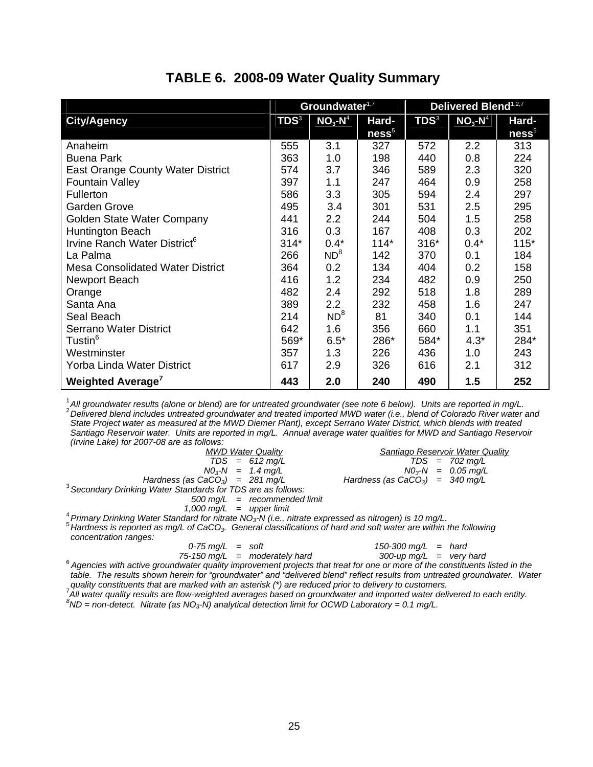# TABLE 6. 2008-09 Water Quality Summary

| City/Agency | Groundwater[1,7] | | | Delivered Blend[1,2,7] | | |
|---|---|---|---|---|---|---|
| | TDS[3] | $NO_3$-N[4] | Hardness[5] | TDS[3] | $NO_3$-N[4] | Hardness[5] |
| Anaheim | 555 | 3.1 | 327 | 572 | 2.2 | 313 |
| Buena Park | 363 | 1.0 | 198 | 440 | 0.8 | 224 |
| East Orange County Water District | 574 | 3.7 | 346 | 589 | 2.3 | 320 |
| Fountain Valley | 397 | 1.1 | 247 | 464 | 0.9 | 258 |
| Fullerton | 586 | 3.3 | 305 | 594 | 2.4 | 297 |
| Garden Grove | 495 | 3.4 | 301 | 531 | 2.5 | 295 |
| Golden State Water Company | 441 | 2.2 | 244 | 504 | 1.5 | 258 |
| Huntington Beach | 316 | 0.3 | 167 | 408 | 0.3 | 202 |
| Irvine Ranch Water District[6] | 314* | 0.4* | 114* | 316* | 0.4* | 115* |
| La Palma | 266 | ND[8] | 142 | 370 | 0.1 | 184 |
| Mesa Consolidated Water District | 364 | 0.2 | 134 | 404 | 0.2 | 158 |
| Newport Beach | 416 | 1.2 | 234 | 482 | 0.9 | 250 |
| Orange | 482 | 2.4 | 292 | 518 | 1.8 | 289 |
| Santa Ana | 389 | 2.2 | 232 | 458 | 1.6 | 247 |
| Seal Beach | 214 | ND[8] | 81 | 340 | 0.1 | 144 |
| Serrano Water District | 642 | 1.6 | 356 | 660 | 1.1 | 351 |
| Tustin[6] | 569* | 6.5* | 286* | 584* | 4.3* | 284* |
| Westminster | 357 | 1.3 | 226 | 436 | 1.0 | 243 |
| Yorba Linda Water District | 617 | 2.9 | 326 | 616 | 2.1 | 312 |
| **Weighted Average[7]** | **443** | **2.0** | **240** | **490** | **1.5** | **252** |

[1] *All groundwater results (alone or blend) are for untreated groundwater (see note 6 below). Units are reported in mg/L.*

[2] *Delivered blend includes untreated groundwater and treated imported MWD water (i.e., blend of Colorado River water and State Project water as measured at the MWD Diemer Plant), except Serrano Water District, which blends with treated Santiago Reservoir water. Units are reported in mg/L. Annual average water qualities for MWD and Santiago Reservoir (Irvine Lake) for 2007-08 are as follows:*

| *MWD Water Quality* | *Santiago Reservoir Water Quality* |
|---|---|
| *TDS = 612 mg/L* | *TDS = 702 mg/L* |
| *$NO_3$-N = 1.4 mg/L* | *$NO_3$-N = 0.05 mg/L* |
| *Hardness (as $CaCO_3$) = 281 mg/L* | *Hardness (as $CaCO_3$) = 340 mg/L* |

[3] *Secondary Drinking Water Standards for TDS are as follows:*

*500 mg/L = recommended limit*
*1,000 mg/L = upper limit*

[4] *Primary Drinking Water Standard for nitrate $NO_3$-N (i.e., nitrate expressed as nitrogen) is 10 mg/L.*

[5] *Hardness is reported as mg/L of $CaCO_3$. General classifications of hard and soft water are within the following concentration ranges:*

| | |
|---|---|
| *0-75 mg/L = soft* | *150-300 mg/L = hard* |
| *75-150 mg/L = moderately hard* | *300-up mg/L = very hard* |

[6] *Agencies with active groundwater quality improvement projects that treat for one or more of the constituents listed in the table. The results shown herein for "groundwater" and "delivered blend" reflect results from untreated groundwater. Water quality constituents that are marked with an asterisk (*) are reduced prior to delivery to customers.*

[7] *All water quality results are flow-weighted averages based on groundwater and imported water delivered to each entity.*

[8] *ND = non-detect. Nitrate (as $NO_3$-N) analytical detection limit for OCWD Laboratory = 0.1 mg/L.*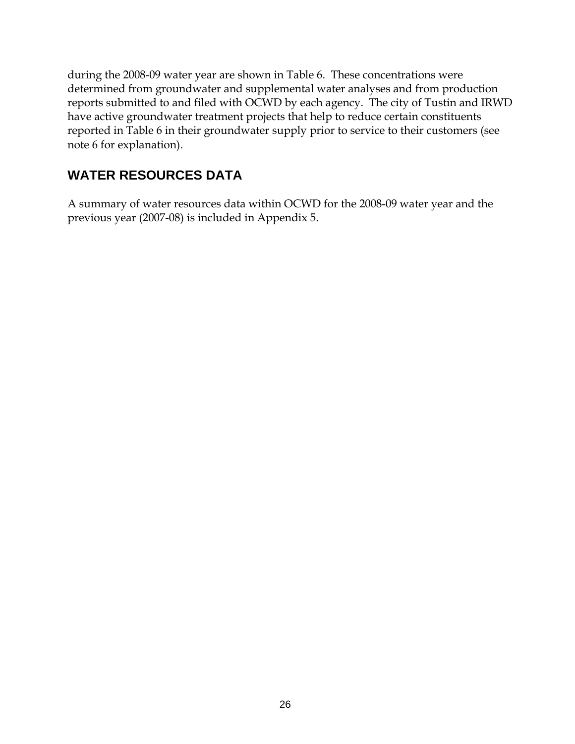during the 2008-09 water year are shown in Table 6. These concentrations were determined from groundwater and supplemental water analyses and from production reports submitted to and filed with OCWD by each agency. The city of Tustin and IRWD have active groundwater treatment projects that help to reduce certain constituents reported in Table 6 in their groundwater supply prior to service to their customers (see note 6 for explanation).

## WATER RESOURCES DATA

A summary of water resources data within OCWD for the 2008-09 water year and the previous year (2007-08) is included in Appendix 5.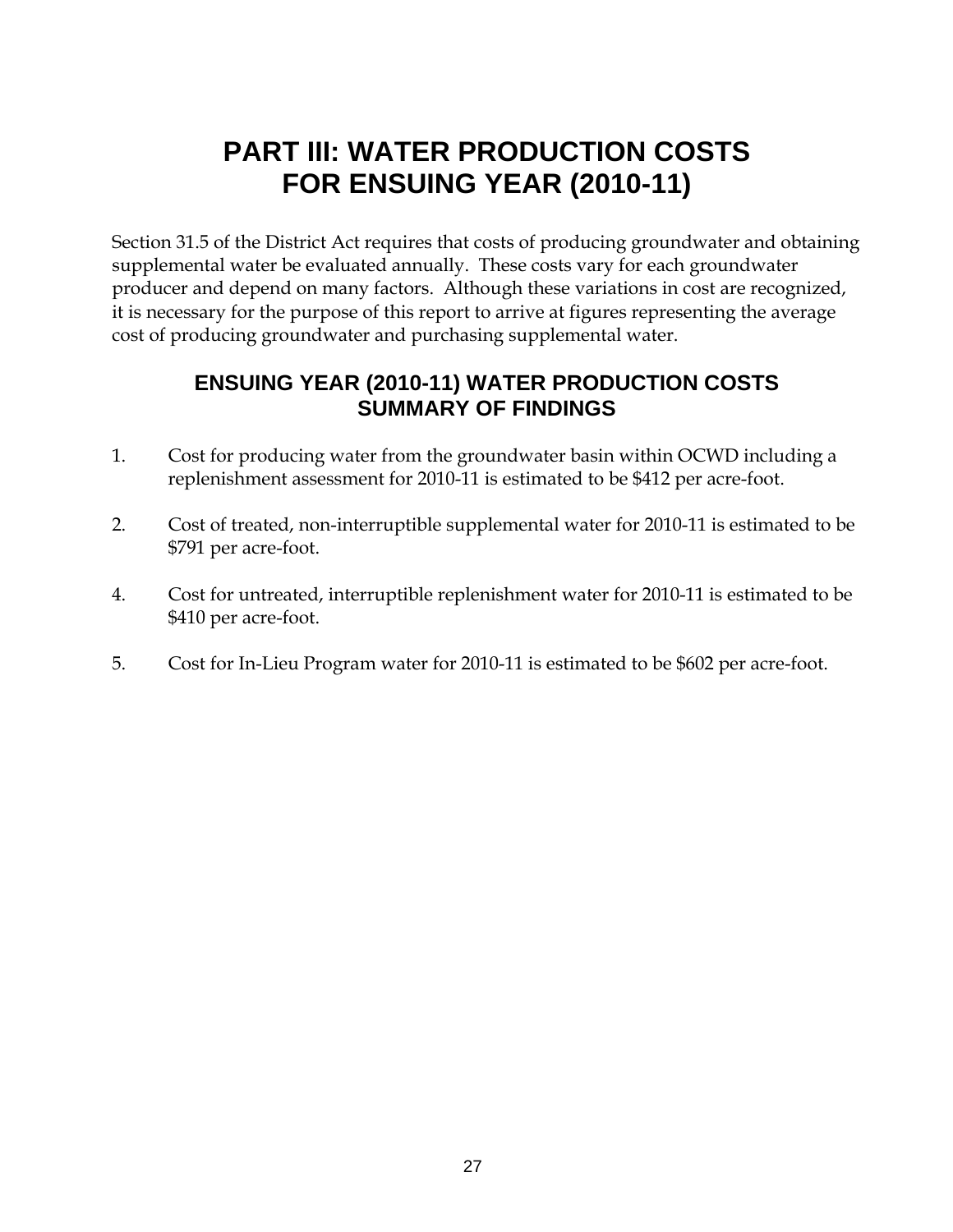# PART III: WATER PRODUCTION COSTS FOR ENSUING YEAR (2010-11)

Section 31.5 of the District Act requires that costs of producing groundwater and obtaining supplemental water be evaluated annually. These costs vary for each groundwater producer and depend on many factors. Although these variations in cost are recognized, it is necessary for the purpose of this report to arrive at figures representing the average cost of producing groundwater and purchasing supplemental water.

## ENSUING YEAR (2010-11) WATER PRODUCTION COSTS SUMMARY OF FINDINGS

1. Cost for producing water from the groundwater basin within OCWD including a replenishment assessment for 2010-11 is estimated to be $412 per acre-foot.

2. Cost of treated, non-interruptible supplemental water for 2010-11 is estimated to be $791 per acre-foot.

4. Cost for untreated, interruptible replenishment water for 2010-11 is estimated to be $410 per acre-foot.

5. Cost for In-Lieu Program water for 2010-11 is estimated to be $602 per acre-foot.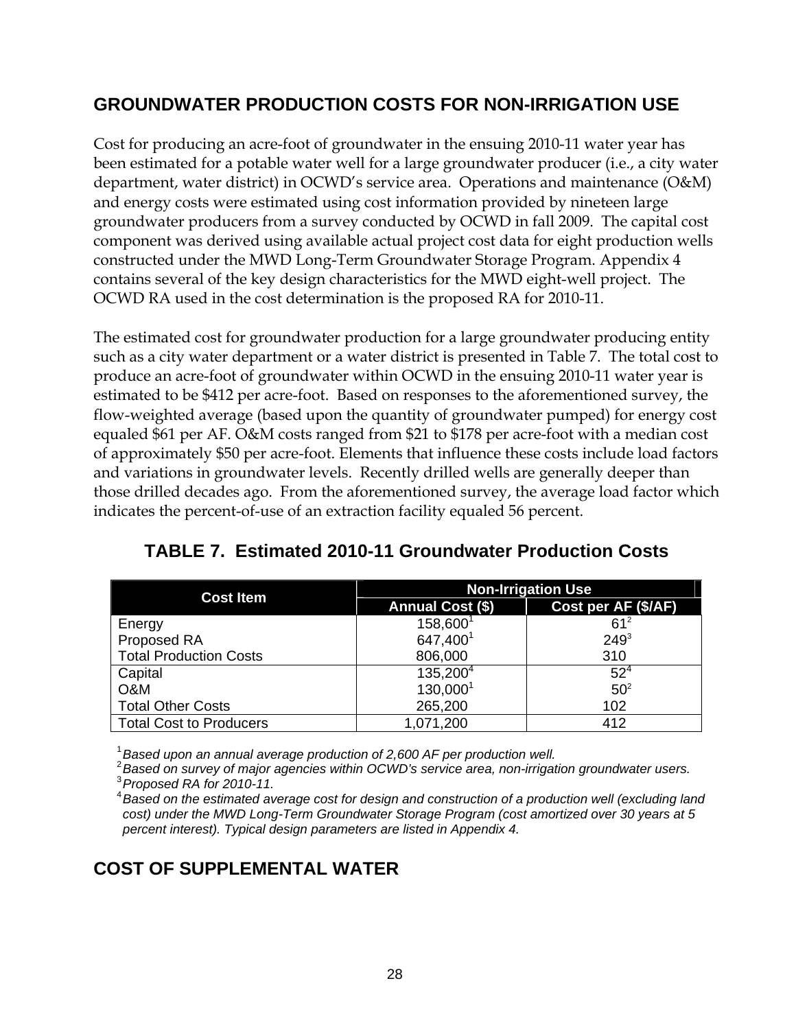## GROUNDWATER PRODUCTION COSTS FOR NON-IRRIGATION USE

Cost for producing an acre-foot of groundwater in the ensuing 2010-11 water year has been estimated for a potable water well for a large groundwater producer (i.e., a city water department, water district) in OCWD's service area. Operations and maintenance (O&M) and energy costs were estimated using cost information provided by nineteen large groundwater producers from a survey conducted by OCWD in fall 2009. The capital cost component was derived using available actual project cost data for eight production wells constructed under the MWD Long-Term Groundwater Storage Program. Appendix 4 contains several of the key design characteristics for the MWD eight-well project. The OCWD RA used in the cost determination is the proposed RA for 2010-11.

The estimated cost for groundwater production for a large groundwater producing entity such as a city water department or a water district is presented in Table 7. The total cost to produce an acre-foot of groundwater within OCWD in the ensuing 2010-11 water year is estimated to be $412 per acre-foot. Based on responses to the aforementioned survey, the flow-weighted average (based upon the quantity of groundwater pumped) for energy cost equaled $61 per AF. O&M costs ranged from $21 to $178 per acre-foot with a median cost of approximately $50 per acre-foot. Elements that influence these costs include load factors and variations in groundwater levels. Recently drilled wells are generally deeper than those drilled decades ago. From the aforementioned survey, the average load factor which indicates the percent-of-use of an extraction facility equaled 56 percent.

### TABLE 7. Estimated 2010-11 Groundwater Production Costs

| Cost Item | Non-Irrigation Use | |
|---|---|---|
| | Annual Cost ($) | Cost per AF ($/AF) |
| Energy | 158,600[1] | 61[2] |
| Proposed RA | 647,400[1] | 249[3] |
| Total Production Costs | 806,000 | 310 |
| Capital | 135,200[4] | 52[4] |
| O&M | 130,000[1] | 50[2] |
| Total Other Costs | 265,200 | 102 |
| Total Cost to Producers | 1,071,200 | 412 |

[1] *Based upon an annual average production of 2,600 AF per production well.*
[2] *Based on survey of major agencies within OCWD's service area, non-irrigation groundwater users.*
[3] *Proposed RA for 2010-11.*
[4] *Based on the estimated average cost for design and construction of a production well (excluding land cost) under the MWD Long-Term Groundwater Storage Program (cost amortized over 30 years at 5 percent interest). Typical design parameters are listed in Appendix 4.*

## COST OF SUPPLEMENTAL WATER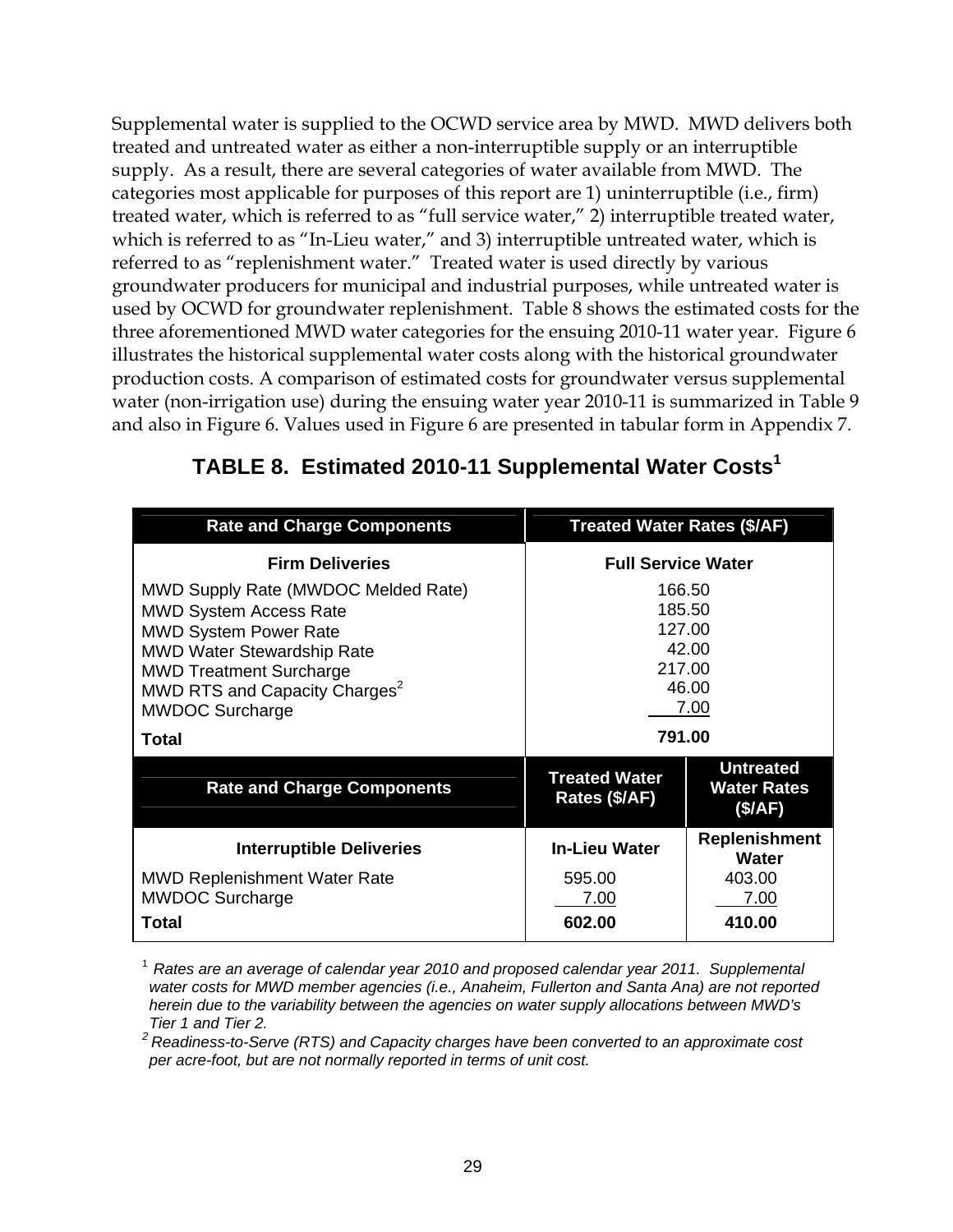Supplemental water is supplied to the OCWD service area by MWD. MWD delivers both treated and untreated water as either a non-interruptible supply or an interruptible supply. As a result, there are several categories of water available from MWD. The categories most applicable for purposes of this report are 1) uninterruptible (i.e., firm) treated water, which is referred to as "full service water," 2) interruptible treated water, which is referred to as "In-Lieu water," and 3) interruptible untreated water, which is referred to as "replenishment water." Treated water is used directly by various groundwater producers for municipal and industrial purposes, while untreated water is used by OCWD for groundwater replenishment. Table 8 shows the estimated costs for the three aforementioned MWD water categories for the ensuing 2010-11 water year. Figure 6 illustrates the historical supplemental water costs along with the historical groundwater production costs. A comparison of estimated costs for groundwater versus supplemental water (non-irrigation use) during the ensuing water year 2010-11 is summarized in Table 9 and also in Figure 6. Values used in Figure 6 are presented in tabular form in Appendix 7.

## TABLE 8. Estimated 2010-11 Supplemental Water Costs[1]

| Rate and Charge Components | Treated Water Rates ($/AF) | |
|---|---|---|
| **Firm Deliveries** | **Full Service Water** | |
| MWD Supply Rate (MWDOC Melded Rate) | 166.50 | |
| MWD System Access Rate | 185.50 | |
| MWD System Power Rate | 127.00 | |
| MWD Water Stewardship Rate | 42.00 | |
| MWD Treatment Surcharge | 217.00 | |
| MWD RTS and Capacity Charges[2] | 46.00 | |
| MWDOC Surcharge | 7.00 | |
| **Total** | **791.00** | |
| **Rate and Charge Components** | **Treated Water Rates ($/AF)** | **Untreated Water Rates ($/AF)** |
| **Interruptible Deliveries** | **In-Lieu Water** | **Replenishment Water** |
| MWD Replenishment Water Rate | 595.00 | 403.00 |
| MWDOC Surcharge | 7.00 | 7.00 |
| **Total** | **602.00** | **410.00** |

[1] *Rates are an average of calendar year 2010 and proposed calendar year 2011. Supplemental water costs for MWD member agencies (i.e., Anaheim, Fullerton and Santa Ana) are not reported herein due to the variability between the agencies on water supply allocations between MWD's Tier 1 and Tier 2.*

[2] *Readiness-to-Serve (RTS) and Capacity charges have been converted to an approximate cost per acre-foot, but are not normally reported in terms of unit cost.*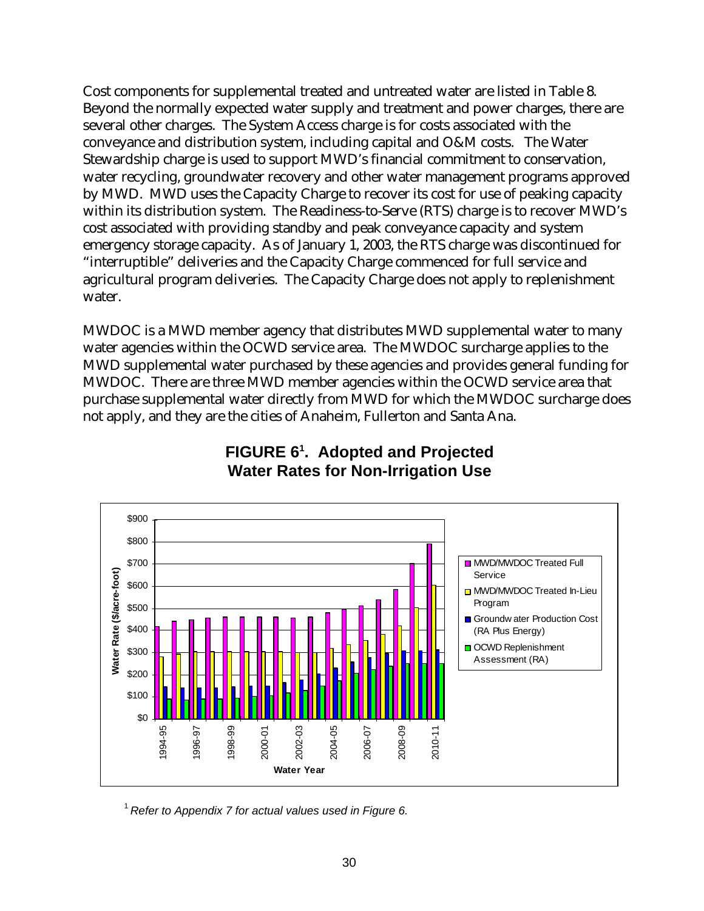Cost components for supplemental treated and untreated water are listed in Table 8. Beyond the normally expected water supply and treatment and power charges, there are several other charges. The System Access charge is for costs associated with the conveyance and distribution system, including capital and O&M costs. The Water Stewardship charge is used to support MWD's financial commitment to conservation, water recycling, groundwater recovery and other water management programs approved by MWD. MWD uses the Capacity Charge to recover its cost for use of peaking capacity within its distribution system. The Readiness-to-Serve (RTS) charge is to recover MWD's cost associated with providing standby and peak conveyance capacity and system emergency storage capacity. As of January 1, 2003, the RTS charge was discontinued for "interruptible" deliveries and the Capacity Charge commenced for full service and agricultural program deliveries. The Capacity Charge does not apply to replenishment water.

MWDOC is a MWD member agency that distributes MWD supplemental water to many water agencies within the OCWD service area. The MWDOC surcharge applies to the MWD supplemental water purchased by these agencies and provides general funding for MWDOC. There are three MWD member agencies within the OCWD service area that purchase supplemental water directly from MWD for which the MWDOC surcharge does not apply, and they are the cities of Anaheim, Fullerton and Santa Ana.

**FIGURE 6[1]. Adopted and Projected Water Rates for Non-Irrigation Use**

[1] *Refer to Appendix 7 for actual values used in Figure 6.*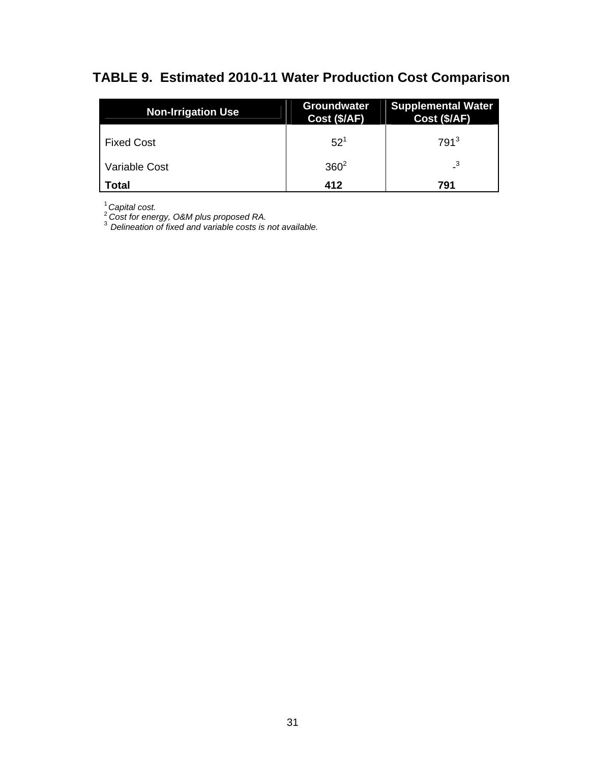## TABLE 9. Estimated 2010-11 Water Production Cost Comparison

| Non-Irrigation Use | Groundwater Cost ($/AF) | Supplemental Water Cost ($/AF) |
|---|---|---|
| Fixed Cost | 52[1] | 791[3] |
| Variable Cost | 360[2] | -[3] |
| **Total** | **412** | **791** |

[1] *Capital cost.*
[2] *Cost for energy, O&M plus proposed RA.*
[3] *Delineation of fixed and variable costs is not available.*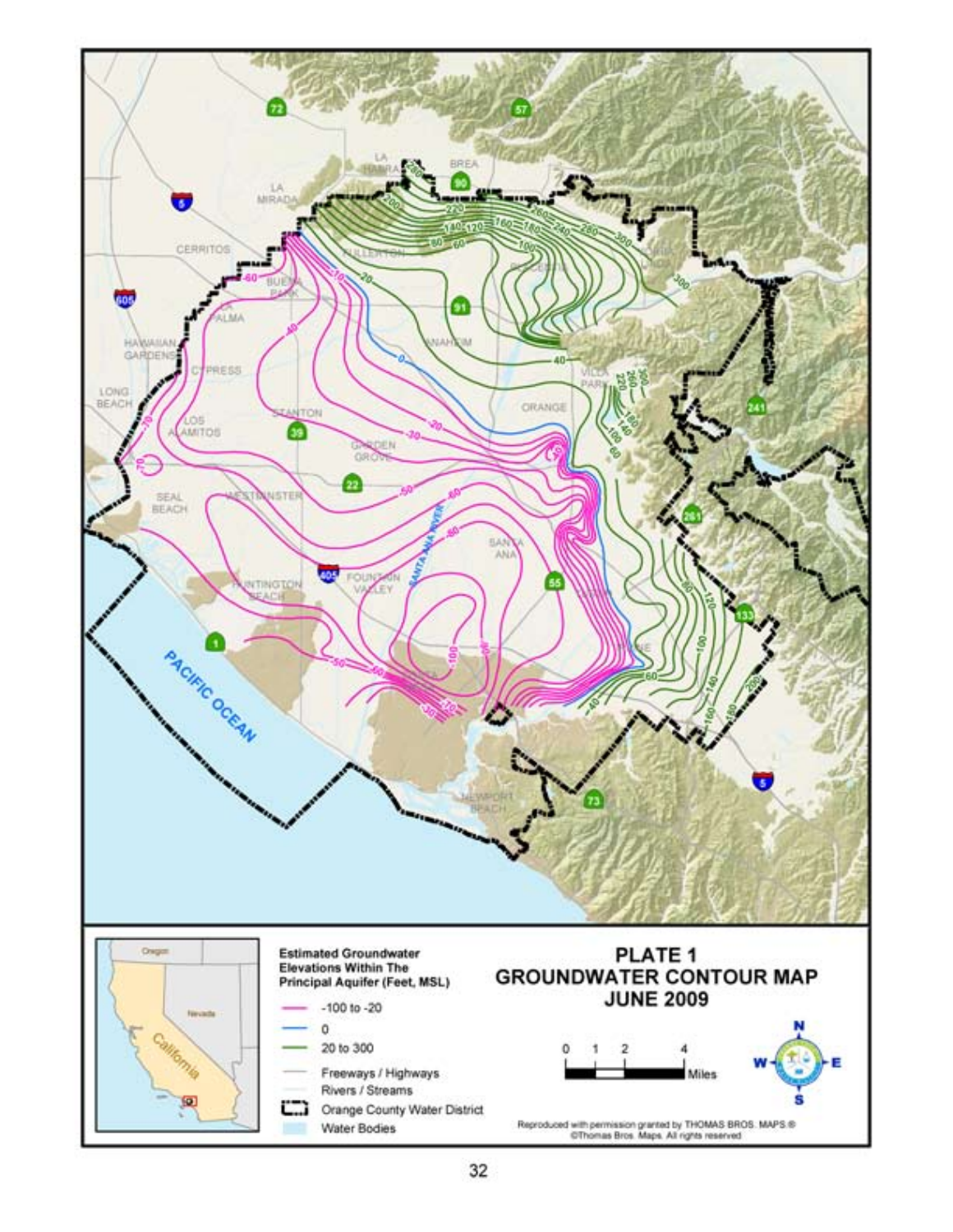**PLATE 1**
**GROUNDWATER CONTOUR MAP**
**JUNE 2009**

**Estimated Groundwater Elevations Within The Principal Aquifer (Feet, MSL)**

- -100 to -20
- 0
- 20 to 300
- Freeways / Highways
- Rivers / Streams
- Orange County Water District
- Water Bodies

0 1 2 4 Miles

Reproduced with permission granted by THOMAS BROS. MAPS.® ©Thomas Bros. Maps. All rights reserved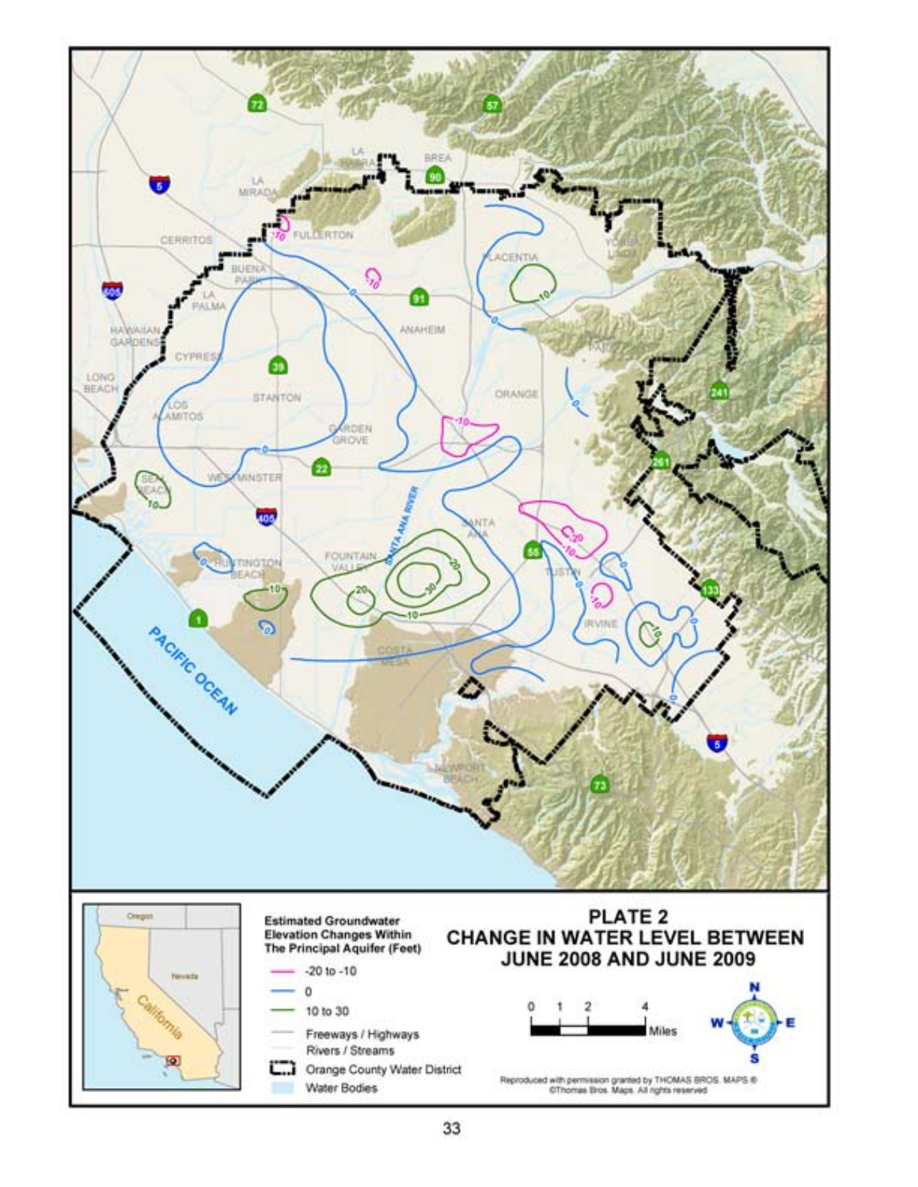# PLATE 2
## CHANGE IN WATER LEVEL BETWEEN JUNE 2008 AND JUNE 2009

**Estimated Groundwater Elevation Changes Within The Principal Aquifer (Feet)**

- -20 to -10
- 0
- 10 to 30
- Freeways / Highways
- Rivers / Streams
- Orange County Water District
- Water Bodies

Reproduced with permission granted by THOMAS BROS. MAPS ® ©Thomas Bros. Maps. All rights reserved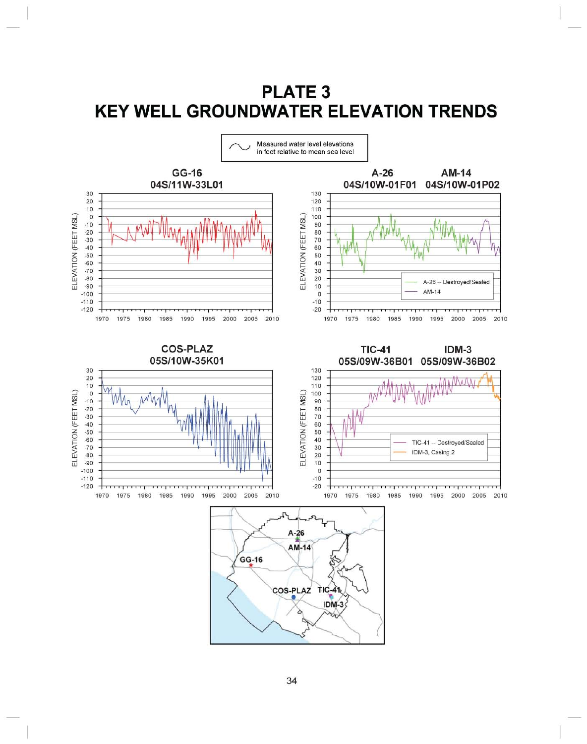# PLATE 3
# KEY WELL GROUNDWATER ELEVATION TRENDS

Measured water level elevations in feet relative to mean sea level

**GG-16**
**04S/11W-33L01**

**A-26 04S/10W-01F01** **AM-14 04S/10W-01P02**

A-26 -- Destroyed/Sealed
AM-14

**COS-PLAZ**
**05S/10W-35K01**

**TIC-41 05S/09W-36B01** **IDM-3 05S/09W-36B02**

TIC-41 -- Destroyed/Sealed
IDM-3, Casing 2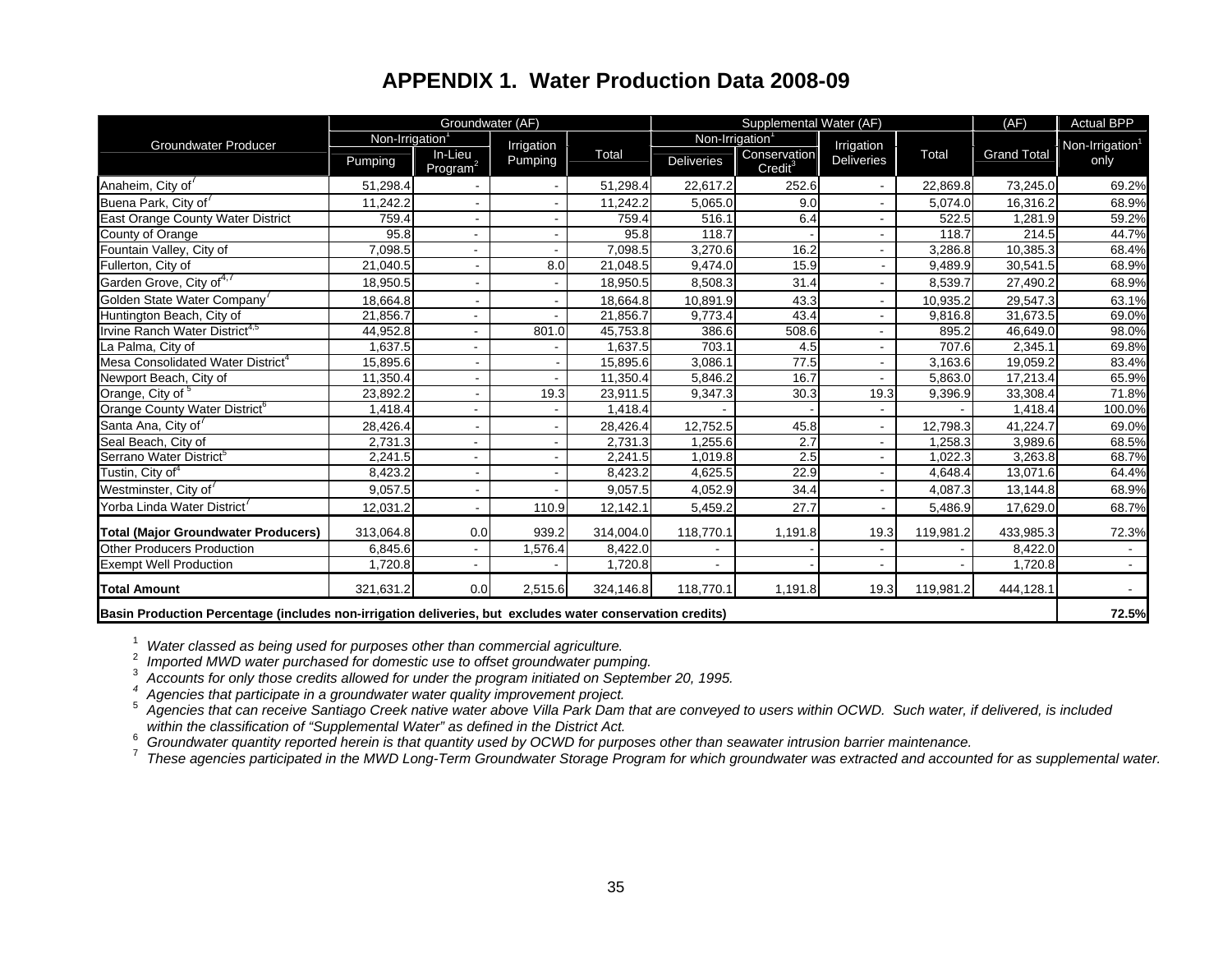# APPENDIX 1. Water Production Data 2008-09

| Groundwater Producer | Groundwater (AF) | | | | Supplemental Water (AF) | | | | (AF) | Actual BPP |
|---|---|---|---|---|---|---|---|---|---|---|
| | Non-Irrigation[1] | | Irrigation Pumping | Total | Non-Irrigation[1] | | Irrigation Deliveries | Total | Grand Total | Non-Irrigation[1] only |
| | Pumping | In-Lieu Program[2] | | | Deliveries | Conservation Credit[3] | | | | |
| Anaheim, City of[7] | 51,298.4 | - | - | 51,298.4 | 22,617.2 | 252.6 | - | 22,869.8 | 73,245.0 | 69.2% |
| Buena Park, City of[7] | 11,242.2 | - | - | 11,242.2 | 5,065.0 | 9.0 | - | 5,074.0 | 16,316.2 | 68.9% |
| East Orange County Water District | 759.4 | - | - | 759.4 | 516.1 | 6.4 | - | 522.5 | 1,281.9 | 59.2% |
| County of Orange | 95.8 | - | - | 95.8 | 118.7 | - | - | 118.7 | 214.5 | 44.7% |
| Fountain Valley, City of | 7,098.5 | - | - | 7,098.5 | 3,270.6 | 16.2 | - | 3,286.8 | 10,385.3 | 68.4% |
| Fullerton, City of | 21,040.5 | - | 8.0 | 21,048.5 | 9,474.0 | 15.9 | - | 9,489.9 | 30,541.5 | 68.9% |
| Garden Grove, City of[4,7] | 18,950.5 | - | - | 18,950.5 | 8,508.3 | 31.4 | - | 8,539.7 | 27,490.2 | 68.9% |
| Golden State Water Company[7] | 18,664.8 | - | - | 18,664.8 | 10,891.9 | 43.3 | - | 10,935.2 | 29,547.3 | 63.1% |
| Huntington Beach, City of | 21,856.7 | - | - | 21,856.7 | 9,773.4 | 43.4 | - | 9,816.8 | 31,673.5 | 69.0% |
| Irvine Ranch Water District[4,5] | 44,952.8 | - | 801.0 | 45,753.8 | 386.6 | 508.6 | - | 895.2 | 46,649.0 | 98.0% |
| La Palma, City of | 1,637.5 | - | - | 1,637.5 | 703.1 | 4.5 | - | 707.6 | 2,345.1 | 69.8% |
| Mesa Consolidated Water District[4] | 15,895.6 | - | - | 15,895.6 | 3,086.1 | 77.5 | - | 3,163.6 | 19,059.2 | 83.4% |
| Newport Beach, City of | 11,350.4 | - | - | 11,350.4 | 5,846.2 | 16.7 | - | 5,863.0 | 17,213.4 | 65.9% |
| Orange, City of[5] | 23,892.2 | - | 19.3 | 23,911.5 | 9,347.3 | 30.3 | 19.3 | 9,396.9 | 33,308.4 | 71.8% |
| Orange County Water District[6] | 1,418.4 | - | - | 1,418.4 | - | - | - | - | 1,418.4 | 100.0% |
| Santa Ana, City of[7] | 28,426.4 | - | - | 28,426.4 | 12,752.5 | 45.8 | - | 12,798.3 | 41,224.7 | 69.0% |
| Seal Beach, City of | 2,731.3 | - | - | 2,731.3 | 1,255.6 | 2.7 | - | 1,258.3 | 3,989.6 | 68.5% |
| Serrano Water District[5] | 2,241.5 | - | - | 2,241.5 | 1,019.8 | 2.5 | - | 1,022.3 | 3,263.8 | 68.7% |
| Tustin, City of[4] | 8,423.2 | - | - | 8,423.2 | 4,625.5 | 22.9 | - | 4,648.4 | 13,071.6 | 64.4% |
| Westminster, City of[7] | 9,057.5 | - | - | 9,057.5 | 4,052.9 | 34.4 | - | 4,087.3 | 13,144.8 | 68.9% |
| Yorba Linda Water District[7] | 12,031.2 | - | 110.9 | 12,142.1 | 5,459.2 | 27.7 | - | 5,486.9 | 17,629.0 | 68.7% |
| **Total (Major Groundwater Producers)** | 313,064.8 | 0.0 | 939.2 | 314,004.0 | 118,770.1 | 1,191.8 | 19.3 | 119,981.2 | 433,985.3 | 72.3% |
| Other Producers Production | 6,845.6 | - | 1,576.4 | 8,422.0 | - | - | - | - | 8,422.0 | - |
| Exempt Well Production | 1,720.8 | - | - | 1,720.8 | - | - | - | - | 1,720.8 | - |
| **Total Amount** | 321,631.2 | 0.0 | 2,515.6 | 324,146.8 | 118,770.1 | 1,191.8 | 19.3 | 119,981.2 | 444,128.1 | - |
| **Basin Production Percentage (includes non-irrigation deliveries, but excludes water conservation credits)** | | | | | | | | | | **72.5%** |

[1] *Water classed as being used for purposes other than commercial agriculture.*
[2] *Imported MWD water purchased for domestic use to offset groundwater pumping.*
[3] *Accounts for only those credits allowed for under the program initiated on September 20, 1995.*
[4] *Agencies that participate in a groundwater water quality improvement project.*
[5] *Agencies that can receive Santiago Creek native water above Villa Park Dam that are conveyed to users within OCWD. Such water, if delivered, is included within the classification of "Supplemental Water" as defined in the District Act.*
[6] *Groundwater quantity reported herein is that quantity used by OCWD for purposes other than seawater intrusion barrier maintenance.*
[7] *These agencies participated in the MWD Long-Term Groundwater Storage Program for which groundwater was extracted and accounted for as supplemental water.*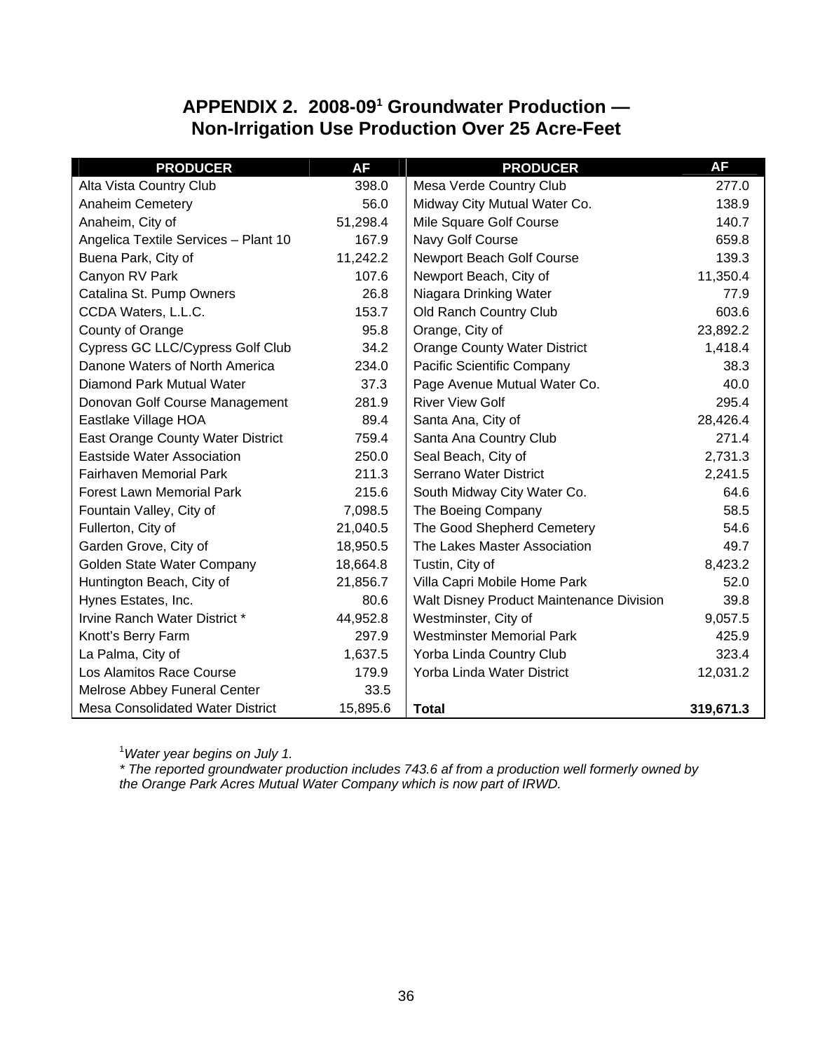## APPENDIX 2. 2008-09[1] Groundwater Production — Non-Irrigation Use Production Over 25 Acre-Feet

| PRODUCER | AF | PRODUCER | AF |
|---|---|---|---|
| Alta Vista Country Club | 398.0 | Mesa Verde Country Club | 277.0 |
| Anaheim Cemetery | 56.0 | Midway City Mutual Water Co. | 138.9 |
| Anaheim, City of | 51,298.4 | Mile Square Golf Course | 140.7 |
| Angelica Textile Services – Plant 10 | 167.9 | Navy Golf Course | 659.8 |
| Buena Park, City of | 11,242.2 | Newport Beach Golf Course | 139.3 |
| Canyon RV Park | 107.6 | Newport Beach, City of | 11,350.4 |
| Catalina St. Pump Owners | 26.8 | Niagara Drinking Water | 77.9 |
| CCDA Waters, L.L.C. | 153.7 | Old Ranch Country Club | 603.6 |
| County of Orange | 95.8 | Orange, City of | 23,892.2 |
| Cypress GC LLC/Cypress Golf Club | 34.2 | Orange County Water District | 1,418.4 |
| Danone Waters of North America | 234.0 | Pacific Scientific Company | 38.3 |
| Diamond Park Mutual Water | 37.3 | Page Avenue Mutual Water Co. | 40.0 |
| Donovan Golf Course Management | 281.9 | River View Golf | 295.4 |
| Eastlake Village HOA | 89.4 | Santa Ana, City of | 28,426.4 |
| East Orange County Water District | 759.4 | Santa Ana Country Club | 271.4 |
| Eastside Water Association | 250.0 | Seal Beach, City of | 2,731.3 |
| Fairhaven Memorial Park | 211.3 | Serrano Water District | 2,241.5 |
| Forest Lawn Memorial Park | 215.6 | South Midway City Water Co. | 64.6 |
| Fountain Valley, City of | 7,098.5 | The Boeing Company | 58.5 |
| Fullerton, City of | 21,040.5 | The Good Shepherd Cemetery | 54.6 |
| Garden Grove, City of | 18,950.5 | The Lakes Master Association | 49.7 |
| Golden State Water Company | 18,664.8 | Tustin, City of | 8,423.2 |
| Huntington Beach, City of | 21,856.7 | Villa Capri Mobile Home Park | 52.0 |
| Hynes Estates, Inc. | 80.6 | Walt Disney Product Maintenance Division | 39.8 |
| Irvine Ranch Water District * | 44,952.8 | Westminster, City of | 9,057.5 |
| Knott's Berry Farm | 297.9 | Westminster Memorial Park | 425.9 |
| La Palma, City of | 1,637.5 | Yorba Linda Country Club | 323.4 |
| Los Alamitos Race Course | 179.9 | Yorba Linda Water District | 12,031.2 |
| Melrose Abbey Funeral Center | 33.5 | | |
| Mesa Consolidated Water District | 15,895.6 | **Total** | **319,671.3** |

[1]*Water year begins on July 1.*

*\* The reported groundwater production includes 743.6 af from a production well formerly owned by the Orange Park Acres Mutual Water Company which is now part of IRWD.*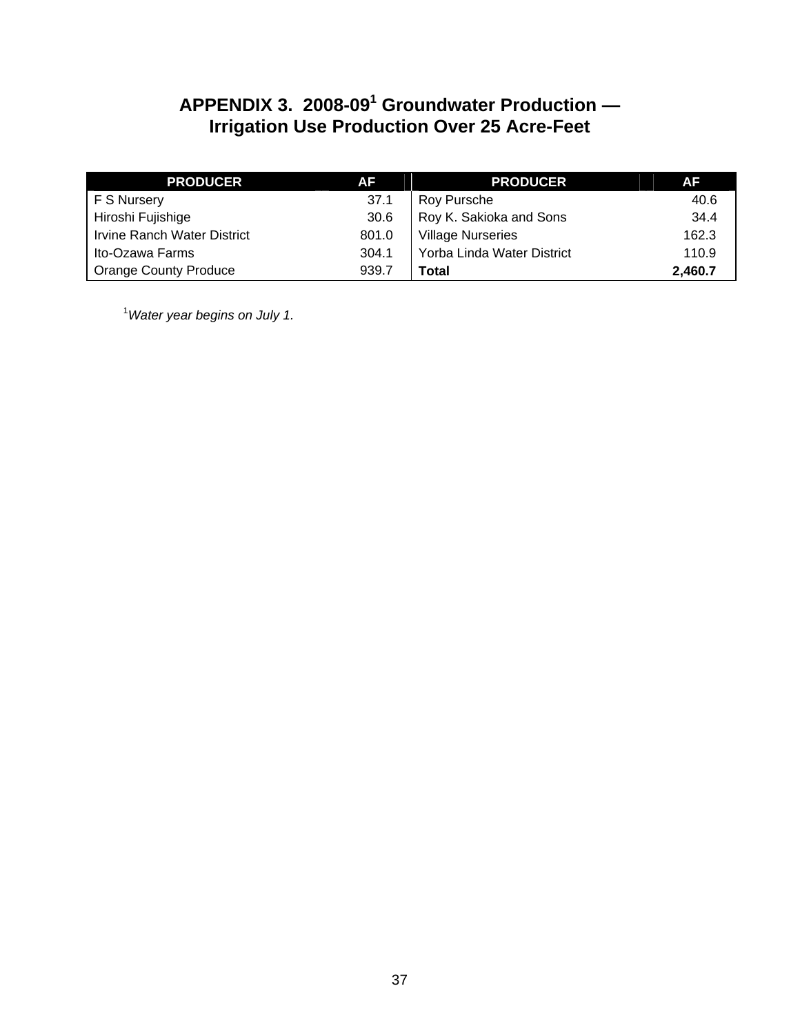# APPENDIX 3. 2008-09[1] Groundwater Production — Irrigation Use Production Over 25 Acre-Feet

| PRODUCER | AF | PRODUCER | AF |
|---|---|---|---|
| F S Nursery | 37.1 | Roy Pursche | 40.6 |
| Hiroshi Fujishige | 30.6 | Roy K. Sakioka and Sons | 34.4 |
| Irvine Ranch Water District | 801.0 | Village Nurseries | 162.3 |
| Ito-Ozawa Farms | 304.1 | Yorba Linda Water District | 110.9 |
| Orange County Produce | 939.7 | **Total** | **2,460.7** |

[1]*Water year begins on July 1.*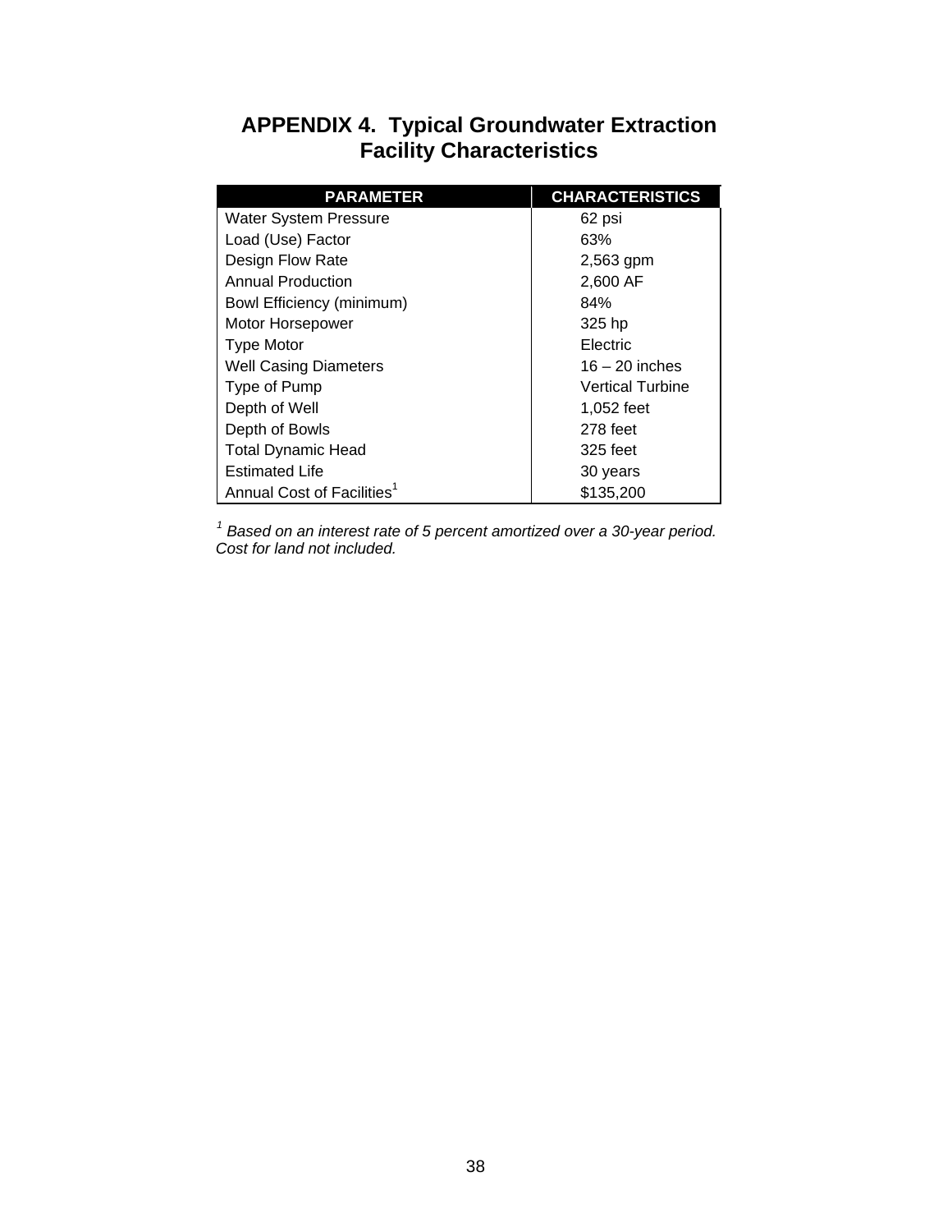# APPENDIX 4. Typical Groundwater Extraction Facility Characteristics

| PARAMETER | CHARACTERISTICS |
|---|---|
| Water System Pressure | 62 psi |
| Load (Use) Factor | 63% |
| Design Flow Rate | 2,563 gpm |
| Annual Production | 2,600 AF |
| Bowl Efficiency (minimum) | 84% |
| Motor Horsepower | 325 hp |
| Type Motor | Electric |
| Well Casing Diameters | 16 – 20 inches |
| Type of Pump | Vertical Turbine |
| Depth of Well | 1,052 feet |
| Depth of Bowls | 278 feet |
| Total Dynamic Head | 325 feet |
| Estimated Life | 30 years |
| Annual Cost of Facilities[1] | $135,200 |

*[1] Based on an interest rate of 5 percent amortized over a 30-year period. Cost for land not included.*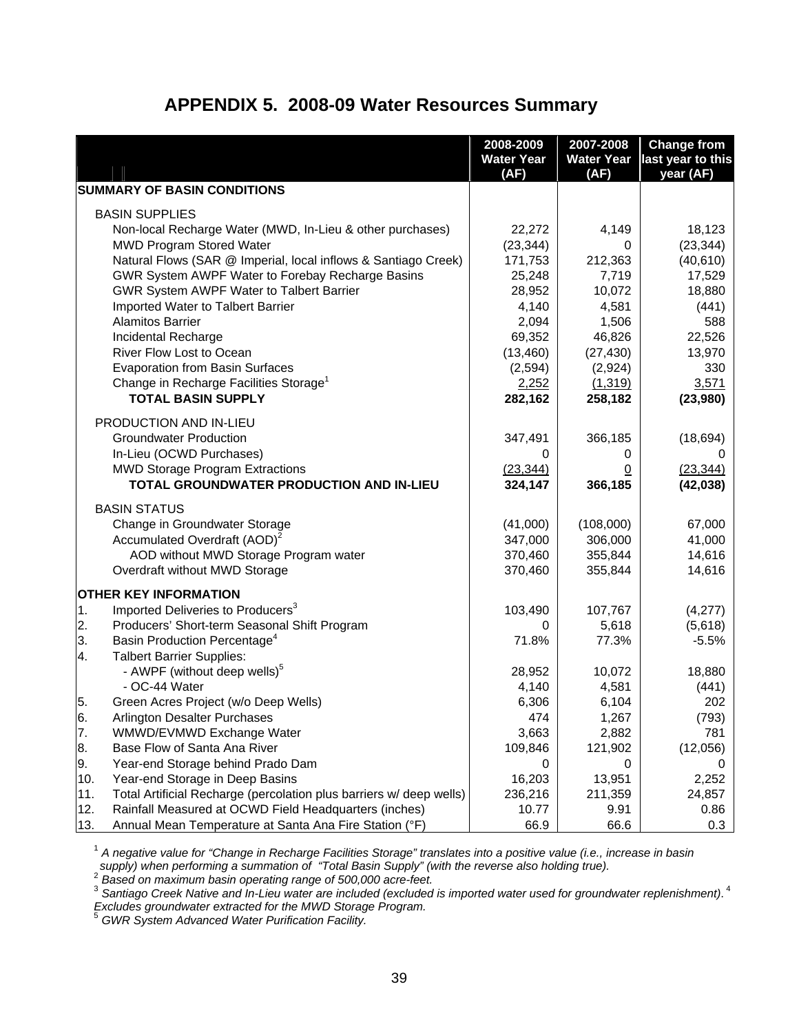# APPENDIX 5. 2008-09 Water Resources Summary

| | 2008-2009 Water Year (AF) | 2007-2008 Water Year (AF) | Change from last year to this year (AF) |
|---|---|---|---|
| **SUMMARY OF BASIN CONDITIONS** | | | |
| BASIN SUPPLIES | | | |
| Non-local Recharge Water (MWD, In-Lieu & other purchases) | 22,272 | 4,149 | 18,123 |
| MWD Program Stored Water | (23,344) | 0 | (23,344) |
| Natural Flows (SAR @ Imperial, local inflows & Santiago Creek) | 171,753 | 212,363 | (40,610) |
| GWR System AWPF Water to Forebay Recharge Basins | 25,248 | 7,719 | 17,529 |
| GWR System AWPF Water to Talbert Barrier | 28,952 | 10,072 | 18,880 |
| Imported Water to Talbert Barrier | 4,140 | 4,581 | (441) |
| Alamitos Barrier | 2,094 | 1,506 | 588 |
| Incidental Recharge | 69,352 | 46,826 | 22,526 |
| River Flow Lost to Ocean | (13,460) | (27,430) | 13,970 |
| Evaporation from Basin Surfaces | (2,594) | (2,924) | 330 |
| Change in Recharge Facilities Storage[1] | 2,252 | (1,319) | 3,571 |
| **TOTAL BASIN SUPPLY** | **282,162** | **258,182** | **(23,980)** |
| PRODUCTION AND IN-LIEU | | | |
| Groundwater Production | 347,491 | 366,185 | (18,694) |
| In-Lieu (OCWD Purchases) | 0 | 0 | 0 |
| MWD Storage Program Extractions | (23,344) | 0 | (23,344) |
| **TOTAL GROUNDWATER PRODUCTION AND IN-LIEU** | **324,147** | **366,185** | **(42,038)** |
| BASIN STATUS | | | |
| Change in Groundwater Storage | (41,000) | (108,000) | 67,000 |
| Accumulated Overdraft (AOD)[2] | 347,000 | 306,000 | 41,000 |
| AOD without MWD Storage Program water | 370,460 | 355,844 | 14,616 |
| Overdraft without MWD Storage | 370,460 | 355,844 | 14,616 |
| **OTHER KEY INFORMATION** | | | |
| 1. Imported Deliveries to Producers[3] | 103,490 | 107,767 | (4,277) |
| 2. Producers' Short-term Seasonal Shift Program | 0 | 5,618 | (5,618) |
| 3. Basin Production Percentage[4] | 71.8% | 77.3% | -5.5% |
| 4. Talbert Barrier Supplies: | | | |
| - AWPF (without deep wells)[5] | 28,952 | 10,072 | 18,880 |
| - OC-44 Water | 4,140 | 4,581 | (441) |
| 5. Green Acres Project (w/o Deep Wells) | 6,306 | 6,104 | 202 |
| 6. Arlington Desalter Purchases | 474 | 1,267 | (793) |
| 7. WMWD/EVMWD Exchange Water | 3,663 | 2,882 | 781 |
| 8. Base Flow of Santa Ana River | 109,846 | 121,902 | (12,056) |
| 9. Year-end Storage behind Prado Dam | 0 | 0 | 0 |
| 10. Year-end Storage in Deep Basins | 16,203 | 13,951 | 2,252 |
| 11. Total Artificial Recharge (percolation plus barriers w/ deep wells) | 236,216 | 211,359 | 24,857 |
| 12. Rainfall Measured at OCWD Field Headquarters (inches) | 10.77 | 9.91 | 0.86 |
| 13. Annual Mean Temperature at Santa Ana Fire Station (°F) | 66.9 | 66.6 | 0.3 |

[1] *A negative value for "Change in Recharge Facilities Storage" translates into a positive value (i.e., increase in basin supply) when performing a summation of "Total Basin Supply" (with the reverse also holding true).*
[2] *Based on maximum basin operating range of 500,000 acre-feet.*
[3] *Santiago Creek Native and In-Lieu water are included (excluded is imported water used for groundwater replenishment).*
[4] *Excludes groundwater extracted for the MWD Storage Program.*
[5] *GWR System Advanced Water Purification Facility.*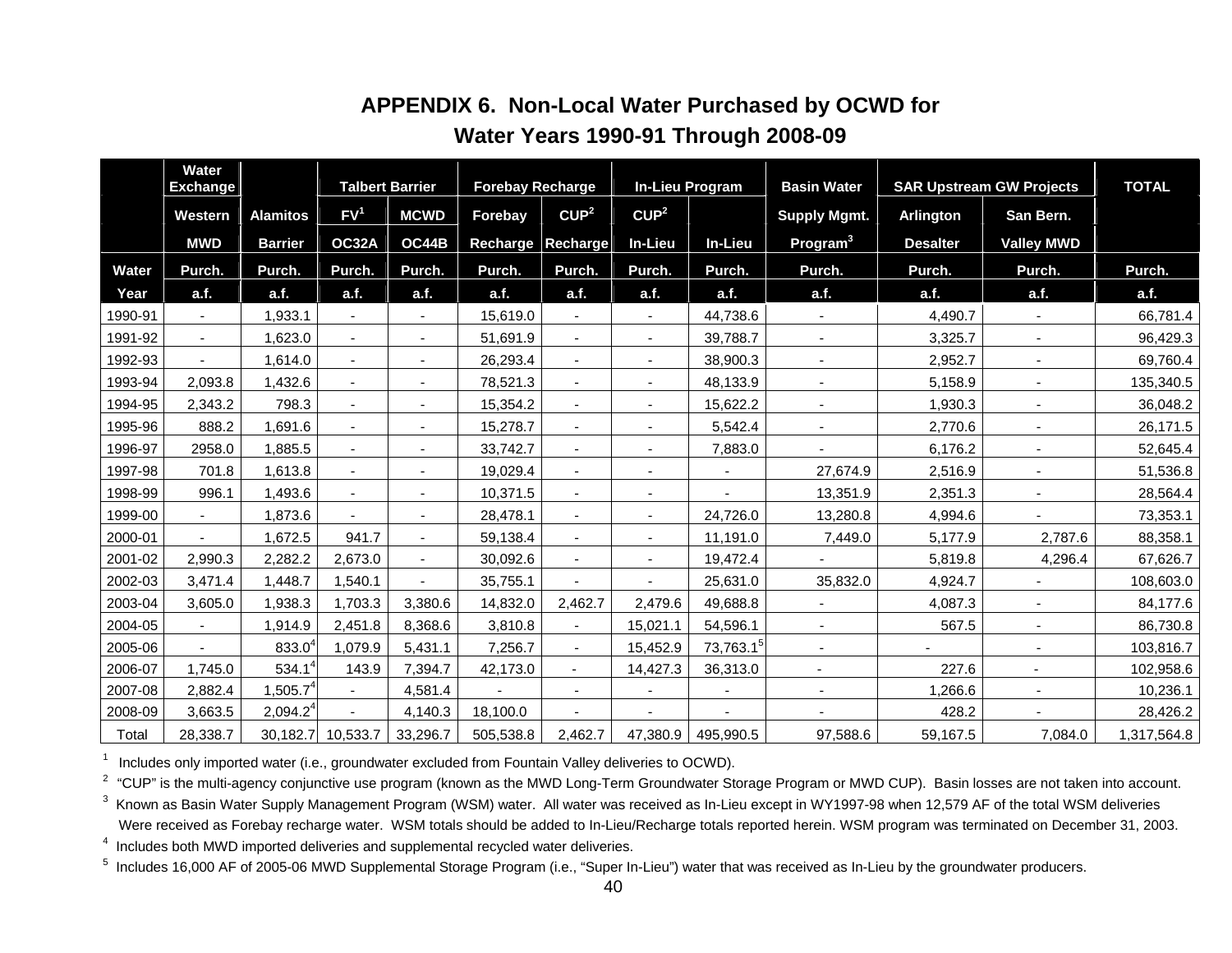# APPENDIX 6. Non-Local Water Purchased by OCWD for Water Years 1990-91 Through 2008-09

| | Water Exchange | | Talbert Barrier | | Forebay Recharge | | In-Lieu Program | | Basin Water | SAR Upstream GW Projects | | TOTAL |
|---|---|---|---|---|---|---|---|---|---|---|---|---|
| | Western | Alamitos | FV[1] | MCWD | Forebay | CUP[2] | CUP[2] | | Supply Mgmt. | Arlington | San Bern. | |
| | MWD | Barrier | OC32A | OC44B | Recharge | Recharge | In-Lieu | In-Lieu | Program[3] | Desalter | Valley MWD | |
| Water | Purch. | Purch. | Purch. | Purch. | Purch. | Purch. | Purch. | Purch. | Purch. | Purch. | Purch. | Purch. |
| Year | a.f. | a.f. | a.f. | a.f. | a.f. | a.f. | a.f. | a.f. | a.f. | a.f. | a.f. | a.f. |
| 1990-91 | - | 1,933.1 | - | - | 15,619.0 | - | - | 44,738.6 | - | 4,490.7 | - | 66,781.4 |
| 1991-92 | - | 1,623.0 | - | - | 51,691.9 | - | - | 39,788.7 | - | 3,325.7 | - | 96,429.3 |
| 1992-93 | - | 1,614.0 | - | - | 26,293.4 | - | - | 38,900.3 | - | 2,952.7 | - | 69,760.4 |
| 1993-94 | 2,093.8 | 1,432.6 | - | - | 78,521.3 | - | - | 48,133.9 | - | 5,158.9 | - | 135,340.5 |
| 1994-95 | 2,343.2 | 798.3 | - | - | 15,354.2 | - | - | 15,622.2 | - | 1,930.3 | - | 36,048.2 |
| 1995-96 | 888.2 | 1,691.6 | - | - | 15,278.7 | - | - | 5,542.4 | - | 2,770.6 | - | 26,171.5 |
| 1996-97 | 2958.0 | 1,885.5 | - | - | 33,742.7 | - | - | 7,883.0 | - | 6,176.2 | - | 52,645.4 |
| 1997-98 | 701.8 | 1,613.8 | - | - | 19,029.4 | - | - | - | 27,674.9 | 2,516.9 | - | 51,536.8 |
| 1998-99 | 996.1 | 1,493.6 | - | - | 10,371.5 | - | - | - | 13,351.9 | 2,351.3 | - | 28,564.4 |
| 1999-00 | - | 1,873.6 | - | - | 28,478.1 | - | - | 24,726.0 | 13,280.8 | 4,994.6 | - | 73,353.1 |
| 2000-01 | - | 1,672.5 | 941.7 | - | 59,138.4 | - | - | 11,191.0 | 7,449.0 | 5,177.9 | 2,787.6 | 88,358.1 |
| 2001-02 | 2,990.3 | 2,282.2 | 2,673.0 | - | 30,092.6 | - | - | 19,472.4 | - | 5,819.8 | 4,296.4 | 67,626.7 |
| 2002-03 | 3,471.4 | 1,448.7 | 1,540.1 | - | 35,755.1 | - | - | 25,631.0 | 35,832.0 | 4,924.7 | - | 108,603.0 |
| 2003-04 | 3,605.0 | 1,938.3 | 1,703.3 | 3,380.6 | 14,832.0 | 2,462.7 | 2,479.6 | 49,688.8 | - | 4,087.3 | - | 84,177.6 |
| 2004-05 | - | 1,914.9 | 2,451.8 | 8,368.6 | 3,810.8 | - | 15,021.1 | 54,596.1 | - | 567.5 | - | 86,730.8 |
| 2005-06 | - | 833.0[4] | 1,079.9 | 5,431.1 | 7,256.7 | - | 15,452.9 | 73,763.1[5] | - | - | - | 103,816.7 |
| 2006-07 | 1,745.0 | 534.1[4] | 143.9 | 7,394.7 | 42,173.0 | - | 14,427.3 | 36,313.0 | - | 227.6 | - | 102,958.6 |
| 2007-08 | 2,882.4 | 1,505.7[4] | - | 4,581.4 | - | - | - | - | - | 1,266.6 | - | 10,236.1 |
| 2008-09 | 3,663.5 | 2,094.2[4] | - | 4,140.3 | 18,100.0 | - | - | - | - | 428.2 | - | 28,426.2 |
| Total | 28,338.7 | 30,182.7 | 10,533.7 | 33,296.7 | 505,538.8 | 2,462.7 | 47,380.9 | 495,990.5 | 97,588.6 | 59,167.5 | 7,084.0 | 1,317,564.8 |

[1] Includes only imported water (i.e., groundwater excluded from Fountain Valley deliveries to OCWD).

[2] "CUP" is the multi-agency conjunctive use program (known as the MWD Long-Term Groundwater Storage Program or MWD CUP). Basin losses are not taken into account.

[3] Known as Basin Water Supply Management Program (WSM) water. All water was received as In-Lieu except in WY1997-98 when 12,579 AF of the total WSM deliveries Were received as Forebay recharge water. WSM totals should be added to In-Lieu/Recharge totals reported herein. WSM program was terminated on December 31, 2003.

[4] Includes both MWD imported deliveries and supplemental recycled water deliveries.

[5] Includes 16,000 AF of 2005-06 MWD Supplemental Storage Program (i.e., "Super In-Lieu") water that was received as In-Lieu by the groundwater producers.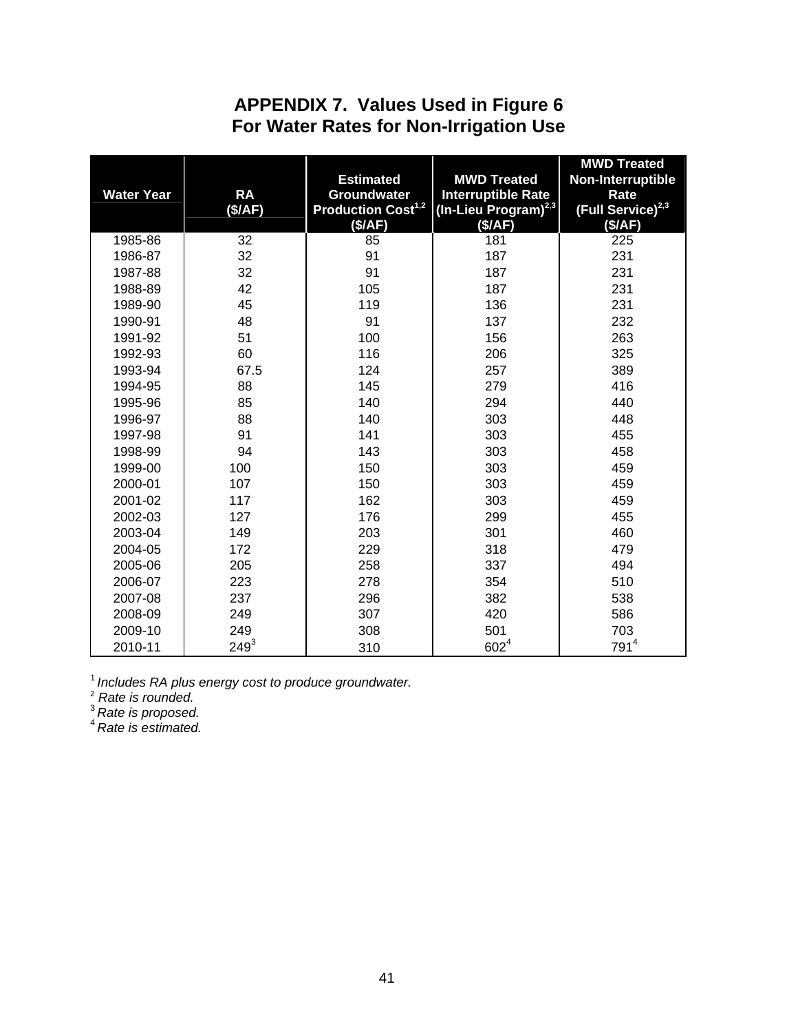# APPENDIX 7. Values Used in Figure 6
## For Water Rates for Non-Irrigation Use

| Water Year | RA ($/AF) | Estimated Groundwater Production Cost[1,2] ($/AF) | MWD Treated Interruptible Rate (In-Lieu Program)[2,3] ($/AF) | MWD Treated Non-Interruptible Rate (Full Service)[2,3] ($/AF) |
|---|---|---|---|---|
| 1985-86 | 32 | 85 | 181 | 225 |
| 1986-87 | 32 | 91 | 187 | 231 |
| 1987-88 | 32 | 91 | 187 | 231 |
| 1988-89 | 42 | 105 | 187 | 231 |
| 1989-90 | 45 | 119 | 136 | 231 |
| 1990-91 | 48 | 91 | 137 | 232 |
| 1991-92 | 51 | 100 | 156 | 263 |
| 1992-93 | 60 | 116 | 206 | 325 |
| 1993-94 | 67.5 | 124 | 257 | 389 |
| 1994-95 | 88 | 145 | 279 | 416 |
| 1995-96 | 85 | 140 | 294 | 440 |
| 1996-97 | 88 | 140 | 303 | 448 |
| 1997-98 | 91 | 141 | 303 | 455 |
| 1998-99 | 94 | 143 | 303 | 458 |
| 1999-00 | 100 | 150 | 303 | 459 |
| 2000-01 | 107 | 150 | 303 | 459 |
| 2001-02 | 117 | 162 | 303 | 459 |
| 2002-03 | 127 | 176 | 299 | 455 |
| 2003-04 | 149 | 203 | 301 | 460 |
| 2004-05 | 172 | 229 | 318 | 479 |
| 2005-06 | 205 | 258 | 337 | 494 |
| 2006-07 | 223 | 278 | 354 | 510 |
| 2007-08 | 237 | 296 | 382 | 538 |
| 2008-09 | 249 | 307 | 420 | 586 |
| 2009-10 | 249 | 308 | 501 | 703 |
| 2010-11 | 249[3] | 310 | 602[4] | 791[4] |

[1] *Includes RA plus energy cost to produce groundwater.*
[2] *Rate is rounded.*
[3] *Rate is proposed.*
[4] *Rate is estimated.*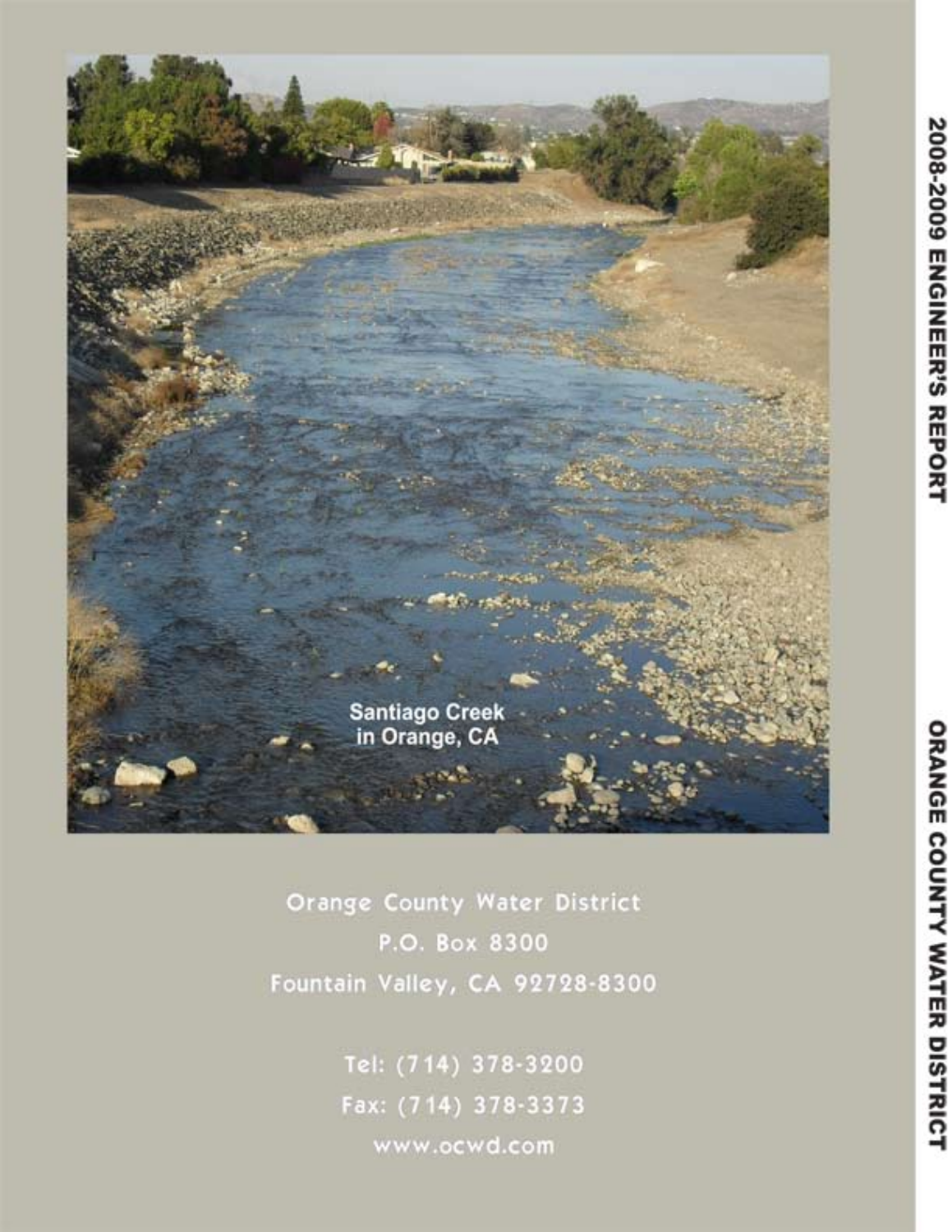Santiago Creek
in Orange, CA

Orange County Water District

P.O. Box 8300

Fountain Valley, CA 92728-8300

Tel: (714) 378-3200

Fax: (714) 378-3373

www.ocwd.com

2008-2009 ENGINEER'S REPORT

ORANGE COUNTY WATER DISTRICT